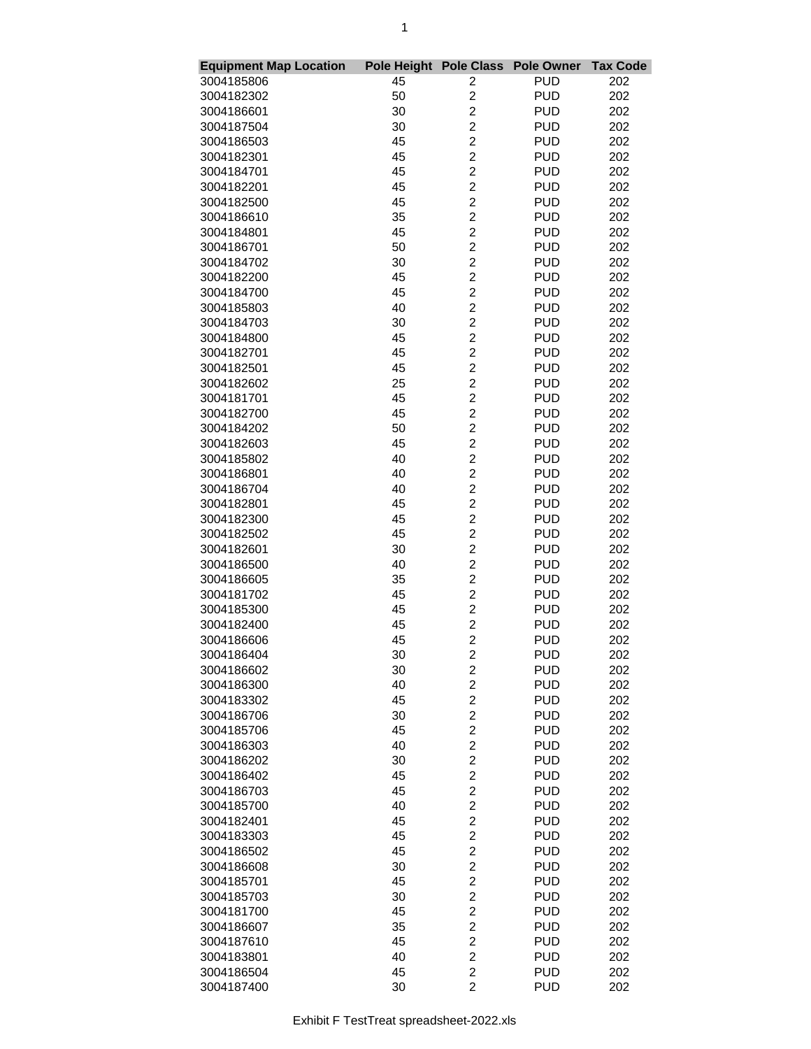| Equipment Map Location | Pole Height | Pole Class | Pole Owner | Tax Code |
|---|---|---|---|---|
| 3004185806 | 45 | 2 | PUD | 202 |
| 3004182302 | 50 | 2 | PUD | 202 |
| 3004186601 | 30 | 2 | PUD | 202 |
| 3004187504 | 30 | 2 | PUD | 202 |
| 3004186503 | 45 | 2 | PUD | 202 |
| 3004182301 | 45 | 2 | PUD | 202 |
| 3004184701 | 45 | 2 | PUD | 202 |
| 3004182201 | 45 | 2 | PUD | 202 |
| 3004182500 | 45 | 2 | PUD | 202 |
| 3004186610 | 35 | 2 | PUD | 202 |
| 3004184801 | 45 | 2 | PUD | 202 |
| 3004186701 | 50 | 2 | PUD | 202 |
| 3004184702 | 30 | 2 | PUD | 202 |
| 3004182200 | 45 | 2 | PUD | 202 |
| 3004184700 | 45 | 2 | PUD | 202 |
| 3004185803 | 40 | 2 | PUD | 202 |
| 3004184703 | 30 | 2 | PUD | 202 |
| 3004184800 | 45 | 2 | PUD | 202 |
| 3004182701 | 45 | 2 | PUD | 202 |
| 3004182501 | 45 | 2 | PUD | 202 |
| 3004182602 | 25 | 2 | PUD | 202 |
| 3004181701 | 45 | 2 | PUD | 202 |
| 3004182700 | 45 | 2 | PUD | 202 |
| 3004184202 | 50 | 2 | PUD | 202 |
| 3004182603 | 45 | 2 | PUD | 202 |
| 3004185802 | 40 | 2 | PUD | 202 |
| 3004186801 | 40 | 2 | PUD | 202 |
| 3004186704 | 40 | 2 | PUD | 202 |
| 3004182801 | 45 | 2 | PUD | 202 |
| 3004182300 | 45 | 2 | PUD | 202 |
| 3004182502 | 45 | 2 | PUD | 202 |
| 3004182601 | 30 | 2 | PUD | 202 |
| 3004186500 | 40 | 2 | PUD | 202 |
| 3004186605 | 35 | 2 | PUD | 202 |
| 3004181702 | 45 | 2 | PUD | 202 |
| 3004185300 | 45 | 2 | PUD | 202 |
| 3004182400 | 45 | 2 | PUD | 202 |
| 3004186606 | 45 | 2 | PUD | 202 |
| 3004186404 | 30 | 2 | PUD | 202 |
| 3004186602 | 30 | 2 | PUD | 202 |
| 3004186300 | 40 | 2 | PUD | 202 |
| 3004183302 | 45 | 2 | PUD | 202 |
| 3004186706 | 30 | 2 | PUD | 202 |
| 3004185706 | 45 | 2 | PUD | 202 |
| 3004186303 | 40 | 2 | PUD | 202 |
| 3004186202 | 30 | 2 | PUD | 202 |
| 3004186402 | 45 | 2 | PUD | 202 |
| 3004186703 | 45 | 2 | PUD | 202 |
| 3004185700 | 40 | 2 | PUD | 202 |
| 3004182401 | 45 | 2 | PUD | 202 |
| 3004183303 | 45 | 2 | PUD | 202 |
| 3004186502 | 45 | 2 | PUD | 202 |
| 3004186608 | 30 | 2 | PUD | 202 |
| 3004185701 | 45 | 2 | PUD | 202 |
| 3004185703 | 30 | 2 | PUD | 202 |
| 3004181700 | 45 | 2 | PUD | 202 |
| 3004186607 | 35 | 2 | PUD | 202 |
| 3004187610 | 45 | 2 | PUD | 202 |
| 3004183801 | 40 | 2 | PUD | 202 |
| 3004186504 | 45 | 2 | PUD | 202 |
| 3004187400 | 30 | 2 | PUD | 202 |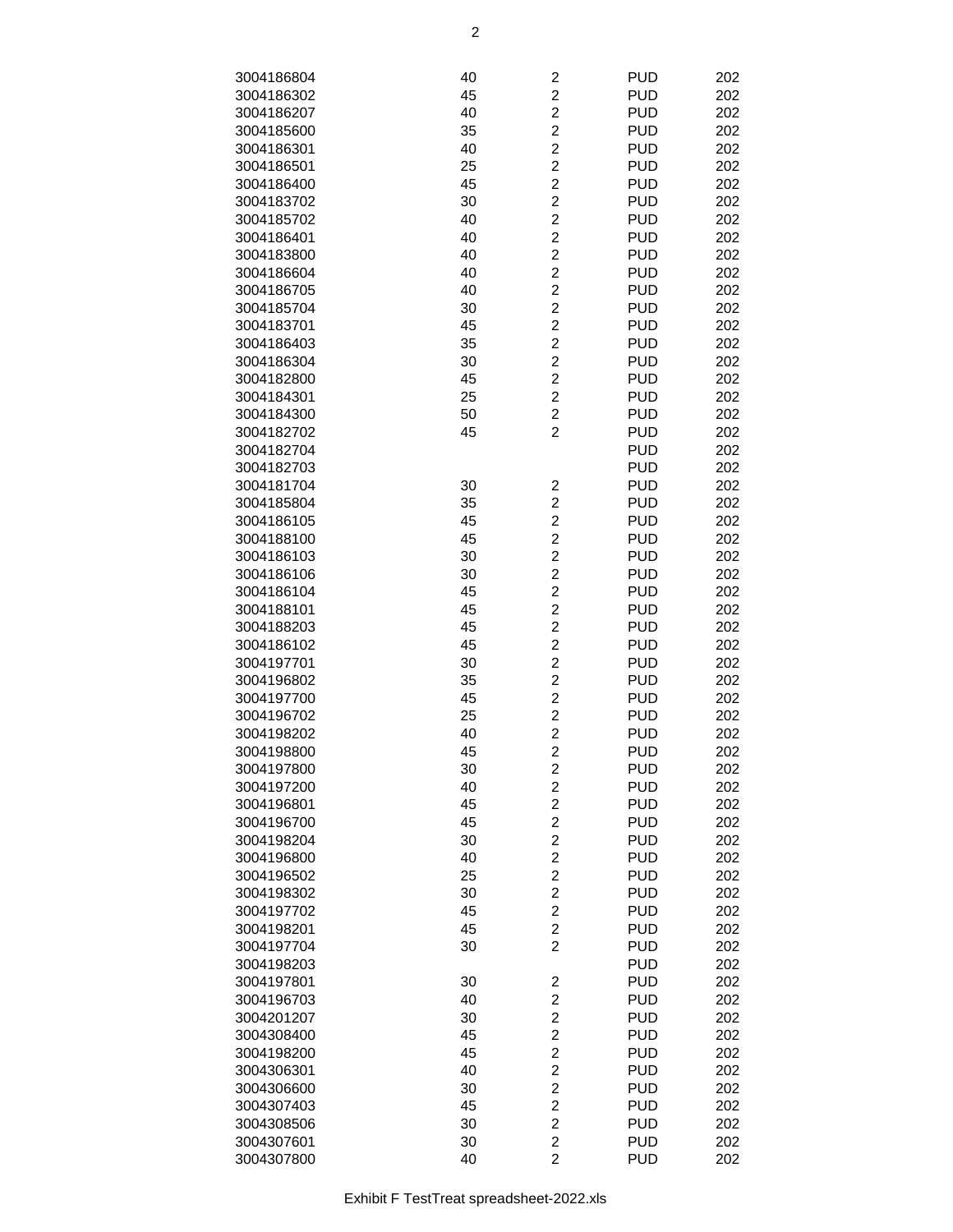| | | | | |
|---|---|---|---|---|
| 3004186804 | 40 | 2 | PUD | 202 |
| 3004186302 | 45 | 2 | PUD | 202 |
| 3004186207 | 40 | 2 | PUD | 202 |
| 3004185600 | 35 | 2 | PUD | 202 |
| 3004186301 | 40 | 2 | PUD | 202 |
| 3004186501 | 25 | 2 | PUD | 202 |
| 3004186400 | 45 | 2 | PUD | 202 |
| 3004183702 | 30 | 2 | PUD | 202 |
| 3004185702 | 40 | 2 | PUD | 202 |
| 3004186401 | 40 | 2 | PUD | 202 |
| 3004183800 | 40 | 2 | PUD | 202 |
| 3004186604 | 40 | 2 | PUD | 202 |
| 3004186705 | 40 | 2 | PUD | 202 |
| 3004185704 | 30 | 2 | PUD | 202 |
| 3004183701 | 45 | 2 | PUD | 202 |
| 3004186403 | 35 | 2 | PUD | 202 |
| 3004186304 | 30 | 2 | PUD | 202 |
| 3004182800 | 45 | 2 | PUD | 202 |
| 3004184301 | 25 | 2 | PUD | 202 |
| 3004184300 | 50 | 2 | PUD | 202 |
| 3004182702 | 45 | 2 | PUD | 202 |
| 3004182704 | | | PUD | 202 |
| 3004182703 | | | PUD | 202 |
| 3004181704 | 30 | 2 | PUD | 202 |
| 3004185804 | 35 | 2 | PUD | 202 |
| 3004186105 | 45 | 2 | PUD | 202 |
| 3004188100 | 45 | 2 | PUD | 202 |
| 3004186103 | 30 | 2 | PUD | 202 |
| 3004186106 | 30 | 2 | PUD | 202 |
| 3004186104 | 45 | 2 | PUD | 202 |
| 3004188101 | 45 | 2 | PUD | 202 |
| 3004188203 | 45 | 2 | PUD | 202 |
| 3004186102 | 45 | 2 | PUD | 202 |
| 3004197701 | 30 | 2 | PUD | 202 |
| 3004196802 | 35 | 2 | PUD | 202 |
| 3004197700 | 45 | 2 | PUD | 202 |
| 3004196702 | 25 | 2 | PUD | 202 |
| 3004198202 | 40 | 2 | PUD | 202 |
| 3004198800 | 45 | 2 | PUD | 202 |
| 3004197800 | 30 | 2 | PUD | 202 |
| 3004197200 | 40 | 2 | PUD | 202 |
| 3004196801 | 45 | 2 | PUD | 202 |
| 3004196700 | 45 | 2 | PUD | 202 |
| 3004198204 | 30 | 2 | PUD | 202 |
| 3004196800 | 40 | 2 | PUD | 202 |
| 3004196502 | 25 | 2 | PUD | 202 |
| 3004198302 | 30 | 2 | PUD | 202 |
| 3004197702 | 45 | 2 | PUD | 202 |
| 3004198201 | 45 | 2 | PUD | 202 |
| 3004197704 | 30 | 2 | PUD | 202 |
| 3004198203 | | | PUD | 202 |
| 3004197801 | 30 | 2 | PUD | 202 |
| 3004196703 | 40 | 2 | PUD | 202 |
| 3004201207 | 30 | 2 | PUD | 202 |
| 3004308400 | 45 | 2 | PUD | 202 |
| 3004198200 | 45 | 2 | PUD | 202 |
| 3004306301 | 40 | 2 | PUD | 202 |
| 3004306600 | 30 | 2 | PUD | 202 |
| 3004307403 | 45 | 2 | PUD | 202 |
| 3004308506 | 30 | 2 | PUD | 202 |
| 3004307601 | 30 | 2 | PUD | 202 |
| 3004307800 | 40 | 2 | PUD | 202 |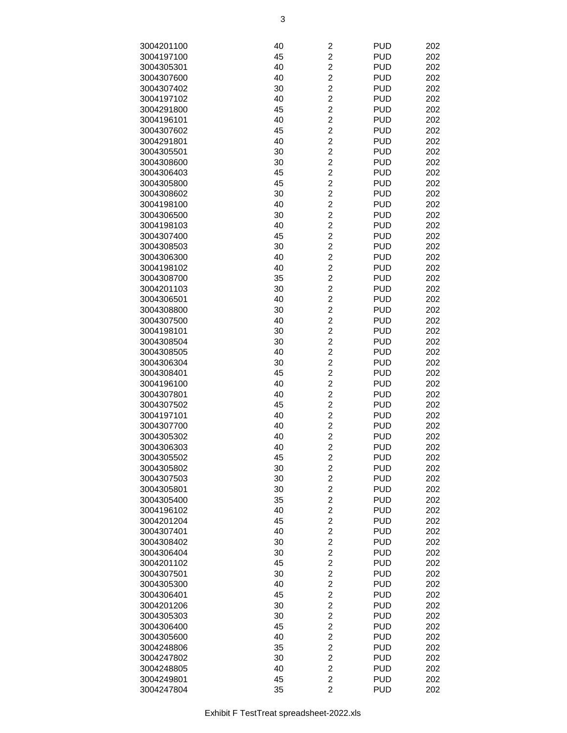| | | | | |
|---|---|---|---|---|
| 3004201100 | 40 | 2 | PUD | 202 |
| 3004197100 | 45 | 2 | PUD | 202 |
| 3004305301 | 40 | 2 | PUD | 202 |
| 3004307600 | 40 | 2 | PUD | 202 |
| 3004307402 | 30 | 2 | PUD | 202 |
| 3004197102 | 40 | 2 | PUD | 202 |
| 3004291800 | 45 | 2 | PUD | 202 |
| 3004196101 | 40 | 2 | PUD | 202 |
| 3004307602 | 45 | 2 | PUD | 202 |
| 3004291801 | 40 | 2 | PUD | 202 |
| 3004305501 | 30 | 2 | PUD | 202 |
| 3004308600 | 30 | 2 | PUD | 202 |
| 3004306403 | 45 | 2 | PUD | 202 |
| 3004305800 | 45 | 2 | PUD | 202 |
| 3004308602 | 30 | 2 | PUD | 202 |
| 3004198100 | 40 | 2 | PUD | 202 |
| 3004306500 | 30 | 2 | PUD | 202 |
| 3004198103 | 40 | 2 | PUD | 202 |
| 3004307400 | 45 | 2 | PUD | 202 |
| 3004308503 | 30 | 2 | PUD | 202 |
| 3004306300 | 40 | 2 | PUD | 202 |
| 3004198102 | 40 | 2 | PUD | 202 |
| 3004308700 | 35 | 2 | PUD | 202 |
| 3004201103 | 30 | 2 | PUD | 202 |
| 3004306501 | 40 | 2 | PUD | 202 |
| 3004308800 | 30 | 2 | PUD | 202 |
| 3004307500 | 40 | 2 | PUD | 202 |
| 3004198101 | 30 | 2 | PUD | 202 |
| 3004308504 | 30 | 2 | PUD | 202 |
| 3004308505 | 40 | 2 | PUD | 202 |
| 3004306304 | 30 | 2 | PUD | 202 |
| 3004308401 | 45 | 2 | PUD | 202 |
| 3004196100 | 40 | 2 | PUD | 202 |
| 3004307801 | 40 | 2 | PUD | 202 |
| 3004307502 | 45 | 2 | PUD | 202 |
| 3004197101 | 40 | 2 | PUD | 202 |
| 3004307700 | 40 | 2 | PUD | 202 |
| 3004305302 | 40 | 2 | PUD | 202 |
| 3004306303 | 40 | 2 | PUD | 202 |
| 3004305502 | 45 | 2 | PUD | 202 |
| 3004305802 | 30 | 2 | PUD | 202 |
| 3004307503 | 30 | 2 | PUD | 202 |
| 3004305801 | 30 | 2 | PUD | 202 |
| 3004305400 | 35 | 2 | PUD | 202 |
| 3004196102 | 40 | 2 | PUD | 202 |
| 3004201204 | 45 | 2 | PUD | 202 |
| 3004307401 | 40 | 2 | PUD | 202 |
| 3004308402 | 30 | 2 | PUD | 202 |
| 3004306404 | 30 | 2 | PUD | 202 |
| 3004201102 | 45 | 2 | PUD | 202 |
| 3004307501 | 30 | 2 | PUD | 202 |
| 3004305300 | 40 | 2 | PUD | 202 |
| 3004306401 | 45 | 2 | PUD | 202 |
| 3004201206 | 30 | 2 | PUD | 202 |
| 3004305303 | 30 | 2 | PUD | 202 |
| 3004306400 | 45 | 2 | PUD | 202 |
| 3004305600 | 40 | 2 | PUD | 202 |
| 3004248806 | 35 | 2 | PUD | 202 |
| 3004247802 | 30 | 2 | PUD | 202 |
| 3004248805 | 40 | 2 | PUD | 202 |
| 3004249801 | 45 | 2 | PUD | 202 |
| 3004247804 | 35 | 2 | PUD | 202 |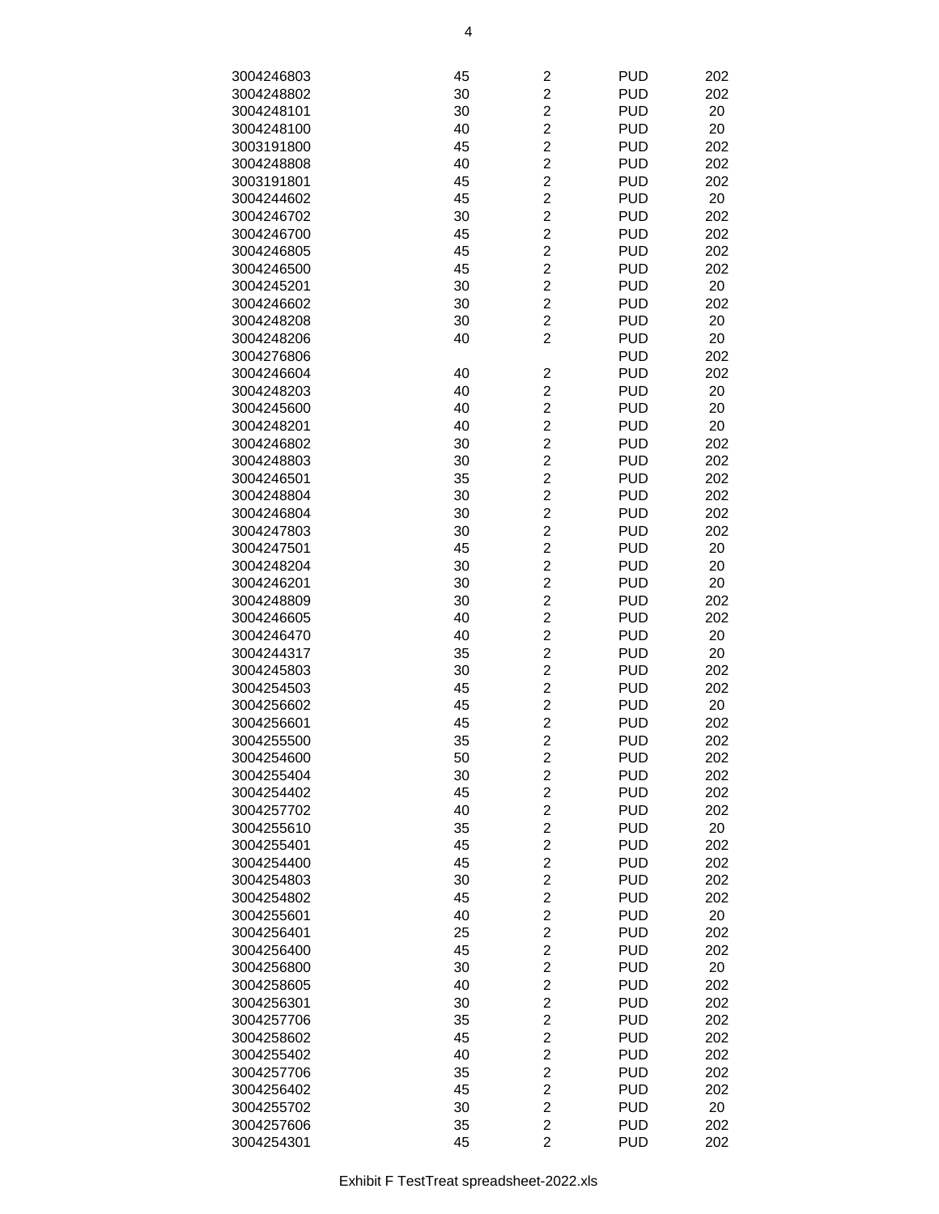| | | | | |
|---|---|---|---|---|
| 3004246803 | 45 | 2 | PUD | 202 |
| 3004248802 | 30 | 2 | PUD | 202 |
| 3004248101 | 30 | 2 | PUD | 20 |
| 3004248100 | 40 | 2 | PUD | 20 |
| 3003191800 | 45 | 2 | PUD | 202 |
| 3004248808 | 40 | 2 | PUD | 202 |
| 3003191801 | 45 | 2 | PUD | 202 |
| 3004244602 | 45 | 2 | PUD | 20 |
| 3004246702 | 30 | 2 | PUD | 202 |
| 3004246700 | 45 | 2 | PUD | 202 |
| 3004246805 | 45 | 2 | PUD | 202 |
| 3004246500 | 45 | 2 | PUD | 202 |
| 3004245201 | 30 | 2 | PUD | 20 |
| 3004246602 | 30 | 2 | PUD | 202 |
| 3004248208 | 30 | 2 | PUD | 20 |
| 3004248206 | 40 | 2 | PUD | 20 |
| 3004276806 | | | PUD | 202 |
| 3004246604 | 40 | 2 | PUD | 202 |
| 3004248203 | 40 | 2 | PUD | 20 |
| 3004245600 | 40 | 2 | PUD | 20 |
| 3004248201 | 40 | 2 | PUD | 20 |
| 3004246802 | 30 | 2 | PUD | 202 |
| 3004248803 | 30 | 2 | PUD | 202 |
| 3004246501 | 35 | 2 | PUD | 202 |
| 3004248804 | 30 | 2 | PUD | 202 |
| 3004246804 | 30 | 2 | PUD | 202 |
| 3004247803 | 30 | 2 | PUD | 202 |
| 3004247501 | 45 | 2 | PUD | 20 |
| 3004248204 | 30 | 2 | PUD | 20 |
| 3004246201 | 30 | 2 | PUD | 20 |
| 3004248809 | 30 | 2 | PUD | 202 |
| 3004246605 | 40 | 2 | PUD | 202 |
| 3004246470 | 40 | 2 | PUD | 20 |
| 3004244317 | 35 | 2 | PUD | 20 |
| 3004245803 | 30 | 2 | PUD | 202 |
| 3004254503 | 45 | 2 | PUD | 202 |
| 3004256602 | 45 | 2 | PUD | 20 |
| 3004256601 | 45 | 2 | PUD | 202 |
| 3004255500 | 35 | 2 | PUD | 202 |
| 3004254600 | 50 | 2 | PUD | 202 |
| 3004255404 | 30 | 2 | PUD | 202 |
| 3004254402 | 45 | 2 | PUD | 202 |
| 3004257702 | 40 | 2 | PUD | 202 |
| 3004255610 | 35 | 2 | PUD | 20 |
| 3004255401 | 45 | 2 | PUD | 202 |
| 3004254400 | 45 | 2 | PUD | 202 |
| 3004254803 | 30 | 2 | PUD | 202 |
| 3004254802 | 45 | 2 | PUD | 202 |
| 3004255601 | 40 | 2 | PUD | 20 |
| 3004256401 | 25 | 2 | PUD | 202 |
| 3004256400 | 45 | 2 | PUD | 202 |
| 3004256800 | 30 | 2 | PUD | 20 |
| 3004258605 | 40 | 2 | PUD | 202 |
| 3004256301 | 30 | 2 | PUD | 202 |
| 3004257706 | 35 | 2 | PUD | 202 |
| 3004258602 | 45 | 2 | PUD | 202 |
| 3004255402 | 40 | 2 | PUD | 202 |
| 3004257706 | 35 | 2 | PUD | 202 |
| 3004256402 | 45 | 2 | PUD | 202 |
| 3004255702 | 30 | 2 | PUD | 20 |
| 3004257606 | 35 | 2 | PUD | 202 |
| 3004254301 | 45 | 2 | PUD | 202 |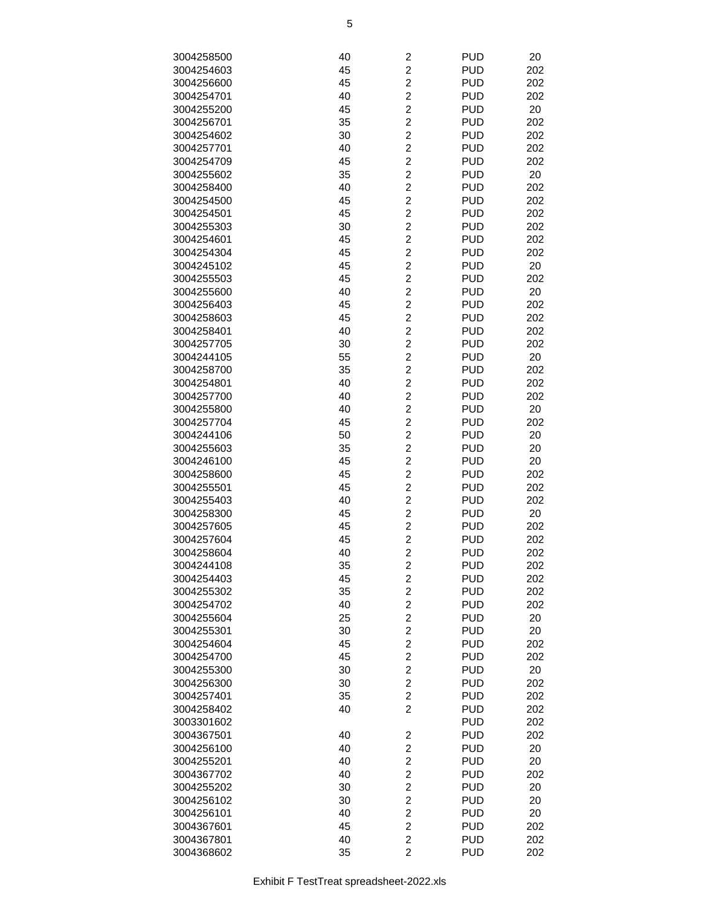| | | | | |
|---|---|---|---|---|
| 3004258500 | 40 | 2 | PUD | 20 |
| 3004254603 | 45 | 2 | PUD | 202 |
| 3004256600 | 45 | 2 | PUD | 202 |
| 3004254701 | 40 | 2 | PUD | 202 |
| 3004255200 | 45 | 2 | PUD | 20 |
| 3004256701 | 35 | 2 | PUD | 202 |
| 3004254602 | 30 | 2 | PUD | 202 |
| 3004257701 | 40 | 2 | PUD | 202 |
| 3004254709 | 45 | 2 | PUD | 202 |
| 3004255602 | 35 | 2 | PUD | 20 |
| 3004258400 | 40 | 2 | PUD | 202 |
| 3004254500 | 45 | 2 | PUD | 202 |
| 3004254501 | 45 | 2 | PUD | 202 |
| 3004255303 | 30 | 2 | PUD | 202 |
| 3004254601 | 45 | 2 | PUD | 202 |
| 3004254304 | 45 | 2 | PUD | 202 |
| 3004245102 | 45 | 2 | PUD | 20 |
| 3004255503 | 45 | 2 | PUD | 202 |
| 3004255600 | 40 | 2 | PUD | 20 |
| 3004256403 | 45 | 2 | PUD | 202 |
| 3004258603 | 45 | 2 | PUD | 202 |
| 3004258401 | 40 | 2 | PUD | 202 |
| 3004257705 | 30 | 2 | PUD | 202 |
| 3004244105 | 55 | 2 | PUD | 20 |
| 3004258700 | 35 | 2 | PUD | 202 |
| 3004254801 | 40 | 2 | PUD | 202 |
| 3004257700 | 40 | 2 | PUD | 202 |
| 3004255800 | 40 | 2 | PUD | 20 |
| 3004257704 | 45 | 2 | PUD | 202 |
| 3004244106 | 50 | 2 | PUD | 20 |
| 3004255603 | 35 | 2 | PUD | 20 |
| 3004246100 | 45 | 2 | PUD | 20 |
| 3004258600 | 45 | 2 | PUD | 202 |
| 3004255501 | 45 | 2 | PUD | 202 |
| 3004255403 | 40 | 2 | PUD | 202 |
| 3004258300 | 45 | 2 | PUD | 20 |
| 3004257605 | 45 | 2 | PUD | 202 |
| 3004257604 | 45 | 2 | PUD | 202 |
| 3004258604 | 40 | 2 | PUD | 202 |
| 3004244108 | 35 | 2 | PUD | 202 |
| 3004254403 | 45 | 2 | PUD | 202 |
| 3004255302 | 35 | 2 | PUD | 202 |
| 3004254702 | 40 | 2 | PUD | 202 |
| 3004255604 | 25 | 2 | PUD | 20 |
| 3004255301 | 30 | 2 | PUD | 20 |
| 3004254604 | 45 | 2 | PUD | 202 |
| 3004254700 | 45 | 2 | PUD | 202 |
| 3004255300 | 30 | 2 | PUD | 20 |
| 3004256300 | 30 | 2 | PUD | 202 |
| 3004257401 | 35 | 2 | PUD | 202 |
| 3004258402 | 40 | 2 | PUD | 202 |
| 3003301602 | | | PUD | 202 |
| 3004367501 | 40 | 2 | PUD | 202 |
| 3004256100 | 40 | 2 | PUD | 20 |
| 3004255201 | 40 | 2 | PUD | 20 |
| 3004367702 | 40 | 2 | PUD | 202 |
| 3004255202 | 30 | 2 | PUD | 20 |
| 3004256102 | 30 | 2 | PUD | 20 |
| 3004256101 | 40 | 2 | PUD | 20 |
| 3004367601 | 45 | 2 | PUD | 202 |
| 3004367801 | 40 | 2 | PUD | 202 |
| 3004368602 | 35 | 2 | PUD | 202 |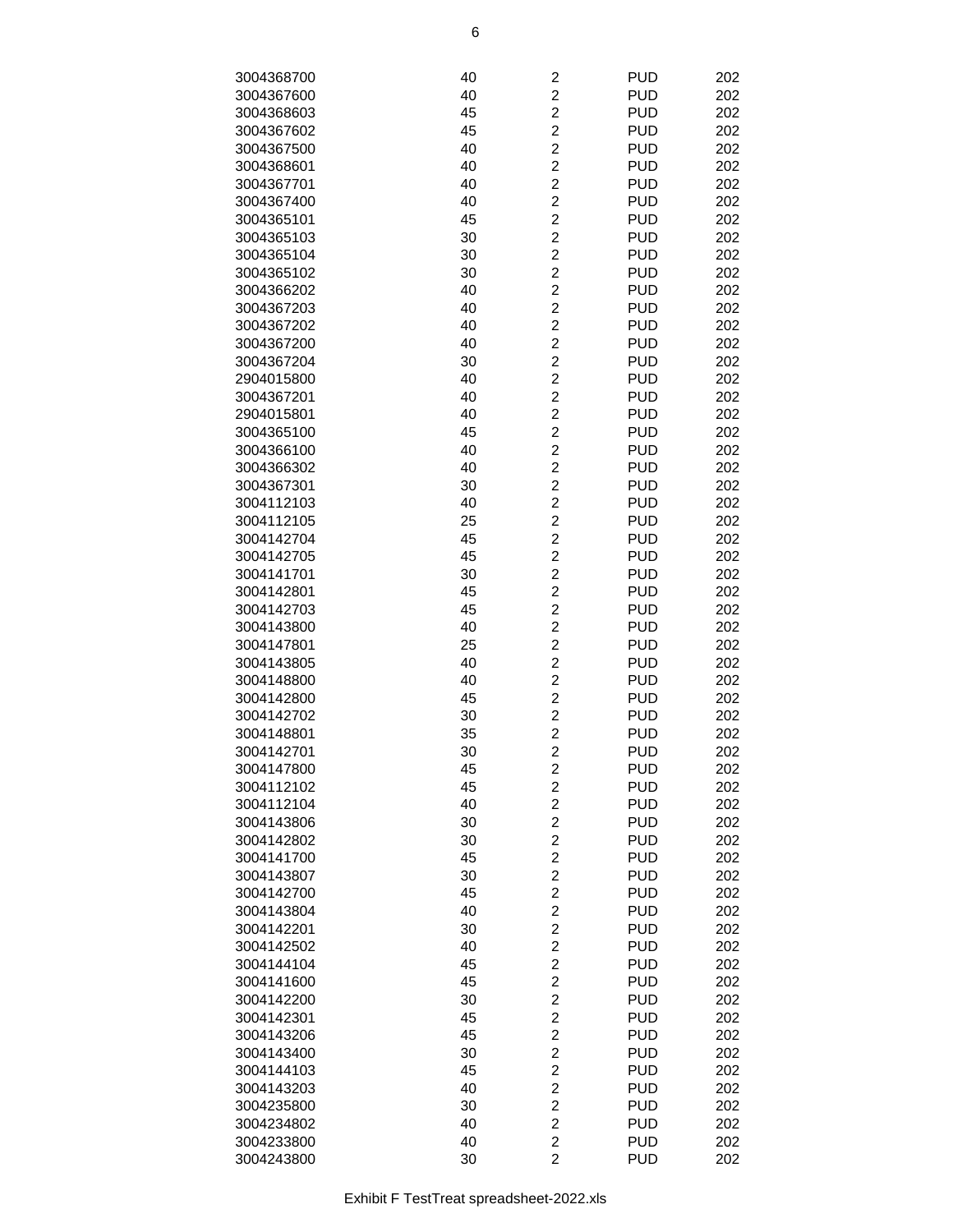| | | | | |
|---|---|---|---|---|
| 3004368700 | 40 | 2 | PUD | 202 |
| 3004367600 | 40 | 2 | PUD | 202 |
| 3004368603 | 45 | 2 | PUD | 202 |
| 3004367602 | 45 | 2 | PUD | 202 |
| 3004367500 | 40 | 2 | PUD | 202 |
| 3004368601 | 40 | 2 | PUD | 202 |
| 3004367701 | 40 | 2 | PUD | 202 |
| 3004367400 | 40 | 2 | PUD | 202 |
| 3004365101 | 45 | 2 | PUD | 202 |
| 3004365103 | 30 | 2 | PUD | 202 |
| 3004365104 | 30 | 2 | PUD | 202 |
| 3004365102 | 30 | 2 | PUD | 202 |
| 3004366202 | 40 | 2 | PUD | 202 |
| 3004367203 | 40 | 2 | PUD | 202 |
| 3004367202 | 40 | 2 | PUD | 202 |
| 3004367200 | 40 | 2 | PUD | 202 |
| 3004367204 | 30 | 2 | PUD | 202 |
| 2904015800 | 40 | 2 | PUD | 202 |
| 3004367201 | 40 | 2 | PUD | 202 |
| 2904015801 | 40 | 2 | PUD | 202 |
| 3004365100 | 45 | 2 | PUD | 202 |
| 3004366100 | 40 | 2 | PUD | 202 |
| 3004366302 | 40 | 2 | PUD | 202 |
| 3004367301 | 30 | 2 | PUD | 202 |
| 3004112103 | 40 | 2 | PUD | 202 |
| 3004112105 | 25 | 2 | PUD | 202 |
| 3004142704 | 45 | 2 | PUD | 202 |
| 3004142705 | 45 | 2 | PUD | 202 |
| 3004141701 | 30 | 2 | PUD | 202 |
| 3004142801 | 45 | 2 | PUD | 202 |
| 3004142703 | 45 | 2 | PUD | 202 |
| 3004143800 | 40 | 2 | PUD | 202 |
| 3004147801 | 25 | 2 | PUD | 202 |
| 3004143805 | 40 | 2 | PUD | 202 |
| 3004148800 | 40 | 2 | PUD | 202 |
| 3004142800 | 45 | 2 | PUD | 202 |
| 3004142702 | 30 | 2 | PUD | 202 |
| 3004148801 | 35 | 2 | PUD | 202 |
| 3004142701 | 30 | 2 | PUD | 202 |
| 3004147800 | 45 | 2 | PUD | 202 |
| 3004112102 | 45 | 2 | PUD | 202 |
| 3004112104 | 40 | 2 | PUD | 202 |
| 3004143806 | 30 | 2 | PUD | 202 |
| 3004142802 | 30 | 2 | PUD | 202 |
| 3004141700 | 45 | 2 | PUD | 202 |
| 3004143807 | 30 | 2 | PUD | 202 |
| 3004142700 | 45 | 2 | PUD | 202 |
| 3004143804 | 40 | 2 | PUD | 202 |
| 3004142201 | 30 | 2 | PUD | 202 |
| 3004142502 | 40 | 2 | PUD | 202 |
| 3004144104 | 45 | 2 | PUD | 202 |
| 3004141600 | 45 | 2 | PUD | 202 |
| 3004142200 | 30 | 2 | PUD | 202 |
| 3004142301 | 45 | 2 | PUD | 202 |
| 3004143206 | 45 | 2 | PUD | 202 |
| 3004143400 | 30 | 2 | PUD | 202 |
| 3004144103 | 45 | 2 | PUD | 202 |
| 3004143203 | 40 | 2 | PUD | 202 |
| 3004235800 | 30 | 2 | PUD | 202 |
| 3004234802 | 40 | 2 | PUD | 202 |
| 3004233800 | 40 | 2 | PUD | 202 |
| 3004243800 | 30 | 2 | PUD | 202 |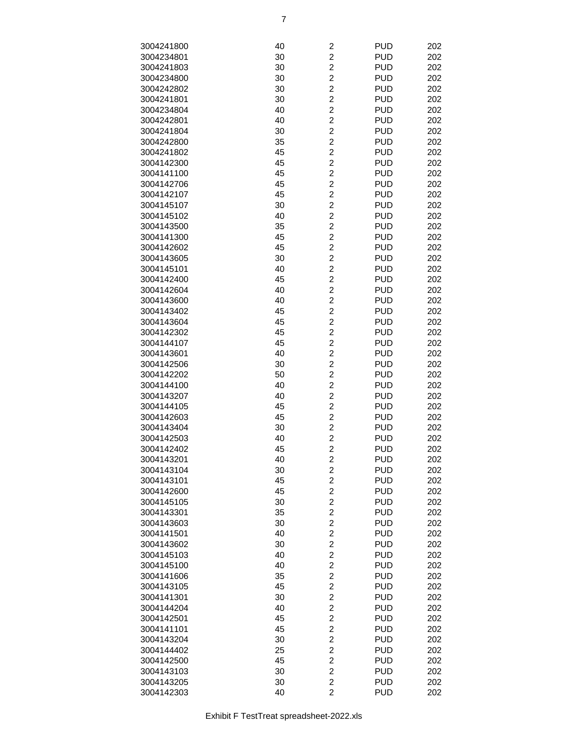| | | | | |
|---|---|---|---|---|
| 3004241800 | 40 | 2 | PUD | 202 |
| 3004234801 | 30 | 2 | PUD | 202 |
| 3004241803 | 30 | 2 | PUD | 202 |
| 3004234800 | 30 | 2 | PUD | 202 |
| 3004242802 | 30 | 2 | PUD | 202 |
| 3004241801 | 30 | 2 | PUD | 202 |
| 3004234804 | 40 | 2 | PUD | 202 |
| 3004242801 | 40 | 2 | PUD | 202 |
| 3004241804 | 30 | 2 | PUD | 202 |
| 3004242800 | 35 | 2 | PUD | 202 |
| 3004241802 | 45 | 2 | PUD | 202 |
| 3004142300 | 45 | 2 | PUD | 202 |
| 3004141100 | 45 | 2 | PUD | 202 |
| 3004142706 | 45 | 2 | PUD | 202 |
| 3004142107 | 45 | 2 | PUD | 202 |
| 3004145107 | 30 | 2 | PUD | 202 |
| 3004145102 | 40 | 2 | PUD | 202 |
| 3004143500 | 35 | 2 | PUD | 202 |
| 3004141300 | 45 | 2 | PUD | 202 |
| 3004142602 | 45 | 2 | PUD | 202 |
| 3004143605 | 30 | 2 | PUD | 202 |
| 3004145101 | 40 | 2 | PUD | 202 |
| 3004142400 | 45 | 2 | PUD | 202 |
| 3004142604 | 40 | 2 | PUD | 202 |
| 3004143600 | 40 | 2 | PUD | 202 |
| 3004143402 | 45 | 2 | PUD | 202 |
| 3004143604 | 45 | 2 | PUD | 202 |
| 3004142302 | 45 | 2 | PUD | 202 |
| 3004144107 | 45 | 2 | PUD | 202 |
| 3004143601 | 40 | 2 | PUD | 202 |
| 3004142506 | 30 | 2 | PUD | 202 |
| 3004142202 | 50 | 2 | PUD | 202 |
| 3004144100 | 40 | 2 | PUD | 202 |
| 3004143207 | 40 | 2 | PUD | 202 |
| 3004144105 | 45 | 2 | PUD | 202 |
| 3004142603 | 45 | 2 | PUD | 202 |
| 3004143404 | 30 | 2 | PUD | 202 |
| 3004142503 | 40 | 2 | PUD | 202 |
| 3004142402 | 45 | 2 | PUD | 202 |
| 3004143201 | 40 | 2 | PUD | 202 |
| 3004143104 | 30 | 2 | PUD | 202 |
| 3004143101 | 45 | 2 | PUD | 202 |
| 3004142600 | 45 | 2 | PUD | 202 |
| 3004145105 | 30 | 2 | PUD | 202 |
| 3004143301 | 35 | 2 | PUD | 202 |
| 3004143603 | 30 | 2 | PUD | 202 |
| 3004141501 | 40 | 2 | PUD | 202 |
| 3004143602 | 30 | 2 | PUD | 202 |
| 3004145103 | 40 | 2 | PUD | 202 |
| 3004145100 | 40 | 2 | PUD | 202 |
| 3004141606 | 35 | 2 | PUD | 202 |
| 3004143105 | 45 | 2 | PUD | 202 |
| 3004141301 | 30 | 2 | PUD | 202 |
| 3004144204 | 40 | 2 | PUD | 202 |
| 3004142501 | 45 | 2 | PUD | 202 |
| 3004141101 | 45 | 2 | PUD | 202 |
| 3004143204 | 30 | 2 | PUD | 202 |
| 3004144402 | 25 | 2 | PUD | 202 |
| 3004142500 | 45 | 2 | PUD | 202 |
| 3004143103 | 30 | 2 | PUD | 202 |
| 3004143205 | 30 | 2 | PUD | 202 |
| 3004142303 | 40 | 2 | PUD | 202 |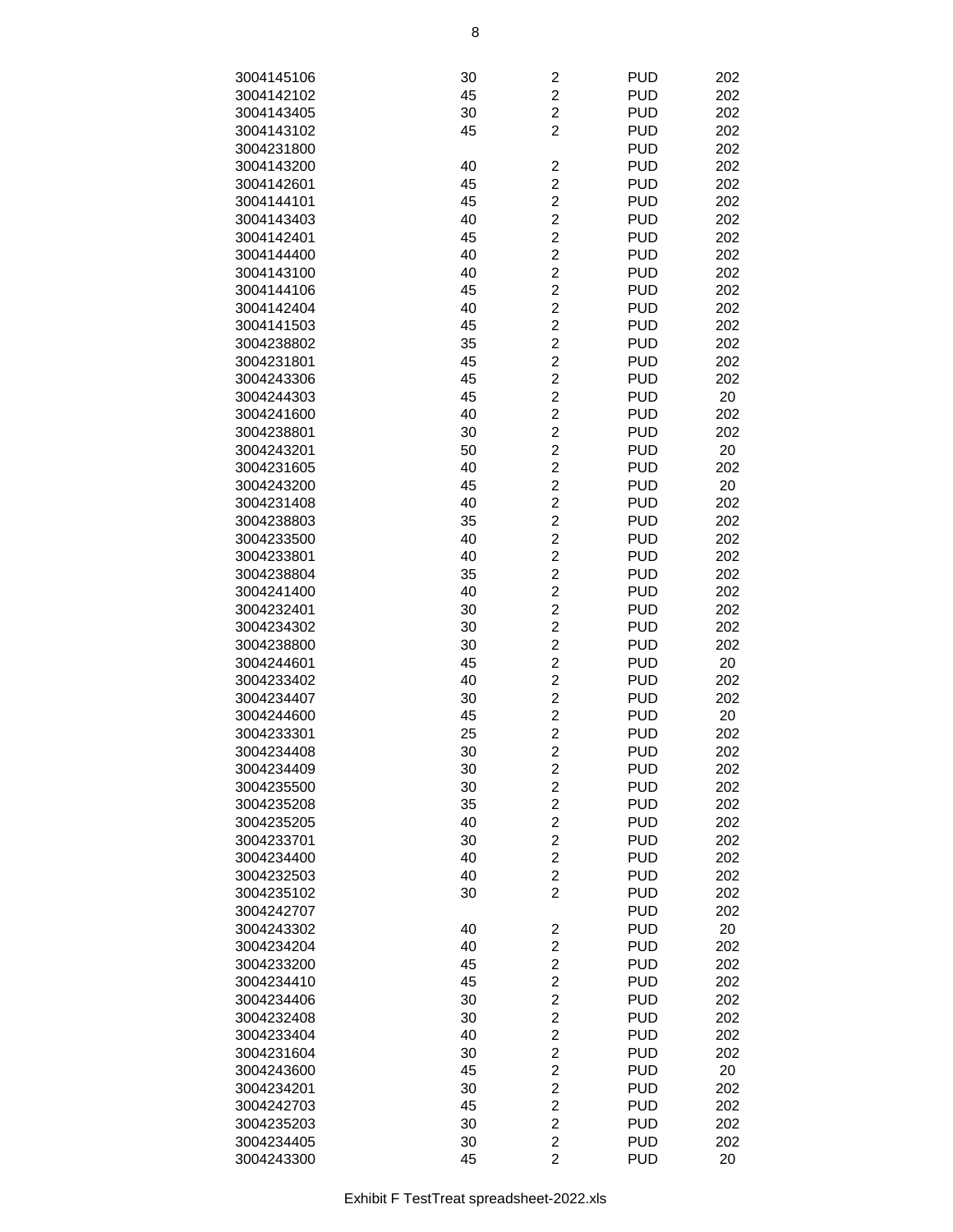| | | | | |
|---|---|---|---|---|
| 3004145106 | 30 | 2 | PUD | 202 |
| 3004142102 | 45 | 2 | PUD | 202 |
| 3004143405 | 30 | 2 | PUD | 202 |
| 3004143102 | 45 | 2 | PUD | 202 |
| 3004231800 | | | PUD | 202 |
| 3004143200 | 40 | 2 | PUD | 202 |
| 3004142601 | 45 | 2 | PUD | 202 |
| 3004144101 | 45 | 2 | PUD | 202 |
| 3004143403 | 40 | 2 | PUD | 202 |
| 3004142401 | 45 | 2 | PUD | 202 |
| 3004144400 | 40 | 2 | PUD | 202 |
| 3004143100 | 40 | 2 | PUD | 202 |
| 3004144106 | 45 | 2 | PUD | 202 |
| 3004142404 | 40 | 2 | PUD | 202 |
| 3004141503 | 45 | 2 | PUD | 202 |
| 3004238802 | 35 | 2 | PUD | 202 |
| 3004231801 | 45 | 2 | PUD | 202 |
| 3004243306 | 45 | 2 | PUD | 202 |
| 3004244303 | 45 | 2 | PUD | 20 |
| 3004241600 | 40 | 2 | PUD | 202 |
| 3004238801 | 30 | 2 | PUD | 202 |
| 3004243201 | 50 | 2 | PUD | 20 |
| 3004231605 | 40 | 2 | PUD | 202 |
| 3004243200 | 45 | 2 | PUD | 20 |
| 3004231408 | 40 | 2 | PUD | 202 |
| 3004238803 | 35 | 2 | PUD | 202 |
| 3004233500 | 40 | 2 | PUD | 202 |
| 3004233801 | 40 | 2 | PUD | 202 |
| 3004238804 | 35 | 2 | PUD | 202 |
| 3004241400 | 40 | 2 | PUD | 202 |
| 3004232401 | 30 | 2 | PUD | 202 |
| 3004234302 | 30 | 2 | PUD | 202 |
| 3004238800 | 30 | 2 | PUD | 202 |
| 3004244601 | 45 | 2 | PUD | 20 |
| 3004233402 | 40 | 2 | PUD | 202 |
| 3004234407 | 30 | 2 | PUD | 202 |
| 3004244600 | 45 | 2 | PUD | 20 |
| 3004233301 | 25 | 2 | PUD | 202 |
| 3004234408 | 30 | 2 | PUD | 202 |
| 3004234409 | 30 | 2 | PUD | 202 |
| 3004235500 | 30 | 2 | PUD | 202 |
| 3004235208 | 35 | 2 | PUD | 202 |
| 3004235205 | 40 | 2 | PUD | 202 |
| 3004233701 | 30 | 2 | PUD | 202 |
| 3004234400 | 40 | 2 | PUD | 202 |
| 3004232503 | 40 | 2 | PUD | 202 |
| 3004235102 | 30 | 2 | PUD | 202 |
| 3004242707 | | | PUD | 202 |
| 3004243302 | 40 | 2 | PUD | 20 |
| 3004234204 | 40 | 2 | PUD | 202 |
| 3004233200 | 45 | 2 | PUD | 202 |
| 3004234410 | 45 | 2 | PUD | 202 |
| 3004234406 | 30 | 2 | PUD | 202 |
| 3004232408 | 30 | 2 | PUD | 202 |
| 3004233404 | 40 | 2 | PUD | 202 |
| 3004231604 | 30 | 2 | PUD | 202 |
| 3004243600 | 45 | 2 | PUD | 20 |
| 3004234201 | 30 | 2 | PUD | 202 |
| 3004242703 | 45 | 2 | PUD | 202 |
| 3004235203 | 30 | 2 | PUD | 202 |
| 3004234405 | 30 | 2 | PUD | 202 |
| 3004243300 | 45 | 2 | PUD | 20 |

Exhibit F TestTreat spreadsheet-2022.xls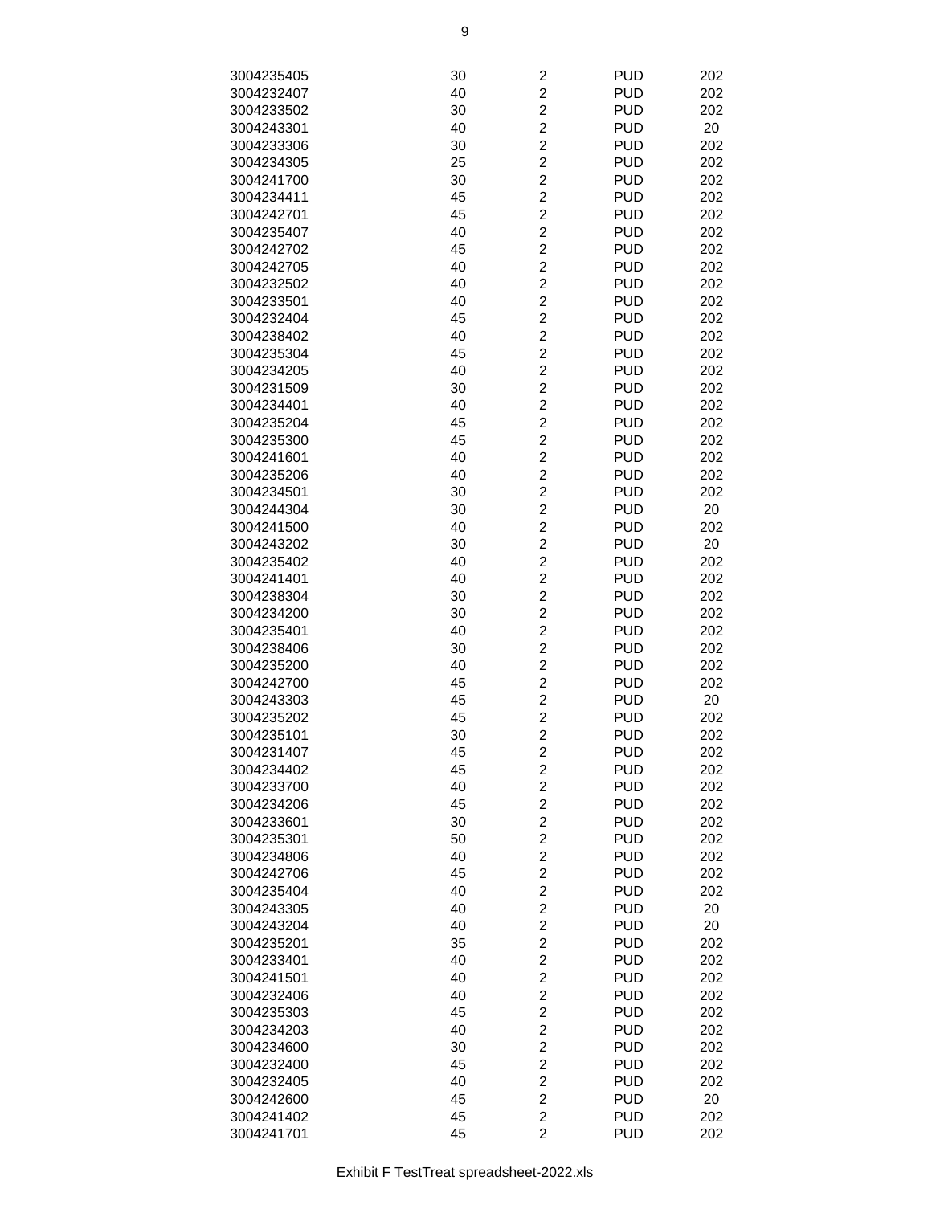| | | | | |
|---|---|---|---|---|
| 3004235405 | 30 | 2 | PUD | 202 |
| 3004232407 | 40 | 2 | PUD | 202 |
| 3004233502 | 30 | 2 | PUD | 202 |
| 3004243301 | 40 | 2 | PUD | 20 |
| 3004233306 | 30 | 2 | PUD | 202 |
| 3004234305 | 25 | 2 | PUD | 202 |
| 3004241700 | 30 | 2 | PUD | 202 |
| 3004234411 | 45 | 2 | PUD | 202 |
| 3004242701 | 45 | 2 | PUD | 202 |
| 3004235407 | 40 | 2 | PUD | 202 |
| 3004242702 | 45 | 2 | PUD | 202 |
| 3004242705 | 40 | 2 | PUD | 202 |
| 3004232502 | 40 | 2 | PUD | 202 |
| 3004233501 | 40 | 2 | PUD | 202 |
| 3004232404 | 45 | 2 | PUD | 202 |
| 3004238402 | 40 | 2 | PUD | 202 |
| 3004235304 | 45 | 2 | PUD | 202 |
| 3004234205 | 40 | 2 | PUD | 202 |
| 3004231509 | 30 | 2 | PUD | 202 |
| 3004234401 | 40 | 2 | PUD | 202 |
| 3004235204 | 45 | 2 | PUD | 202 |
| 3004235300 | 45 | 2 | PUD | 202 |
| 3004241601 | 40 | 2 | PUD | 202 |
| 3004235206 | 40 | 2 | PUD | 202 |
| 3004234501 | 30 | 2 | PUD | 202 |
| 3004244304 | 30 | 2 | PUD | 20 |
| 3004241500 | 40 | 2 | PUD | 202 |
| 3004243202 | 30 | 2 | PUD | 20 |
| 3004235402 | 40 | 2 | PUD | 202 |
| 3004241401 | 40 | 2 | PUD | 202 |
| 3004238304 | 30 | 2 | PUD | 202 |
| 3004234200 | 30 | 2 | PUD | 202 |
| 3004235401 | 40 | 2 | PUD | 202 |
| 3004238406 | 30 | 2 | PUD | 202 |
| 3004235200 | 40 | 2 | PUD | 202 |
| 3004242700 | 45 | 2 | PUD | 202 |
| 3004243303 | 45 | 2 | PUD | 20 |
| 3004235202 | 45 | 2 | PUD | 202 |
| 3004235101 | 30 | 2 | PUD | 202 |
| 3004231407 | 45 | 2 | PUD | 202 |
| 3004234402 | 45 | 2 | PUD | 202 |
| 3004233700 | 40 | 2 | PUD | 202 |
| 3004234206 | 45 | 2 | PUD | 202 |
| 3004233601 | 30 | 2 | PUD | 202 |
| 3004235301 | 50 | 2 | PUD | 202 |
| 3004234806 | 40 | 2 | PUD | 202 |
| 3004242706 | 45 | 2 | PUD | 202 |
| 3004235404 | 40 | 2 | PUD | 202 |
| 3004243305 | 40 | 2 | PUD | 20 |
| 3004243204 | 40 | 2 | PUD | 20 |
| 3004235201 | 35 | 2 | PUD | 202 |
| 3004233401 | 40 | 2 | PUD | 202 |
| 3004241501 | 40 | 2 | PUD | 202 |
| 3004232406 | 40 | 2 | PUD | 202 |
| 3004235303 | 45 | 2 | PUD | 202 |
| 3004234203 | 40 | 2 | PUD | 202 |
| 3004234600 | 30 | 2 | PUD | 202 |
| 3004232400 | 45 | 2 | PUD | 202 |
| 3004232405 | 40 | 2 | PUD | 202 |
| 3004242600 | 45 | 2 | PUD | 20 |
| 3004241402 | 45 | 2 | PUD | 202 |
| 3004241701 | 45 | 2 | PUD | 202 |

Exhibit F TestTreat spreadsheet-2022.xls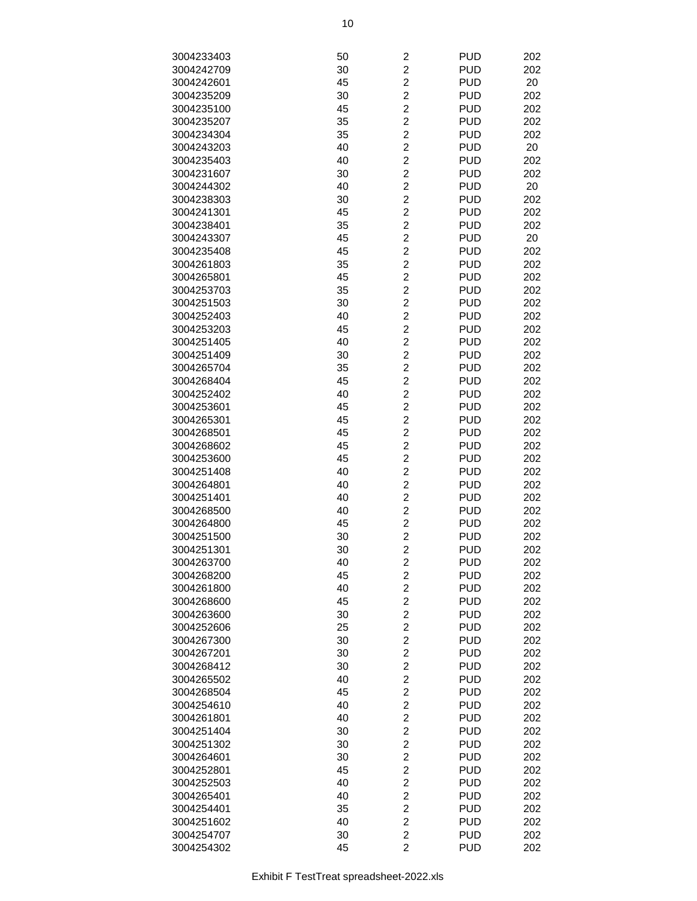| | | | | |
|---|---|---|---|---|
| 3004233403 | 50 | 2 | PUD | 202 |
| 3004242709 | 30 | 2 | PUD | 202 |
| 3004242601 | 45 | 2 | PUD | 20 |
| 3004235209 | 30 | 2 | PUD | 202 |
| 3004235100 | 45 | 2 | PUD | 202 |
| 3004235207 | 35 | 2 | PUD | 202 |
| 3004234304 | 35 | 2 | PUD | 202 |
| 3004243203 | 40 | 2 | PUD | 20 |
| 3004235403 | 40 | 2 | PUD | 202 |
| 3004231607 | 30 | 2 | PUD | 202 |
| 3004244302 | 40 | 2 | PUD | 20 |
| 3004238303 | 30 | 2 | PUD | 202 |
| 3004241301 | 45 | 2 | PUD | 202 |
| 3004238401 | 35 | 2 | PUD | 202 |
| 3004243307 | 45 | 2 | PUD | 20 |
| 3004235408 | 45 | 2 | PUD | 202 |
| 3004261803 | 35 | 2 | PUD | 202 |
| 3004265801 | 45 | 2 | PUD | 202 |
| 3004253703 | 35 | 2 | PUD | 202 |
| 3004251503 | 30 | 2 | PUD | 202 |
| 3004252403 | 40 | 2 | PUD | 202 |
| 3004253203 | 45 | 2 | PUD | 202 |
| 3004251405 | 40 | 2 | PUD | 202 |
| 3004251409 | 30 | 2 | PUD | 202 |
| 3004265704 | 35 | 2 | PUD | 202 |
| 3004268404 | 45 | 2 | PUD | 202 |
| 3004252402 | 40 | 2 | PUD | 202 |
| 3004253601 | 45 | 2 | PUD | 202 |
| 3004265301 | 45 | 2 | PUD | 202 |
| 3004268501 | 45 | 2 | PUD | 202 |
| 3004268602 | 45 | 2 | PUD | 202 |
| 3004253600 | 45 | 2 | PUD | 202 |
| 3004251408 | 40 | 2 | PUD | 202 |
| 3004264801 | 40 | 2 | PUD | 202 |
| 3004251401 | 40 | 2 | PUD | 202 |
| 3004268500 | 40 | 2 | PUD | 202 |
| 3004264800 | 45 | 2 | PUD | 202 |
| 3004251500 | 30 | 2 | PUD | 202 |
| 3004251301 | 30 | 2 | PUD | 202 |
| 3004263700 | 40 | 2 | PUD | 202 |
| 3004268200 | 45 | 2 | PUD | 202 |
| 3004261800 | 40 | 2 | PUD | 202 |
| 3004268600 | 45 | 2 | PUD | 202 |
| 3004263600 | 30 | 2 | PUD | 202 |
| 3004252606 | 25 | 2 | PUD | 202 |
| 3004267300 | 30 | 2 | PUD | 202 |
| 3004267201 | 30 | 2 | PUD | 202 |
| 3004268412 | 30 | 2 | PUD | 202 |
| 3004265502 | 40 | 2 | PUD | 202 |
| 3004268504 | 45 | 2 | PUD | 202 |
| 3004254610 | 40 | 2 | PUD | 202 |
| 3004261801 | 40 | 2 | PUD | 202 |
| 3004251404 | 30 | 2 | PUD | 202 |
| 3004251302 | 30 | 2 | PUD | 202 |
| 3004264601 | 30 | 2 | PUD | 202 |
| 3004252801 | 45 | 2 | PUD | 202 |
| 3004252503 | 40 | 2 | PUD | 202 |
| 3004265401 | 40 | 2 | PUD | 202 |
| 3004254401 | 35 | 2 | PUD | 202 |
| 3004251602 | 40 | 2 | PUD | 202 |
| 3004254707 | 30 | 2 | PUD | 202 |
| 3004254302 | 45 | 2 | PUD | 202 |

Exhibit F TestTreat spreadsheet-2022.xls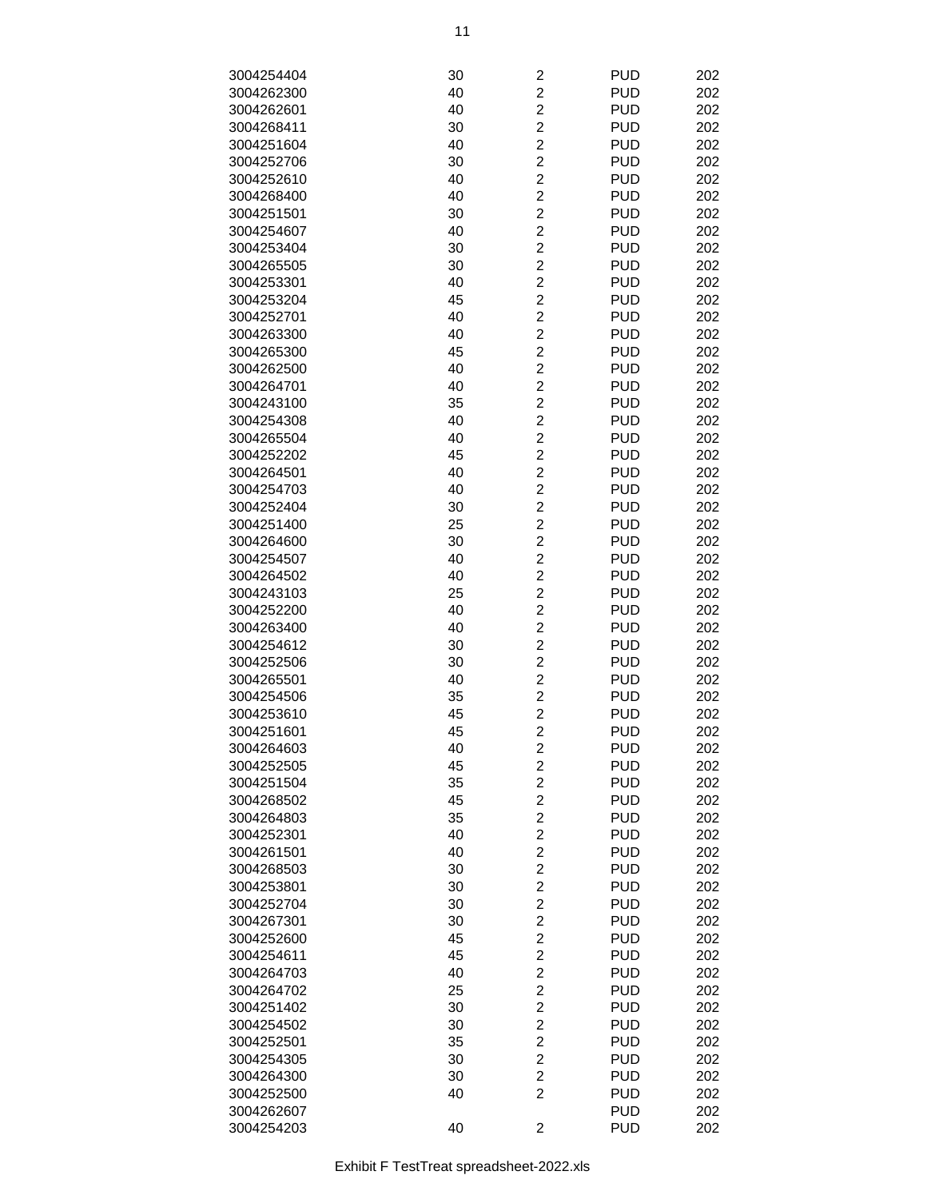| | | | | |
|---|---|---|---|---|
| 3004254404 | 30 | 2 | PUD | 202 |
| 3004262300 | 40 | 2 | PUD | 202 |
| 3004262601 | 40 | 2 | PUD | 202 |
| 3004268411 | 30 | 2 | PUD | 202 |
| 3004251604 | 40 | 2 | PUD | 202 |
| 3004252706 | 30 | 2 | PUD | 202 |
| 3004252610 | 40 | 2 | PUD | 202 |
| 3004268400 | 40 | 2 | PUD | 202 |
| 3004251501 | 30 | 2 | PUD | 202 |
| 3004254607 | 40 | 2 | PUD | 202 |
| 3004253404 | 30 | 2 | PUD | 202 |
| 3004265505 | 30 | 2 | PUD | 202 |
| 3004253301 | 40 | 2 | PUD | 202 |
| 3004253204 | 45 | 2 | PUD | 202 |
| 3004252701 | 40 | 2 | PUD | 202 |
| 3004263300 | 40 | 2 | PUD | 202 |
| 3004265300 | 45 | 2 | PUD | 202 |
| 3004262500 | 40 | 2 | PUD | 202 |
| 3004264701 | 40 | 2 | PUD | 202 |
| 3004243100 | 35 | 2 | PUD | 202 |
| 3004254308 | 40 | 2 | PUD | 202 |
| 3004265504 | 40 | 2 | PUD | 202 |
| 3004252202 | 45 | 2 | PUD | 202 |
| 3004264501 | 40 | 2 | PUD | 202 |
| 3004254703 | 40 | 2 | PUD | 202 |
| 3004252404 | 30 | 2 | PUD | 202 |
| 3004251400 | 25 | 2 | PUD | 202 |
| 3004264600 | 30 | 2 | PUD | 202 |
| 3004254507 | 40 | 2 | PUD | 202 |
| 3004264502 | 40 | 2 | PUD | 202 |
| 3004243103 | 25 | 2 | PUD | 202 |
| 3004252200 | 40 | 2 | PUD | 202 |
| 3004263400 | 40 | 2 | PUD | 202 |
| 3004254612 | 30 | 2 | PUD | 202 |
| 3004252506 | 30 | 2 | PUD | 202 |
| 3004265501 | 40 | 2 | PUD | 202 |
| 3004254506 | 35 | 2 | PUD | 202 |
| 3004253610 | 45 | 2 | PUD | 202 |
| 3004251601 | 45 | 2 | PUD | 202 |
| 3004264603 | 40 | 2 | PUD | 202 |
| 3004252505 | 45 | 2 | PUD | 202 |
| 3004251504 | 35 | 2 | PUD | 202 |
| 3004268502 | 45 | 2 | PUD | 202 |
| 3004264803 | 35 | 2 | PUD | 202 |
| 3004252301 | 40 | 2 | PUD | 202 |
| 3004261501 | 40 | 2 | PUD | 202 |
| 3004268503 | 30 | 2 | PUD | 202 |
| 3004253801 | 30 | 2 | PUD | 202 |
| 3004252704 | 30 | 2 | PUD | 202 |
| 3004267301 | 30 | 2 | PUD | 202 |
| 3004252600 | 45 | 2 | PUD | 202 |
| 3004254611 | 45 | 2 | PUD | 202 |
| 3004264703 | 40 | 2 | PUD | 202 |
| 3004264702 | 25 | 2 | PUD | 202 |
| 3004251402 | 30 | 2 | PUD | 202 |
| 3004254502 | 30 | 2 | PUD | 202 |
| 3004252501 | 35 | 2 | PUD | 202 |
| 3004254305 | 30 | 2 | PUD | 202 |
| 3004264300 | 30 | 2 | PUD | 202 |
| 3004252500 | 40 | 2 | PUD | 202 |
| 3004262607 | | | PUD | 202 |
| 3004254203 | 40 | 2 | PUD | 202 |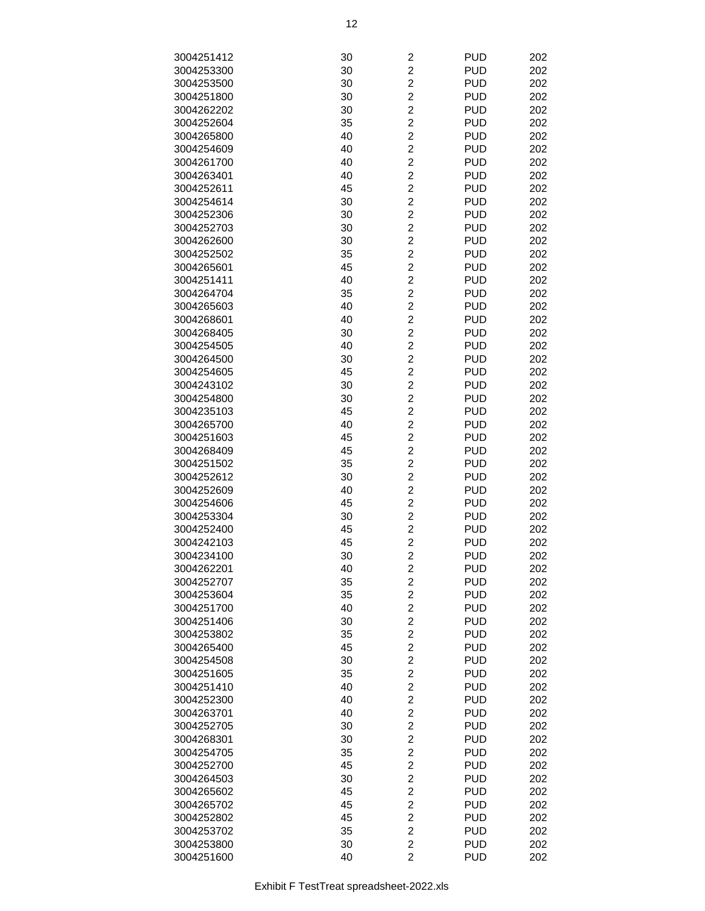| | | | | |
|---|---|---|---|---|
| 3004251412 | 30 | 2 | PUD | 202 |
| 3004253300 | 30 | 2 | PUD | 202 |
| 3004253500 | 30 | 2 | PUD | 202 |
| 3004251800 | 30 | 2 | PUD | 202 |
| 3004262202 | 30 | 2 | PUD | 202 |
| 3004252604 | 35 | 2 | PUD | 202 |
| 3004265800 | 40 | 2 | PUD | 202 |
| 3004254609 | 40 | 2 | PUD | 202 |
| 3004261700 | 40 | 2 | PUD | 202 |
| 3004263401 | 40 | 2 | PUD | 202 |
| 3004252611 | 45 | 2 | PUD | 202 |
| 3004254614 | 30 | 2 | PUD | 202 |
| 3004252306 | 30 | 2 | PUD | 202 |
| 3004252703 | 30 | 2 | PUD | 202 |
| 3004262600 | 30 | 2 | PUD | 202 |
| 3004252502 | 35 | 2 | PUD | 202 |
| 3004265601 | 45 | 2 | PUD | 202 |
| 3004251411 | 40 | 2 | PUD | 202 |
| 3004264704 | 35 | 2 | PUD | 202 |
| 3004265603 | 40 | 2 | PUD | 202 |
| 3004268601 | 40 | 2 | PUD | 202 |
| 3004268405 | 30 | 2 | PUD | 202 |
| 3004254505 | 40 | 2 | PUD | 202 |
| 3004264500 | 30 | 2 | PUD | 202 |
| 3004254605 | 45 | 2 | PUD | 202 |
| 3004243102 | 30 | 2 | PUD | 202 |
| 3004254800 | 30 | 2 | PUD | 202 |
| 3004235103 | 45 | 2 | PUD | 202 |
| 3004265700 | 40 | 2 | PUD | 202 |
| 3004251603 | 45 | 2 | PUD | 202 |
| 3004268409 | 45 | 2 | PUD | 202 |
| 3004251502 | 35 | 2 | PUD | 202 |
| 3004252612 | 30 | 2 | PUD | 202 |
| 3004252609 | 40 | 2 | PUD | 202 |
| 3004254606 | 45 | 2 | PUD | 202 |
| 3004253304 | 30 | 2 | PUD | 202 |
| 3004252400 | 45 | 2 | PUD | 202 |
| 3004242103 | 45 | 2 | PUD | 202 |
| 3004234100 | 30 | 2 | PUD | 202 |
| 3004262201 | 40 | 2 | PUD | 202 |
| 3004252707 | 35 | 2 | PUD | 202 |
| 3004253604 | 35 | 2 | PUD | 202 |
| 3004251700 | 40 | 2 | PUD | 202 |
| 3004251406 | 30 | 2 | PUD | 202 |
| 3004253802 | 35 | 2 | PUD | 202 |
| 3004265400 | 45 | 2 | PUD | 202 |
| 3004254508 | 30 | 2 | PUD | 202 |
| 3004251605 | 35 | 2 | PUD | 202 |
| 3004251410 | 40 | 2 | PUD | 202 |
| 3004252300 | 40 | 2 | PUD | 202 |
| 3004263701 | 40 | 2 | PUD | 202 |
| 3004252705 | 30 | 2 | PUD | 202 |
| 3004268301 | 30 | 2 | PUD | 202 |
| 3004254705 | 35 | 2 | PUD | 202 |
| 3004252700 | 45 | 2 | PUD | 202 |
| 3004264503 | 30 | 2 | PUD | 202 |
| 3004265602 | 45 | 2 | PUD | 202 |
| 3004265702 | 45 | 2 | PUD | 202 |
| 3004252802 | 45 | 2 | PUD | 202 |
| 3004253702 | 35 | 2 | PUD | 202 |
| 3004253800 | 30 | 2 | PUD | 202 |
| 3004251600 | 40 | 2 | PUD | 202 |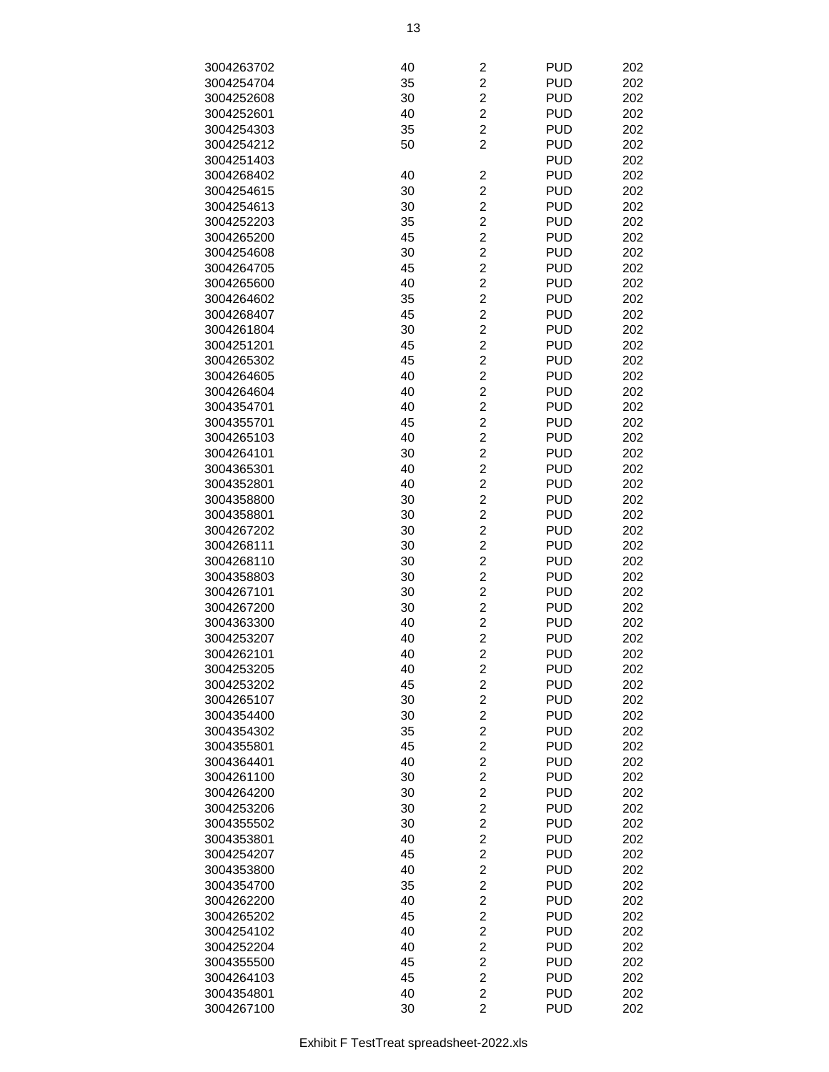| | | | | |
|---|---|---|---|---|
| 3004263702 | 40 | 2 | PUD | 202 |
| 3004254704 | 35 | 2 | PUD | 202 |
| 3004252608 | 30 | 2 | PUD | 202 |
| 3004252601 | 40 | 2 | PUD | 202 |
| 3004254303 | 35 | 2 | PUD | 202 |
| 3004254212 | 50 | 2 | PUD | 202 |
| 3004251403 | | | PUD | 202 |
| 3004268402 | 40 | 2 | PUD | 202 |
| 3004254615 | 30 | 2 | PUD | 202 |
| 3004254613 | 30 | 2 | PUD | 202 |
| 3004252203 | 35 | 2 | PUD | 202 |
| 3004265200 | 45 | 2 | PUD | 202 |
| 3004254608 | 30 | 2 | PUD | 202 |
| 3004264705 | 45 | 2 | PUD | 202 |
| 3004265600 | 40 | 2 | PUD | 202 |
| 3004264602 | 35 | 2 | PUD | 202 |
| 3004268407 | 45 | 2 | PUD | 202 |
| 3004261804 | 30 | 2 | PUD | 202 |
| 3004251201 | 45 | 2 | PUD | 202 |
| 3004265302 | 45 | 2 | PUD | 202 |
| 3004264605 | 40 | 2 | PUD | 202 |
| 3004264604 | 40 | 2 | PUD | 202 |
| 3004354701 | 40 | 2 | PUD | 202 |
| 3004355701 | 45 | 2 | PUD | 202 |
| 3004265103 | 40 | 2 | PUD | 202 |
| 3004264101 | 30 | 2 | PUD | 202 |
| 3004365301 | 40 | 2 | PUD | 202 |
| 3004352801 | 40 | 2 | PUD | 202 |
| 3004358800 | 30 | 2 | PUD | 202 |
| 3004358801 | 30 | 2 | PUD | 202 |
| 3004267202 | 30 | 2 | PUD | 202 |
| 3004268111 | 30 | 2 | PUD | 202 |
| 3004268110 | 30 | 2 | PUD | 202 |
| 3004358803 | 30 | 2 | PUD | 202 |
| 3004267101 | 30 | 2 | PUD | 202 |
| 3004267200 | 30 | 2 | PUD | 202 |
| 3004363300 | 40 | 2 | PUD | 202 |
| 3004253207 | 40 | 2 | PUD | 202 |
| 3004262101 | 40 | 2 | PUD | 202 |
| 3004253205 | 40 | 2 | PUD | 202 |
| 3004253202 | 45 | 2 | PUD | 202 |
| 3004265107 | 30 | 2 | PUD | 202 |
| 3004354400 | 30 | 2 | PUD | 202 |
| 3004354302 | 35 | 2 | PUD | 202 |
| 3004355801 | 45 | 2 | PUD | 202 |
| 3004364401 | 40 | 2 | PUD | 202 |
| 3004261100 | 30 | 2 | PUD | 202 |
| 3004264200 | 30 | 2 | PUD | 202 |
| 3004253206 | 30 | 2 | PUD | 202 |
| 3004355502 | 30 | 2 | PUD | 202 |
| 3004353801 | 40 | 2 | PUD | 202 |
| 3004254207 | 45 | 2 | PUD | 202 |
| 3004353800 | 40 | 2 | PUD | 202 |
| 3004354700 | 35 | 2 | PUD | 202 |
| 3004262200 | 40 | 2 | PUD | 202 |
| 3004265202 | 45 | 2 | PUD | 202 |
| 3004254102 | 40 | 2 | PUD | 202 |
| 3004252204 | 40 | 2 | PUD | 202 |
| 3004355500 | 45 | 2 | PUD | 202 |
| 3004264103 | 45 | 2 | PUD | 202 |
| 3004354801 | 40 | 2 | PUD | 202 |
| 3004267100 | 30 | 2 | PUD | 202 |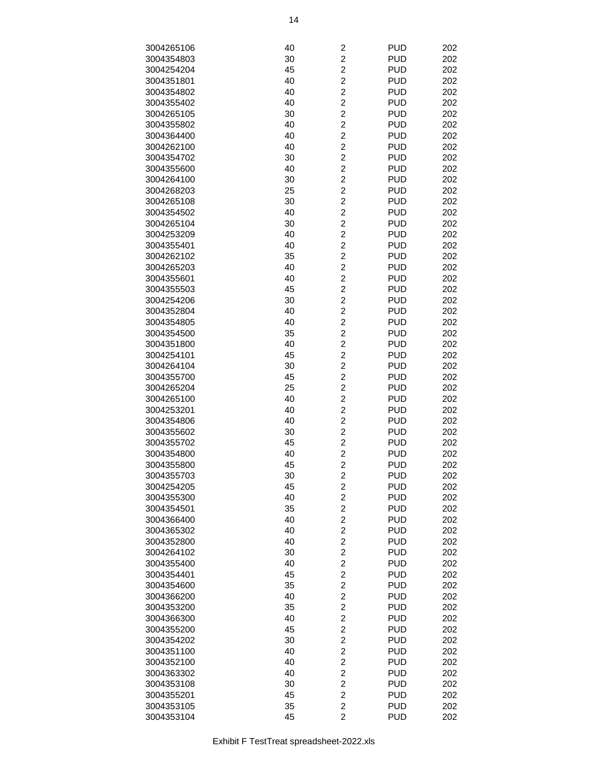| | | | | |
|---|---|---|---|---|
| 3004265106 | 40 | 2 | PUD | 202 |
| 3004354803 | 30 | 2 | PUD | 202 |
| 3004254204 | 45 | 2 | PUD | 202 |
| 3004351801 | 40 | 2 | PUD | 202 |
| 3004354802 | 40 | 2 | PUD | 202 |
| 3004355402 | 40 | 2 | PUD | 202 |
| 3004265105 | 30 | 2 | PUD | 202 |
| 3004355802 | 40 | 2 | PUD | 202 |
| 3004364400 | 40 | 2 | PUD | 202 |
| 3004262100 | 40 | 2 | PUD | 202 |
| 3004354702 | 30 | 2 | PUD | 202 |
| 3004355600 | 40 | 2 | PUD | 202 |
| 3004264100 | 30 | 2 | PUD | 202 |
| 3004268203 | 25 | 2 | PUD | 202 |
| 3004265108 | 30 | 2 | PUD | 202 |
| 3004354502 | 40 | 2 | PUD | 202 |
| 3004265104 | 30 | 2 | PUD | 202 |
| 3004253209 | 40 | 2 | PUD | 202 |
| 3004355401 | 40 | 2 | PUD | 202 |
| 3004262102 | 35 | 2 | PUD | 202 |
| 3004265203 | 40 | 2 | PUD | 202 |
| 3004355601 | 40 | 2 | PUD | 202 |
| 3004355503 | 45 | 2 | PUD | 202 |
| 3004254206 | 30 | 2 | PUD | 202 |
| 3004352804 | 40 | 2 | PUD | 202 |
| 3004354805 | 40 | 2 | PUD | 202 |
| 3004354500 | 35 | 2 | PUD | 202 |
| 3004351800 | 40 | 2 | PUD | 202 |
| 3004254101 | 45 | 2 | PUD | 202 |
| 3004264104 | 30 | 2 | PUD | 202 |
| 3004355700 | 45 | 2 | PUD | 202 |
| 3004265204 | 25 | 2 | PUD | 202 |
| 3004265100 | 40 | 2 | PUD | 202 |
| 3004253201 | 40 | 2 | PUD | 202 |
| 3004354806 | 40 | 2 | PUD | 202 |
| 3004355602 | 30 | 2 | PUD | 202 |
| 3004355702 | 45 | 2 | PUD | 202 |
| 3004354800 | 40 | 2 | PUD | 202 |
| 3004355800 | 45 | 2 | PUD | 202 |
| 3004355703 | 30 | 2 | PUD | 202 |
| 3004254205 | 45 | 2 | PUD | 202 |
| 3004355300 | 40 | 2 | PUD | 202 |
| 3004354501 | 35 | 2 | PUD | 202 |
| 3004366400 | 40 | 2 | PUD | 202 |
| 3004365302 | 40 | 2 | PUD | 202 |
| 3004352800 | 40 | 2 | PUD | 202 |
| 3004264102 | 30 | 2 | PUD | 202 |
| 3004355400 | 40 | 2 | PUD | 202 |
| 3004354401 | 45 | 2 | PUD | 202 |
| 3004354600 | 35 | 2 | PUD | 202 |
| 3004366200 | 40 | 2 | PUD | 202 |
| 3004353200 | 35 | 2 | PUD | 202 |
| 3004366300 | 40 | 2 | PUD | 202 |
| 3004355200 | 45 | 2 | PUD | 202 |
| 3004354202 | 30 | 2 | PUD | 202 |
| 3004351100 | 40 | 2 | PUD | 202 |
| 3004352100 | 40 | 2 | PUD | 202 |
| 3004363302 | 40 | 2 | PUD | 202 |
| 3004353108 | 30 | 2 | PUD | 202 |
| 3004355201 | 45 | 2 | PUD | 202 |
| 3004353105 | 35 | 2 | PUD | 202 |
| 3004353104 | 45 | 2 | PUD | 202 |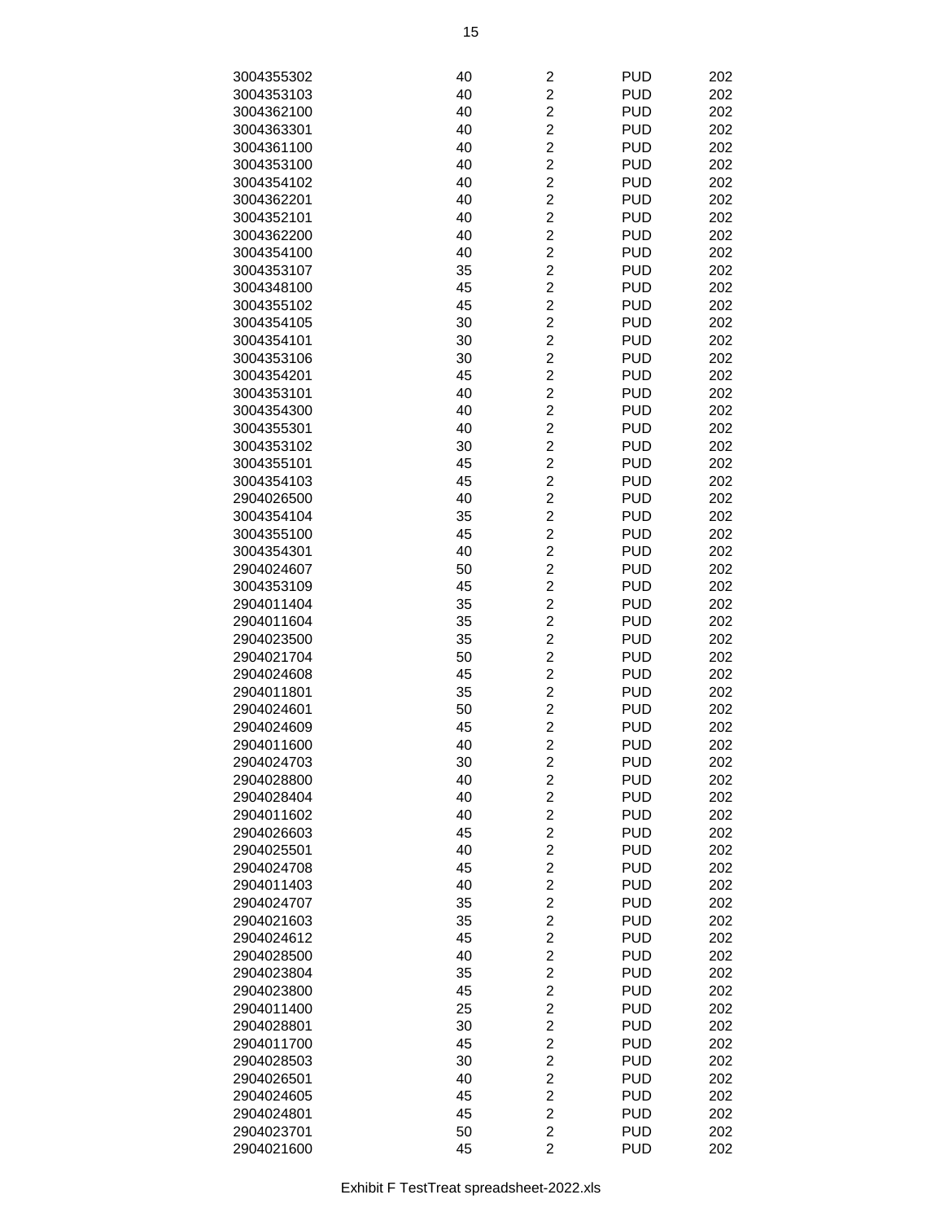| | | | | |
|---|---|---|---|---|
| 3004355302 | 40 | 2 | PUD | 202 |
| 3004353103 | 40 | 2 | PUD | 202 |
| 3004362100 | 40 | 2 | PUD | 202 |
| 3004363301 | 40 | 2 | PUD | 202 |
| 3004361100 | 40 | 2 | PUD | 202 |
| 3004353100 | 40 | 2 | PUD | 202 |
| 3004354102 | 40 | 2 | PUD | 202 |
| 3004362201 | 40 | 2 | PUD | 202 |
| 3004352101 | 40 | 2 | PUD | 202 |
| 3004362200 | 40 | 2 | PUD | 202 |
| 3004354100 | 40 | 2 | PUD | 202 |
| 3004353107 | 35 | 2 | PUD | 202 |
| 3004348100 | 45 | 2 | PUD | 202 |
| 3004355102 | 45 | 2 | PUD | 202 |
| 3004354105 | 30 | 2 | PUD | 202 |
| 3004354101 | 30 | 2 | PUD | 202 |
| 3004353106 | 30 | 2 | PUD | 202 |
| 3004354201 | 45 | 2 | PUD | 202 |
| 3004353101 | 40 | 2 | PUD | 202 |
| 3004354300 | 40 | 2 | PUD | 202 |
| 3004355301 | 40 | 2 | PUD | 202 |
| 3004353102 | 30 | 2 | PUD | 202 |
| 3004355101 | 45 | 2 | PUD | 202 |
| 3004354103 | 45 | 2 | PUD | 202 |
| 2904026500 | 40 | 2 | PUD | 202 |
| 3004354104 | 35 | 2 | PUD | 202 |
| 3004355100 | 45 | 2 | PUD | 202 |
| 3004354301 | 40 | 2 | PUD | 202 |
| 2904024607 | 50 | 2 | PUD | 202 |
| 3004353109 | 45 | 2 | PUD | 202 |
| 2904011404 | 35 | 2 | PUD | 202 |
| 2904011604 | 35 | 2 | PUD | 202 |
| 2904023500 | 35 | 2 | PUD | 202 |
| 2904021704 | 50 | 2 | PUD | 202 |
| 2904024608 | 45 | 2 | PUD | 202 |
| 2904011801 | 35 | 2 | PUD | 202 |
| 2904024601 | 50 | 2 | PUD | 202 |
| 2904024609 | 45 | 2 | PUD | 202 |
| 2904011600 | 40 | 2 | PUD | 202 |
| 2904024703 | 30 | 2 | PUD | 202 |
| 2904028800 | 40 | 2 | PUD | 202 |
| 2904028404 | 40 | 2 | PUD | 202 |
| 2904011602 | 40 | 2 | PUD | 202 |
| 2904026603 | 45 | 2 | PUD | 202 |
| 2904025501 | 40 | 2 | PUD | 202 |
| 2904024708 | 45 | 2 | PUD | 202 |
| 2904011403 | 40 | 2 | PUD | 202 |
| 2904024707 | 35 | 2 | PUD | 202 |
| 2904021603 | 35 | 2 | PUD | 202 |
| 2904024612 | 45 | 2 | PUD | 202 |
| 2904028500 | 40 | 2 | PUD | 202 |
| 2904023804 | 35 | 2 | PUD | 202 |
| 2904023800 | 45 | 2 | PUD | 202 |
| 2904011400 | 25 | 2 | PUD | 202 |
| 2904028801 | 30 | 2 | PUD | 202 |
| 2904011700 | 45 | 2 | PUD | 202 |
| 2904028503 | 30 | 2 | PUD | 202 |
| 2904026501 | 40 | 2 | PUD | 202 |
| 2904024605 | 45 | 2 | PUD | 202 |
| 2904024801 | 45 | 2 | PUD | 202 |
| 2904023701 | 50 | 2 | PUD | 202 |
| 2904021600 | 45 | 2 | PUD | 202 |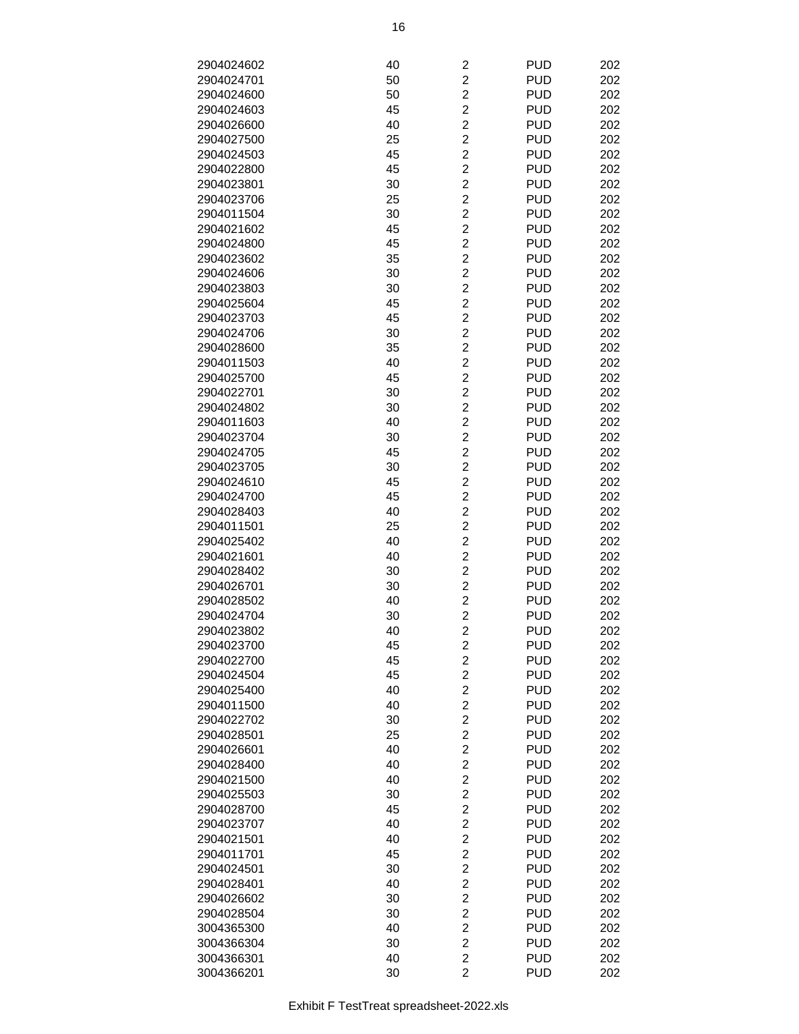| | | | | |
|---|---|---|---|---|
| 2904024602 | 40 | 2 | PUD | 202 |
| 2904024701 | 50 | 2 | PUD | 202 |
| 2904024600 | 50 | 2 | PUD | 202 |
| 2904024603 | 45 | 2 | PUD | 202 |
| 2904026600 | 40 | 2 | PUD | 202 |
| 2904027500 | 25 | 2 | PUD | 202 |
| 2904024503 | 45 | 2 | PUD | 202 |
| 2904022800 | 45 | 2 | PUD | 202 |
| 2904023801 | 30 | 2 | PUD | 202 |
| 2904023706 | 25 | 2 | PUD | 202 |
| 2904011504 | 30 | 2 | PUD | 202 |
| 2904021602 | 45 | 2 | PUD | 202 |
| 2904024800 | 45 | 2 | PUD | 202 |
| 2904023602 | 35 | 2 | PUD | 202 |
| 2904024606 | 30 | 2 | PUD | 202 |
| 2904023803 | 30 | 2 | PUD | 202 |
| 2904025604 | 45 | 2 | PUD | 202 |
| 2904023703 | 45 | 2 | PUD | 202 |
| 2904024706 | 30 | 2 | PUD | 202 |
| 2904028600 | 35 | 2 | PUD | 202 |
| 2904011503 | 40 | 2 | PUD | 202 |
| 2904025700 | 45 | 2 | PUD | 202 |
| 2904022701 | 30 | 2 | PUD | 202 |
| 2904024802 | 30 | 2 | PUD | 202 |
| 2904011603 | 40 | 2 | PUD | 202 |
| 2904023704 | 30 | 2 | PUD | 202 |
| 2904024705 | 45 | 2 | PUD | 202 |
| 2904023705 | 30 | 2 | PUD | 202 |
| 2904024610 | 45 | 2 | PUD | 202 |
| 2904024700 | 45 | 2 | PUD | 202 |
| 2904028403 | 40 | 2 | PUD | 202 |
| 2904011501 | 25 | 2 | PUD | 202 |
| 2904025402 | 40 | 2 | PUD | 202 |
| 2904021601 | 40 | 2 | PUD | 202 |
| 2904028402 | 30 | 2 | PUD | 202 |
| 2904026701 | 30 | 2 | PUD | 202 |
| 2904028502 | 40 | 2 | PUD | 202 |
| 2904024704 | 30 | 2 | PUD | 202 |
| 2904023802 | 40 | 2 | PUD | 202 |
| 2904023700 | 45 | 2 | PUD | 202 |
| 2904022700 | 45 | 2 | PUD | 202 |
| 2904024504 | 45 | 2 | PUD | 202 |
| 2904025400 | 40 | 2 | PUD | 202 |
| 2904011500 | 40 | 2 | PUD | 202 |
| 2904022702 | 30 | 2 | PUD | 202 |
| 2904028501 | 25 | 2 | PUD | 202 |
| 2904026601 | 40 | 2 | PUD | 202 |
| 2904028400 | 40 | 2 | PUD | 202 |
| 2904021500 | 40 | 2 | PUD | 202 |
| 2904025503 | 30 | 2 | PUD | 202 |
| 2904028700 | 45 | 2 | PUD | 202 |
| 2904023707 | 40 | 2 | PUD | 202 |
| 2904021501 | 40 | 2 | PUD | 202 |
| 2904011701 | 45 | 2 | PUD | 202 |
| 2904024501 | 30 | 2 | PUD | 202 |
| 2904028401 | 40 | 2 | PUD | 202 |
| 2904026602 | 30 | 2 | PUD | 202 |
| 2904028504 | 30 | 2 | PUD | 202 |
| 3004365300 | 40 | 2 | PUD | 202 |
| 3004366304 | 30 | 2 | PUD | 202 |
| 3004366301 | 40 | 2 | PUD | 202 |
| 3004366201 | 30 | 2 | PUD | 202 |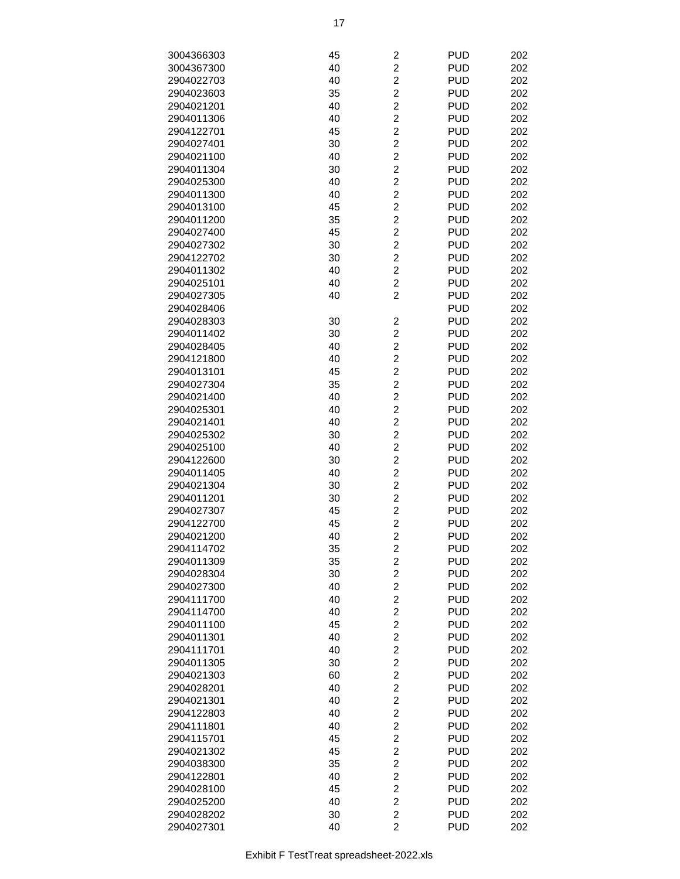| | | | | |
|---|---|---|---|---|
| 3004366303 | 45 | 2 | PUD | 202 |
| 3004367300 | 40 | 2 | PUD | 202 |
| 2904022703 | 40 | 2 | PUD | 202 |
| 2904023603 | 35 | 2 | PUD | 202 |
| 2904021201 | 40 | 2 | PUD | 202 |
| 2904011306 | 40 | 2 | PUD | 202 |
| 2904122701 | 45 | 2 | PUD | 202 |
| 2904027401 | 30 | 2 | PUD | 202 |
| 2904021100 | 40 | 2 | PUD | 202 |
| 2904011304 | 30 | 2 | PUD | 202 |
| 2904025300 | 40 | 2 | PUD | 202 |
| 2904011300 | 40 | 2 | PUD | 202 |
| 2904013100 | 45 | 2 | PUD | 202 |
| 2904011200 | 35 | 2 | PUD | 202 |
| 2904027400 | 45 | 2 | PUD | 202 |
| 2904027302 | 30 | 2 | PUD | 202 |
| 2904122702 | 30 | 2 | PUD | 202 |
| 2904011302 | 40 | 2 | PUD | 202 |
| 2904025101 | 40 | 2 | PUD | 202 |
| 2904027305 | 40 | 2 | PUD | 202 |
| 2904028406 | | | PUD | 202 |
| 2904028303 | 30 | 2 | PUD | 202 |
| 2904011402 | 30 | 2 | PUD | 202 |
| 2904028405 | 40 | 2 | PUD | 202 |
| 2904121800 | 40 | 2 | PUD | 202 |
| 2904013101 | 45 | 2 | PUD | 202 |
| 2904027304 | 35 | 2 | PUD | 202 |
| 2904021400 | 40 | 2 | PUD | 202 |
| 2904025301 | 40 | 2 | PUD | 202 |
| 2904021401 | 40 | 2 | PUD | 202 |
| 2904025302 | 30 | 2 | PUD | 202 |
| 2904025100 | 40 | 2 | PUD | 202 |
| 2904122600 | 30 | 2 | PUD | 202 |
| 2904011405 | 40 | 2 | PUD | 202 |
| 2904021304 | 30 | 2 | PUD | 202 |
| 2904011201 | 30 | 2 | PUD | 202 |
| 2904027307 | 45 | 2 | PUD | 202 |
| 2904122700 | 45 | 2 | PUD | 202 |
| 2904021200 | 40 | 2 | PUD | 202 |
| 2904114702 | 35 | 2 | PUD | 202 |
| 2904011309 | 35 | 2 | PUD | 202 |
| 2904028304 | 30 | 2 | PUD | 202 |
| 2904027300 | 40 | 2 | PUD | 202 |
| 2904111700 | 40 | 2 | PUD | 202 |
| 2904114700 | 40 | 2 | PUD | 202 |
| 2904011100 | 45 | 2 | PUD | 202 |
| 2904011301 | 40 | 2 | PUD | 202 |
| 2904111701 | 40 | 2 | PUD | 202 |
| 2904011305 | 30 | 2 | PUD | 202 |
| 2904021303 | 60 | 2 | PUD | 202 |
| 2904028201 | 40 | 2 | PUD | 202 |
| 2904021301 | 40 | 2 | PUD | 202 |
| 2904122803 | 40 | 2 | PUD | 202 |
| 2904111801 | 40 | 2 | PUD | 202 |
| 2904115701 | 45 | 2 | PUD | 202 |
| 2904021302 | 45 | 2 | PUD | 202 |
| 2904038300 | 35 | 2 | PUD | 202 |
| 2904122801 | 40 | 2 | PUD | 202 |
| 2904028100 | 45 | 2 | PUD | 202 |
| 2904025200 | 40 | 2 | PUD | 202 |
| 2904028202 | 30 | 2 | PUD | 202 |
| 2904027301 | 40 | 2 | PUD | 202 |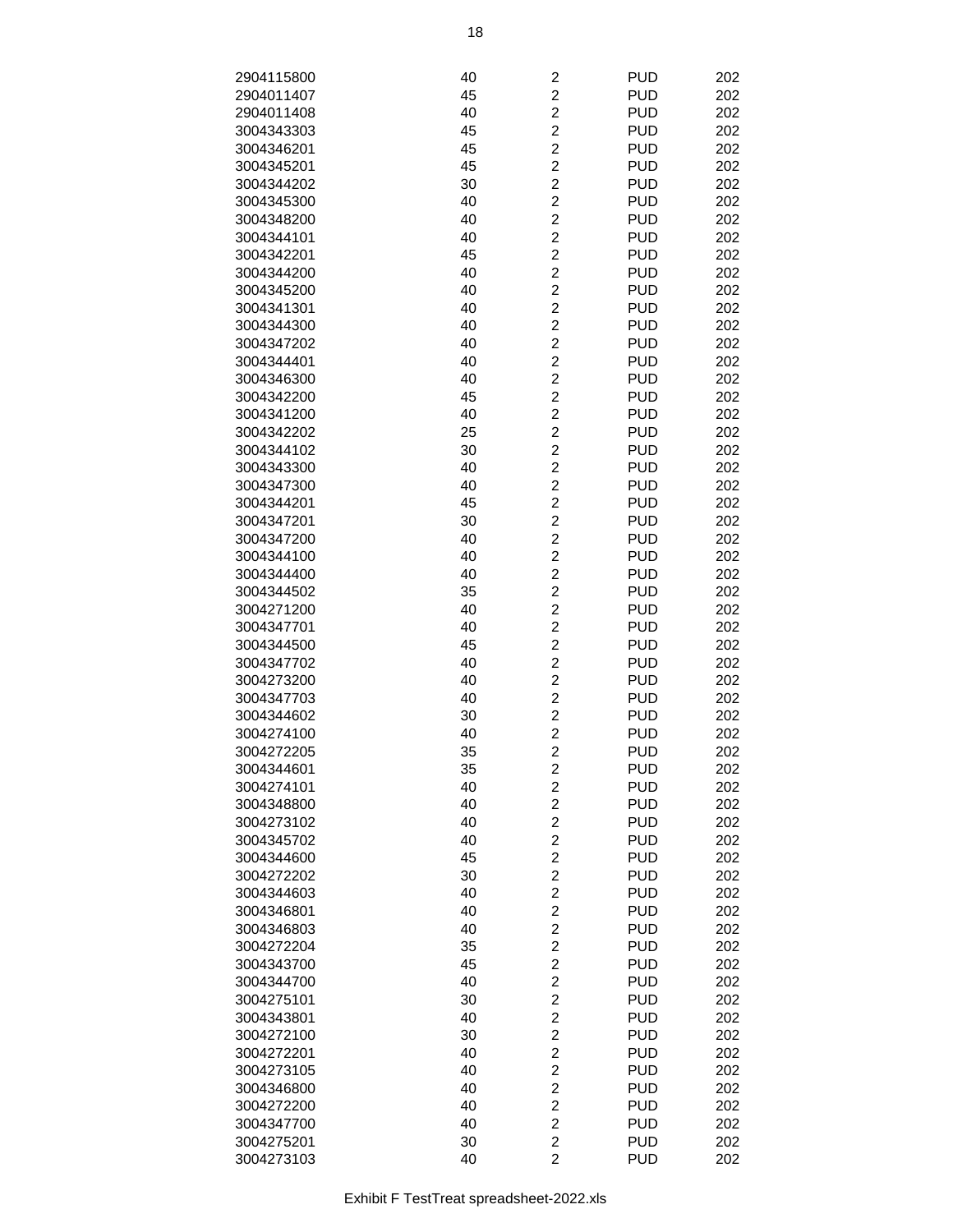| | | | | |
|---|---|---|---|---|
| 2904115800 | 40 | 2 | PUD | 202 |
| 2904011407 | 45 | 2 | PUD | 202 |
| 2904011408 | 40 | 2 | PUD | 202 |
| 3004343303 | 45 | 2 | PUD | 202 |
| 3004346201 | 45 | 2 | PUD | 202 |
| 3004345201 | 45 | 2 | PUD | 202 |
| 3004344202 | 30 | 2 | PUD | 202 |
| 3004345300 | 40 | 2 | PUD | 202 |
| 3004348200 | 40 | 2 | PUD | 202 |
| 3004344101 | 40 | 2 | PUD | 202 |
| 3004342201 | 45 | 2 | PUD | 202 |
| 3004344200 | 40 | 2 | PUD | 202 |
| 3004345200 | 40 | 2 | PUD | 202 |
| 3004341301 | 40 | 2 | PUD | 202 |
| 3004344300 | 40 | 2 | PUD | 202 |
| 3004347202 | 40 | 2 | PUD | 202 |
| 3004344401 | 40 | 2 | PUD | 202 |
| 3004346300 | 40 | 2 | PUD | 202 |
| 3004342200 | 45 | 2 | PUD | 202 |
| 3004341200 | 40 | 2 | PUD | 202 |
| 3004342202 | 25 | 2 | PUD | 202 |
| 3004344102 | 30 | 2 | PUD | 202 |
| 3004343300 | 40 | 2 | PUD | 202 |
| 3004347300 | 40 | 2 | PUD | 202 |
| 3004344201 | 45 | 2 | PUD | 202 |
| 3004347201 | 30 | 2 | PUD | 202 |
| 3004347200 | 40 | 2 | PUD | 202 |
| 3004344100 | 40 | 2 | PUD | 202 |
| 3004344400 | 40 | 2 | PUD | 202 |
| 3004344502 | 35 | 2 | PUD | 202 |
| 3004271200 | 40 | 2 | PUD | 202 |
| 3004347701 | 40 | 2 | PUD | 202 |
| 3004344500 | 45 | 2 | PUD | 202 |
| 3004347702 | 40 | 2 | PUD | 202 |
| 3004273200 | 40 | 2 | PUD | 202 |
| 3004347703 | 40 | 2 | PUD | 202 |
| 3004344602 | 30 | 2 | PUD | 202 |
| 3004274100 | 40 | 2 | PUD | 202 |
| 3004272205 | 35 | 2 | PUD | 202 |
| 3004344601 | 35 | 2 | PUD | 202 |
| 3004274101 | 40 | 2 | PUD | 202 |
| 3004348800 | 40 | 2 | PUD | 202 |
| 3004273102 | 40 | 2 | PUD | 202 |
| 3004345702 | 40 | 2 | PUD | 202 |
| 3004344600 | 45 | 2 | PUD | 202 |
| 3004272202 | 30 | 2 | PUD | 202 |
| 3004344603 | 40 | 2 | PUD | 202 |
| 3004346801 | 40 | 2 | PUD | 202 |
| 3004346803 | 40 | 2 | PUD | 202 |
| 3004272204 | 35 | 2 | PUD | 202 |
| 3004343700 | 45 | 2 | PUD | 202 |
| 3004344700 | 40 | 2 | PUD | 202 |
| 3004275101 | 30 | 2 | PUD | 202 |
| 3004343801 | 40 | 2 | PUD | 202 |
| 3004272100 | 30 | 2 | PUD | 202 |
| 3004272201 | 40 | 2 | PUD | 202 |
| 3004273105 | 40 | 2 | PUD | 202 |
| 3004346800 | 40 | 2 | PUD | 202 |
| 3004272200 | 40 | 2 | PUD | 202 |
| 3004347700 | 40 | 2 | PUD | 202 |
| 3004275201 | 30 | 2 | PUD | 202 |
| 3004273103 | 40 | 2 | PUD | 202 |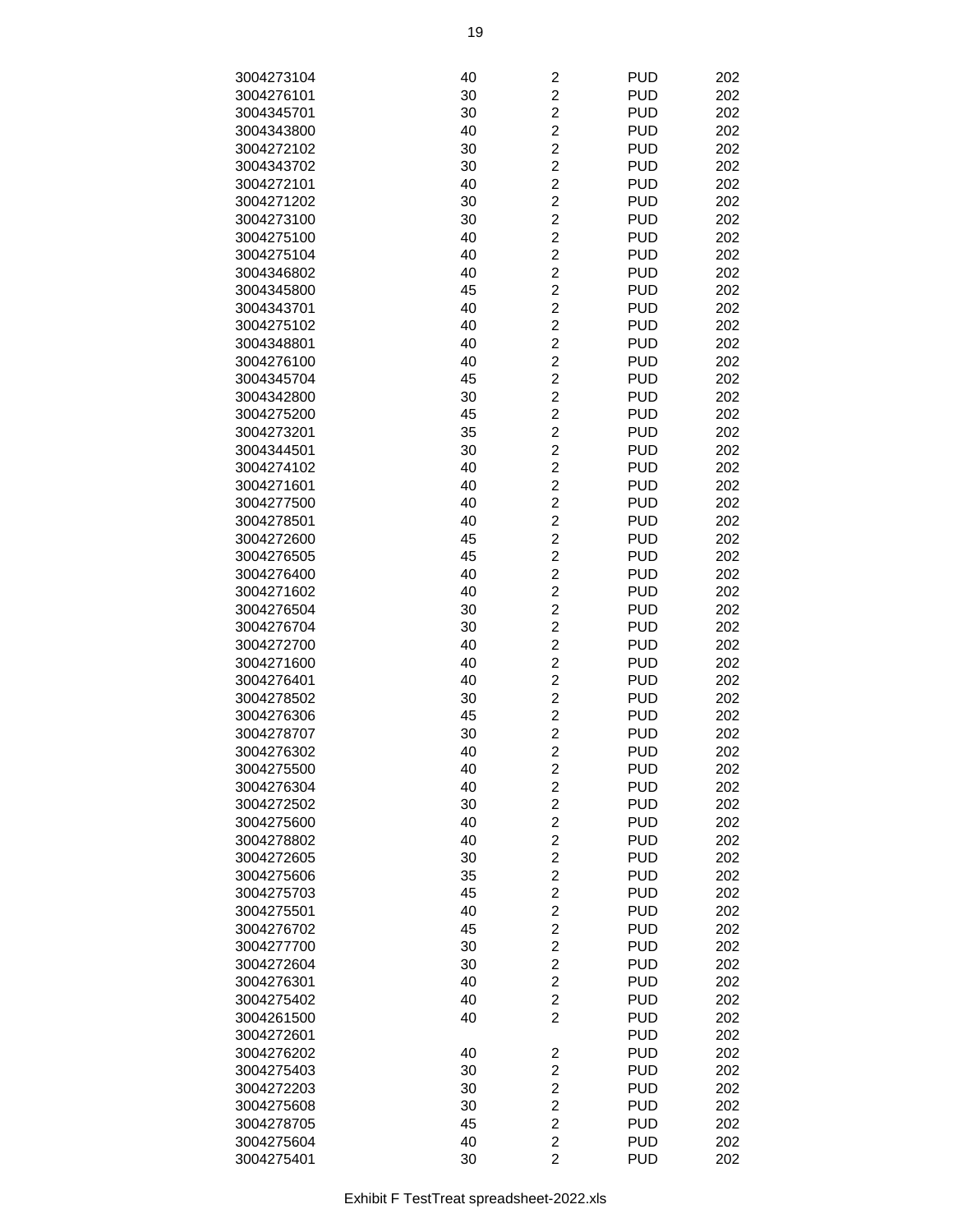| | | | | |
|---|---|---|---|---|
| 3004273104 | 40 | 2 | PUD | 202 |
| 3004276101 | 30 | 2 | PUD | 202 |
| 3004345701 | 30 | 2 | PUD | 202 |
| 3004343800 | 40 | 2 | PUD | 202 |
| 3004272102 | 30 | 2 | PUD | 202 |
| 3004343702 | 30 | 2 | PUD | 202 |
| 3004272101 | 40 | 2 | PUD | 202 |
| 3004271202 | 30 | 2 | PUD | 202 |
| 3004273100 | 30 | 2 | PUD | 202 |
| 3004275100 | 40 | 2 | PUD | 202 |
| 3004275104 | 40 | 2 | PUD | 202 |
| 3004346802 | 40 | 2 | PUD | 202 |
| 3004345800 | 45 | 2 | PUD | 202 |
| 3004343701 | 40 | 2 | PUD | 202 |
| 3004275102 | 40 | 2 | PUD | 202 |
| 3004348801 | 40 | 2 | PUD | 202 |
| 3004276100 | 40 | 2 | PUD | 202 |
| 3004345704 | 45 | 2 | PUD | 202 |
| 3004342800 | 30 | 2 | PUD | 202 |
| 3004275200 | 45 | 2 | PUD | 202 |
| 3004273201 | 35 | 2 | PUD | 202 |
| 3004344501 | 30 | 2 | PUD | 202 |
| 3004274102 | 40 | 2 | PUD | 202 |
| 3004271601 | 40 | 2 | PUD | 202 |
| 3004277500 | 40 | 2 | PUD | 202 |
| 3004278501 | 40 | 2 | PUD | 202 |
| 3004272600 | 45 | 2 | PUD | 202 |
| 3004276505 | 45 | 2 | PUD | 202 |
| 3004276400 | 40 | 2 | PUD | 202 |
| 3004271602 | 40 | 2 | PUD | 202 |
| 3004276504 | 30 | 2 | PUD | 202 |
| 3004276704 | 30 | 2 | PUD | 202 |
| 3004272700 | 40 | 2 | PUD | 202 |
| 3004271600 | 40 | 2 | PUD | 202 |
| 3004276401 | 40 | 2 | PUD | 202 |
| 3004278502 | 30 | 2 | PUD | 202 |
| 3004276306 | 45 | 2 | PUD | 202 |
| 3004278707 | 30 | 2 | PUD | 202 |
| 3004276302 | 40 | 2 | PUD | 202 |
| 3004275500 | 40 | 2 | PUD | 202 |
| 3004276304 | 40 | 2 | PUD | 202 |
| 3004272502 | 30 | 2 | PUD | 202 |
| 3004275600 | 40 | 2 | PUD | 202 |
| 3004278802 | 40 | 2 | PUD | 202 |
| 3004272605 | 30 | 2 | PUD | 202 |
| 3004275606 | 35 | 2 | PUD | 202 |
| 3004275703 | 45 | 2 | PUD | 202 |
| 3004275501 | 40 | 2 | PUD | 202 |
| 3004276702 | 45 | 2 | PUD | 202 |
| 3004277700 | 30 | 2 | PUD | 202 |
| 3004272604 | 30 | 2 | PUD | 202 |
| 3004276301 | 40 | 2 | PUD | 202 |
| 3004275402 | 40 | 2 | PUD | 202 |
| 3004261500 | 40 | 2 | PUD | 202 |
| 3004272601 | | | PUD | 202 |
| 3004276202 | 40 | 2 | PUD | 202 |
| 3004275403 | 30 | 2 | PUD | 202 |
| 3004272203 | 30 | 2 | PUD | 202 |
| 3004275608 | 30 | 2 | PUD | 202 |
| 3004278705 | 45 | 2 | PUD | 202 |
| 3004275604 | 40 | 2 | PUD | 202 |
| 3004275401 | 30 | 2 | PUD | 202 |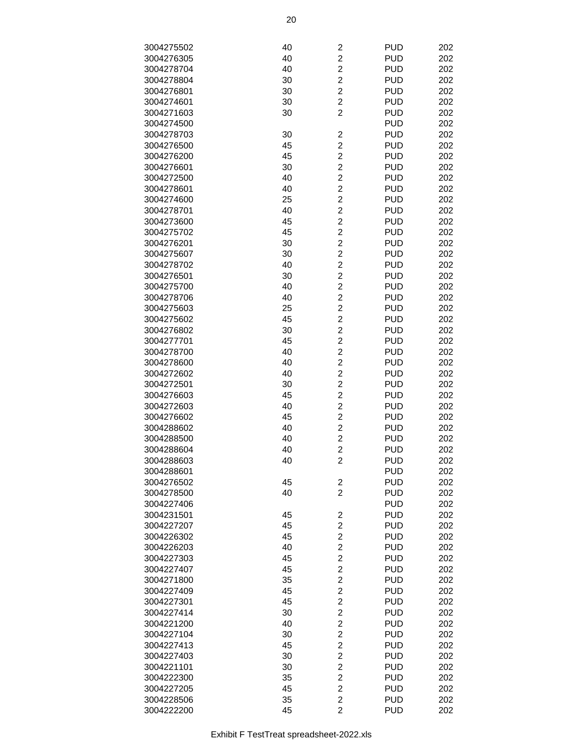| | | | | |
|---|---|---|---|---|
| 3004275502 | 40 | 2 | PUD | 202 |
| 3004276305 | 40 | 2 | PUD | 202 |
| 3004278704 | 40 | 2 | PUD | 202 |
| 3004278804 | 30 | 2 | PUD | 202 |
| 3004276801 | 30 | 2 | PUD | 202 |
| 3004274601 | 30 | 2 | PUD | 202 |
| 3004271603 | 30 | 2 | PUD | 202 |
| 3004274500 | | | PUD | 202 |
| 3004278703 | 30 | 2 | PUD | 202 |
| 3004276500 | 45 | 2 | PUD | 202 |
| 3004276200 | 45 | 2 | PUD | 202 |
| 3004276601 | 30 | 2 | PUD | 202 |
| 3004272500 | 40 | 2 | PUD | 202 |
| 3004278601 | 40 | 2 | PUD | 202 |
| 3004274600 | 25 | 2 | PUD | 202 |
| 3004278701 | 40 | 2 | PUD | 202 |
| 3004273600 | 45 | 2 | PUD | 202 |
| 3004275702 | 45 | 2 | PUD | 202 |
| 3004276201 | 30 | 2 | PUD | 202 |
| 3004275607 | 30 | 2 | PUD | 202 |
| 3004278702 | 40 | 2 | PUD | 202 |
| 3004276501 | 30 | 2 | PUD | 202 |
| 3004275700 | 40 | 2 | PUD | 202 |
| 3004278706 | 40 | 2 | PUD | 202 |
| 3004275603 | 25 | 2 | PUD | 202 |
| 3004275602 | 45 | 2 | PUD | 202 |
| 3004276802 | 30 | 2 | PUD | 202 |
| 3004277701 | 45 | 2 | PUD | 202 |
| 3004278700 | 40 | 2 | PUD | 202 |
| 3004278600 | 40 | 2 | PUD | 202 |
| 3004272602 | 40 | 2 | PUD | 202 |
| 3004272501 | 30 | 2 | PUD | 202 |
| 3004276603 | 45 | 2 | PUD | 202 |
| 3004272603 | 40 | 2 | PUD | 202 |
| 3004276602 | 45 | 2 | PUD | 202 |
| 3004288602 | 40 | 2 | PUD | 202 |
| 3004288500 | 40 | 2 | PUD | 202 |
| 3004288604 | 40 | 2 | PUD | 202 |
| 3004288603 | 40 | 2 | PUD | 202 |
| 3004288601 | | | PUD | 202 |
| 3004276502 | 45 | 2 | PUD | 202 |
| 3004278500 | 40 | 2 | PUD | 202 |
| 3004227406 | | | PUD | 202 |
| 3004231501 | 45 | 2 | PUD | 202 |
| 3004227207 | 45 | 2 | PUD | 202 |
| 3004226302 | 45 | 2 | PUD | 202 |
| 3004226203 | 40 | 2 | PUD | 202 |
| 3004227303 | 45 | 2 | PUD | 202 |
| 3004227407 | 45 | 2 | PUD | 202 |
| 3004271800 | 35 | 2 | PUD | 202 |
| 3004227409 | 45 | 2 | PUD | 202 |
| 3004227301 | 45 | 2 | PUD | 202 |
| 3004227414 | 30 | 2 | PUD | 202 |
| 3004221200 | 40 | 2 | PUD | 202 |
| 3004227104 | 30 | 2 | PUD | 202 |
| 3004227413 | 45 | 2 | PUD | 202 |
| 3004227403 | 30 | 2 | PUD | 202 |
| 3004221101 | 30 | 2 | PUD | 202 |
| 3004222300 | 35 | 2 | PUD | 202 |
| 3004227205 | 45 | 2 | PUD | 202 |
| 3004228506 | 35 | 2 | PUD | 202 |
| 3004222200 | 45 | 2 | PUD | 202 |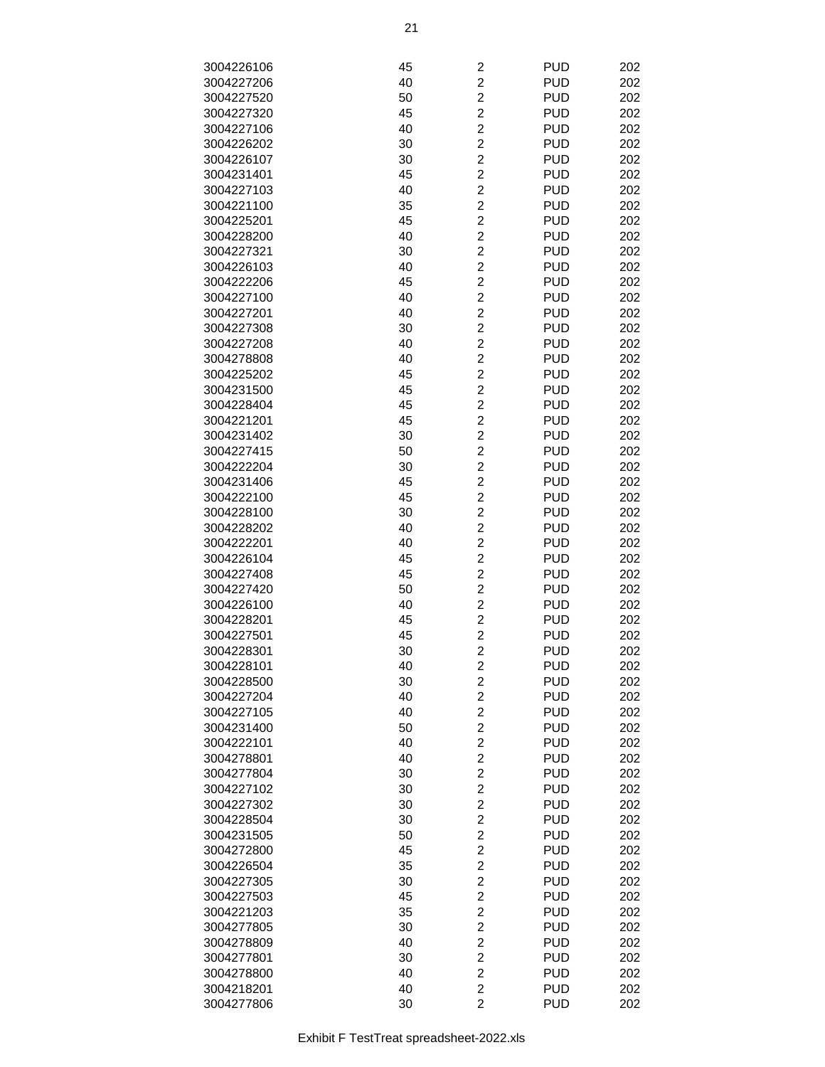| | | | | |
|---|---|---|---|---|
| 3004226106 | 45 | 2 | PUD | 202 |
| 3004227206 | 40 | 2 | PUD | 202 |
| 3004227520 | 50 | 2 | PUD | 202 |
| 3004227320 | 45 | 2 | PUD | 202 |
| 3004227106 | 40 | 2 | PUD | 202 |
| 3004226202 | 30 | 2 | PUD | 202 |
| 3004226107 | 30 | 2 | PUD | 202 |
| 3004231401 | 45 | 2 | PUD | 202 |
| 3004227103 | 40 | 2 | PUD | 202 |
| 3004221100 | 35 | 2 | PUD | 202 |
| 3004225201 | 45 | 2 | PUD | 202 |
| 3004228200 | 40 | 2 | PUD | 202 |
| 3004227321 | 30 | 2 | PUD | 202 |
| 3004226103 | 40 | 2 | PUD | 202 |
| 3004222206 | 45 | 2 | PUD | 202 |
| 3004227100 | 40 | 2 | PUD | 202 |
| 3004227201 | 40 | 2 | PUD | 202 |
| 3004227308 | 30 | 2 | PUD | 202 |
| 3004227208 | 40 | 2 | PUD | 202 |
| 3004278808 | 40 | 2 | PUD | 202 |
| 3004225202 | 45 | 2 | PUD | 202 |
| 3004231500 | 45 | 2 | PUD | 202 |
| 3004228404 | 45 | 2 | PUD | 202 |
| 3004221201 | 45 | 2 | PUD | 202 |
| 3004231402 | 30 | 2 | PUD | 202 |
| 3004227415 | 50 | 2 | PUD | 202 |
| 3004222204 | 30 | 2 | PUD | 202 |
| 3004231406 | 45 | 2 | PUD | 202 |
| 3004222100 | 45 | 2 | PUD | 202 |
| 3004228100 | 30 | 2 | PUD | 202 |
| 3004228202 | 40 | 2 | PUD | 202 |
| 3004222201 | 40 | 2 | PUD | 202 |
| 3004226104 | 45 | 2 | PUD | 202 |
| 3004227408 | 45 | 2 | PUD | 202 |
| 3004227420 | 50 | 2 | PUD | 202 |
| 3004226100 | 40 | 2 | PUD | 202 |
| 3004228201 | 45 | 2 | PUD | 202 |
| 3004227501 | 45 | 2 | PUD | 202 |
| 3004228301 | 30 | 2 | PUD | 202 |
| 3004228101 | 40 | 2 | PUD | 202 |
| 3004228500 | 30 | 2 | PUD | 202 |
| 3004227204 | 40 | 2 | PUD | 202 |
| 3004227105 | 40 | 2 | PUD | 202 |
| 3004231400 | 50 | 2 | PUD | 202 |
| 3004222101 | 40 | 2 | PUD | 202 |
| 3004278801 | 40 | 2 | PUD | 202 |
| 3004277804 | 30 | 2 | PUD | 202 |
| 3004227102 | 30 | 2 | PUD | 202 |
| 3004227302 | 30 | 2 | PUD | 202 |
| 3004228504 | 30 | 2 | PUD | 202 |
| 3004231505 | 50 | 2 | PUD | 202 |
| 3004272800 | 45 | 2 | PUD | 202 |
| 3004226504 | 35 | 2 | PUD | 202 |
| 3004227305 | 30 | 2 | PUD | 202 |
| 3004227503 | 45 | 2 | PUD | 202 |
| 3004221203 | 35 | 2 | PUD | 202 |
| 3004277805 | 30 | 2 | PUD | 202 |
| 3004278809 | 40 | 2 | PUD | 202 |
| 3004277801 | 30 | 2 | PUD | 202 |
| 3004278800 | 40 | 2 | PUD | 202 |
| 3004218201 | 40 | 2 | PUD | 202 |
| 3004277806 | 30 | 2 | PUD | 202 |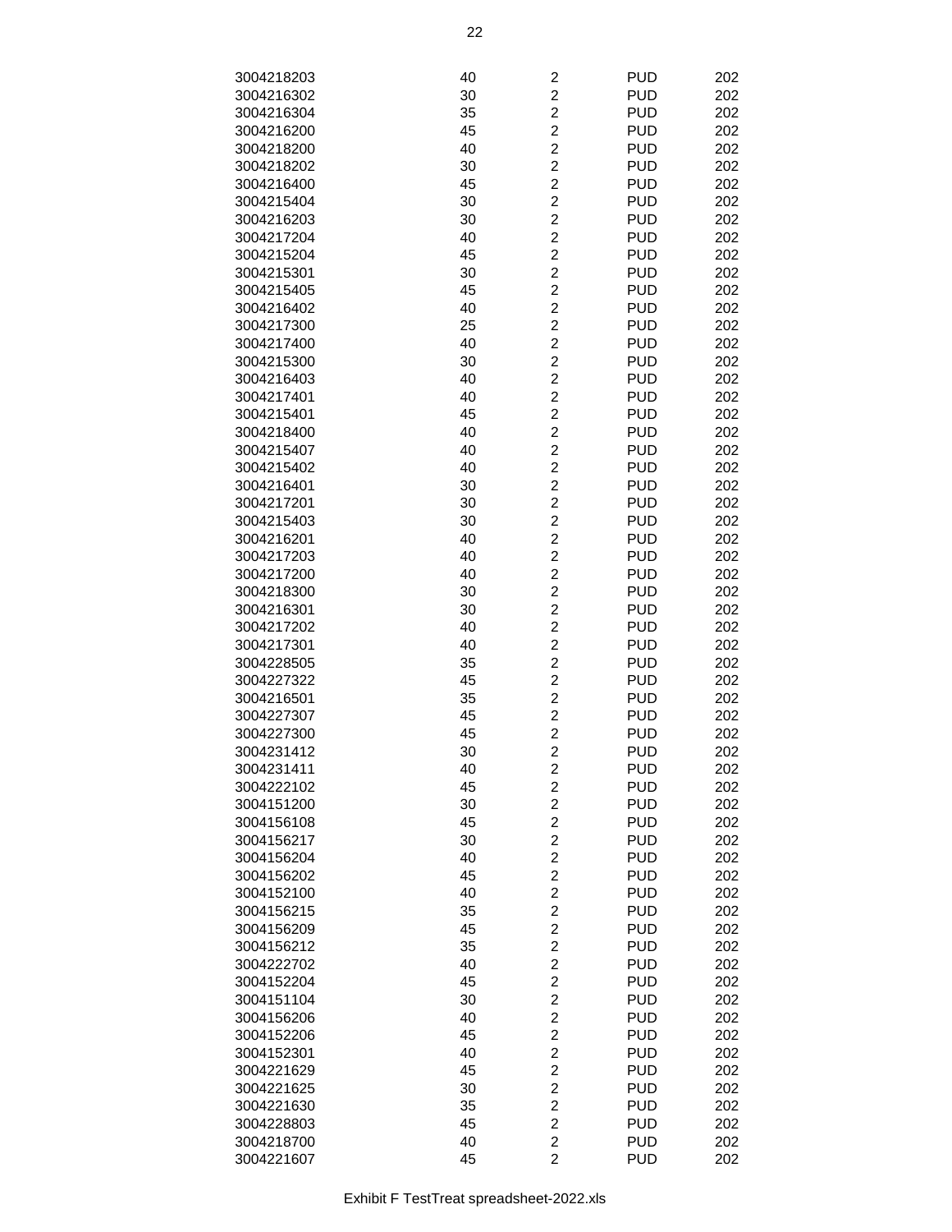| | | | | |
|---|---|---|---|---|
| 3004218203 | 40 | 2 | PUD | 202 |
| 3004216302 | 30 | 2 | PUD | 202 |
| 3004216304 | 35 | 2 | PUD | 202 |
| 3004216200 | 45 | 2 | PUD | 202 |
| 3004218200 | 40 | 2 | PUD | 202 |
| 3004218202 | 30 | 2 | PUD | 202 |
| 3004216400 | 45 | 2 | PUD | 202 |
| 3004215404 | 30 | 2 | PUD | 202 |
| 3004216203 | 30 | 2 | PUD | 202 |
| 3004217204 | 40 | 2 | PUD | 202 |
| 3004215204 | 45 | 2 | PUD | 202 |
| 3004215301 | 30 | 2 | PUD | 202 |
| 3004215405 | 45 | 2 | PUD | 202 |
| 3004216402 | 40 | 2 | PUD | 202 |
| 3004217300 | 25 | 2 | PUD | 202 |
| 3004217400 | 40 | 2 | PUD | 202 |
| 3004215300 | 30 | 2 | PUD | 202 |
| 3004216403 | 40 | 2 | PUD | 202 |
| 3004217401 | 40 | 2 | PUD | 202 |
| 3004215401 | 45 | 2 | PUD | 202 |
| 3004218400 | 40 | 2 | PUD | 202 |
| 3004215407 | 40 | 2 | PUD | 202 |
| 3004215402 | 40 | 2 | PUD | 202 |
| 3004216401 | 30 | 2 | PUD | 202 |
| 3004217201 | 30 | 2 | PUD | 202 |
| 3004215403 | 30 | 2 | PUD | 202 |
| 3004216201 | 40 | 2 | PUD | 202 |
| 3004217203 | 40 | 2 | PUD | 202 |
| 3004217200 | 40 | 2 | PUD | 202 |
| 3004218300 | 30 | 2 | PUD | 202 |
| 3004216301 | 30 | 2 | PUD | 202 |
| 3004217202 | 40 | 2 | PUD | 202 |
| 3004217301 | 40 | 2 | PUD | 202 |
| 3004228505 | 35 | 2 | PUD | 202 |
| 3004227322 | 45 | 2 | PUD | 202 |
| 3004216501 | 35 | 2 | PUD | 202 |
| 3004227307 | 45 | 2 | PUD | 202 |
| 3004227300 | 45 | 2 | PUD | 202 |
| 3004231412 | 30 | 2 | PUD | 202 |
| 3004231411 | 40 | 2 | PUD | 202 |
| 3004222102 | 45 | 2 | PUD | 202 |
| 3004151200 | 30 | 2 | PUD | 202 |
| 3004156108 | 45 | 2 | PUD | 202 |
| 3004156217 | 30 | 2 | PUD | 202 |
| 3004156204 | 40 | 2 | PUD | 202 |
| 3004156202 | 45 | 2 | PUD | 202 |
| 3004152100 | 40 | 2 | PUD | 202 |
| 3004156215 | 35 | 2 | PUD | 202 |
| 3004156209 | 45 | 2 | PUD | 202 |
| 3004156212 | 35 | 2 | PUD | 202 |
| 3004222702 | 40 | 2 | PUD | 202 |
| 3004152204 | 45 | 2 | PUD | 202 |
| 3004151104 | 30 | 2 | PUD | 202 |
| 3004156206 | 40 | 2 | PUD | 202 |
| 3004152206 | 45 | 2 | PUD | 202 |
| 3004152301 | 40 | 2 | PUD | 202 |
| 3004221629 | 45 | 2 | PUD | 202 |
| 3004221625 | 30 | 2 | PUD | 202 |
| 3004221630 | 35 | 2 | PUD | 202 |
| 3004228803 | 45 | 2 | PUD | 202 |
| 3004218700 | 40 | 2 | PUD | 202 |
| 3004221607 | 45 | 2 | PUD | 202 |

Exhibit F TestTreat spreadsheet-2022.xls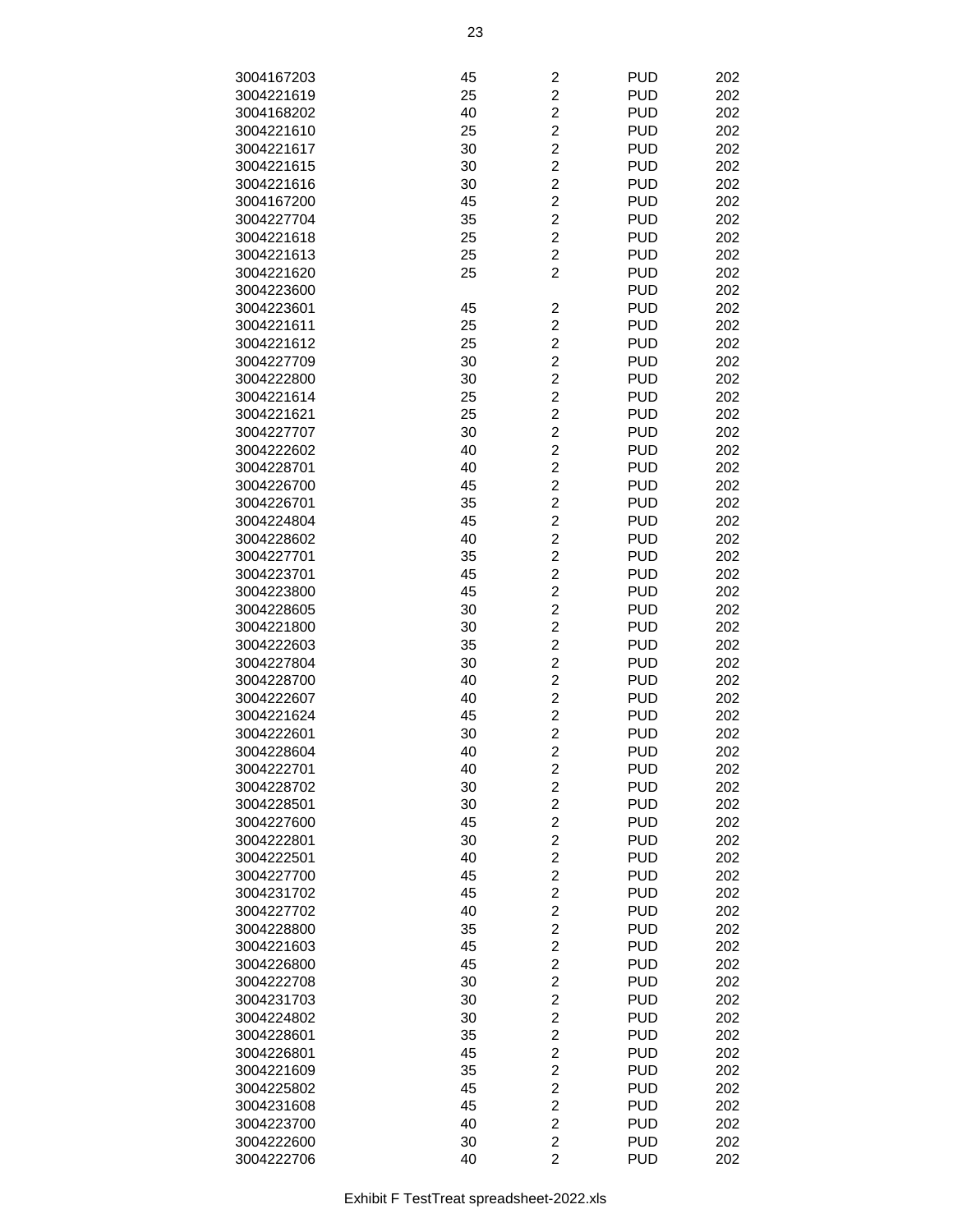| | | | | |
|---|---|---|---|---|
| 3004167203 | 45 | 2 | PUD | 202 |
| 3004221619 | 25 | 2 | PUD | 202 |
| 3004168202 | 40 | 2 | PUD | 202 |
| 3004221610 | 25 | 2 | PUD | 202 |
| 3004221617 | 30 | 2 | PUD | 202 |
| 3004221615 | 30 | 2 | PUD | 202 |
| 3004221616 | 30 | 2 | PUD | 202 |
| 3004167200 | 45 | 2 | PUD | 202 |
| 3004227704 | 35 | 2 | PUD | 202 |
| 3004221618 | 25 | 2 | PUD | 202 |
| 3004221613 | 25 | 2 | PUD | 202 |
| 3004221620 | 25 | 2 | PUD | 202 |
| 3004223600 | | | PUD | 202 |
| 3004223601 | 45 | 2 | PUD | 202 |
| 3004221611 | 25 | 2 | PUD | 202 |
| 3004221612 | 25 | 2 | PUD | 202 |
| 3004227709 | 30 | 2 | PUD | 202 |
| 3004222800 | 30 | 2 | PUD | 202 |
| 3004221614 | 25 | 2 | PUD | 202 |
| 3004221621 | 25 | 2 | PUD | 202 |
| 3004227707 | 30 | 2 | PUD | 202 |
| 3004222602 | 40 | 2 | PUD | 202 |
| 3004228701 | 40 | 2 | PUD | 202 |
| 3004226700 | 45 | 2 | PUD | 202 |
| 3004226701 | 35 | 2 | PUD | 202 |
| 3004224804 | 45 | 2 | PUD | 202 |
| 3004228602 | 40 | 2 | PUD | 202 |
| 3004227701 | 35 | 2 | PUD | 202 |
| 3004223701 | 45 | 2 | PUD | 202 |
| 3004223800 | 45 | 2 | PUD | 202 |
| 3004228605 | 30 | 2 | PUD | 202 |
| 3004221800 | 30 | 2 | PUD | 202 |
| 3004222603 | 35 | 2 | PUD | 202 |
| 3004227804 | 30 | 2 | PUD | 202 |
| 3004228700 | 40 | 2 | PUD | 202 |
| 3004222607 | 40 | 2 | PUD | 202 |
| 3004221624 | 45 | 2 | PUD | 202 |
| 3004222601 | 30 | 2 | PUD | 202 |
| 3004228604 | 40 | 2 | PUD | 202 |
| 3004222701 | 40 | 2 | PUD | 202 |
| 3004228702 | 30 | 2 | PUD | 202 |
| 3004228501 | 30 | 2 | PUD | 202 |
| 3004227600 | 45 | 2 | PUD | 202 |
| 3004222801 | 30 | 2 | PUD | 202 |
| 3004222501 | 40 | 2 | PUD | 202 |
| 3004227700 | 45 | 2 | PUD | 202 |
| 3004231702 | 45 | 2 | PUD | 202 |
| 3004227702 | 40 | 2 | PUD | 202 |
| 3004228800 | 35 | 2 | PUD | 202 |
| 3004221603 | 45 | 2 | PUD | 202 |
| 3004226800 | 45 | 2 | PUD | 202 |
| 3004222708 | 30 | 2 | PUD | 202 |
| 3004231703 | 30 | 2 | PUD | 202 |
| 3004224802 | 30 | 2 | PUD | 202 |
| 3004228601 | 35 | 2 | PUD | 202 |
| 3004226801 | 45 | 2 | PUD | 202 |
| 3004221609 | 35 | 2 | PUD | 202 |
| 3004225802 | 45 | 2 | PUD | 202 |
| 3004231608 | 45 | 2 | PUD | 202 |
| 3004223700 | 40 | 2 | PUD | 202 |
| 3004222600 | 30 | 2 | PUD | 202 |
| 3004222706 | 40 | 2 | PUD | 202 |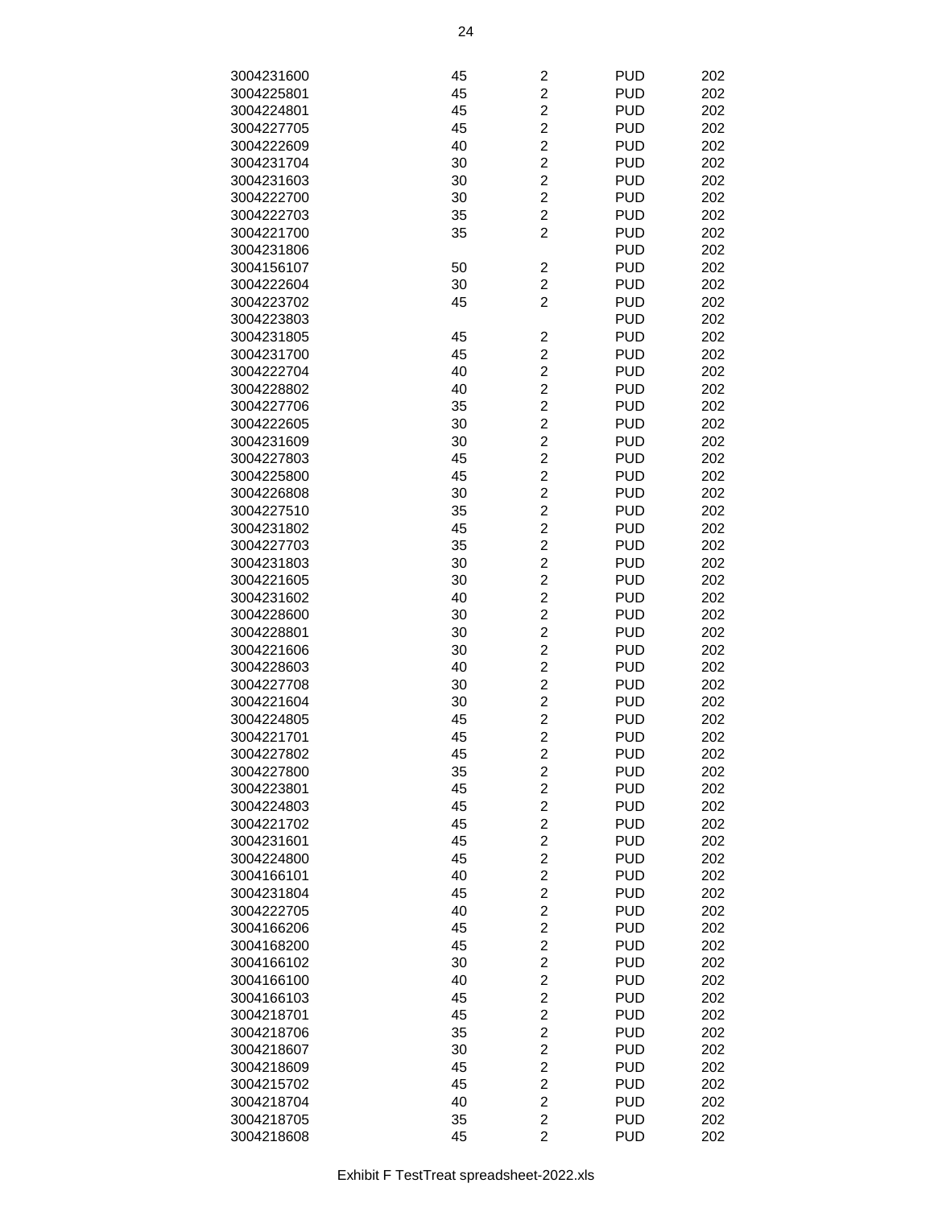| | | | | |
|---|---|---|---|---|
| 3004231600 | 45 | 2 | PUD | 202 |
| 3004225801 | 45 | 2 | PUD | 202 |
| 3004224801 | 45 | 2 | PUD | 202 |
| 3004227705 | 45 | 2 | PUD | 202 |
| 3004222609 | 40 | 2 | PUD | 202 |
| 3004231704 | 30 | 2 | PUD | 202 |
| 3004231603 | 30 | 2 | PUD | 202 |
| 3004222700 | 30 | 2 | PUD | 202 |
| 3004222703 | 35 | 2 | PUD | 202 |
| 3004221700 | 35 | 2 | PUD | 202 |
| 3004231806 | | | PUD | 202 |
| 3004156107 | 50 | 2 | PUD | 202 |
| 3004222604 | 30 | 2 | PUD | 202 |
| 3004223702 | 45 | 2 | PUD | 202 |
| 3004223803 | | | PUD | 202 |
| 3004231805 | 45 | 2 | PUD | 202 |
| 3004231700 | 45 | 2 | PUD | 202 |
| 3004222704 | 40 | 2 | PUD | 202 |
| 3004228802 | 40 | 2 | PUD | 202 |
| 3004227706 | 35 | 2 | PUD | 202 |
| 3004222605 | 30 | 2 | PUD | 202 |
| 3004231609 | 30 | 2 | PUD | 202 |
| 3004227803 | 45 | 2 | PUD | 202 |
| 3004225800 | 45 | 2 | PUD | 202 |
| 3004226808 | 30 | 2 | PUD | 202 |
| 3004227510 | 35 | 2 | PUD | 202 |
| 3004231802 | 45 | 2 | PUD | 202 |
| 3004227703 | 35 | 2 | PUD | 202 |
| 3004231803 | 30 | 2 | PUD | 202 |
| 3004221605 | 30 | 2 | PUD | 202 |
| 3004231602 | 40 | 2 | PUD | 202 |
| 3004228600 | 30 | 2 | PUD | 202 |
| 3004228801 | 30 | 2 | PUD | 202 |
| 3004221606 | 30 | 2 | PUD | 202 |
| 3004228603 | 40 | 2 | PUD | 202 |
| 3004227708 | 30 | 2 | PUD | 202 |
| 3004221604 | 30 | 2 | PUD | 202 |
| 3004224805 | 45 | 2 | PUD | 202 |
| 3004221701 | 45 | 2 | PUD | 202 |
| 3004227802 | 45 | 2 | PUD | 202 |
| 3004227800 | 35 | 2 | PUD | 202 |
| 3004223801 | 45 | 2 | PUD | 202 |
| 3004224803 | 45 | 2 | PUD | 202 |
| 3004221702 | 45 | 2 | PUD | 202 |
| 3004231601 | 45 | 2 | PUD | 202 |
| 3004224800 | 45 | 2 | PUD | 202 |
| 3004166101 | 40 | 2 | PUD | 202 |
| 3004231804 | 45 | 2 | PUD | 202 |
| 3004222705 | 40 | 2 | PUD | 202 |
| 3004166206 | 45 | 2 | PUD | 202 |
| 3004168200 | 45 | 2 | PUD | 202 |
| 3004166102 | 30 | 2 | PUD | 202 |
| 3004166100 | 40 | 2 | PUD | 202 |
| 3004166103 | 45 | 2 | PUD | 202 |
| 3004218701 | 45 | 2 | PUD | 202 |
| 3004218706 | 35 | 2 | PUD | 202 |
| 3004218607 | 30 | 2 | PUD | 202 |
| 3004218609 | 45 | 2 | PUD | 202 |
| 3004215702 | 45 | 2 | PUD | 202 |
| 3004218704 | 40 | 2 | PUD | 202 |
| 3004218705 | 35 | 2 | PUD | 202 |
| 3004218608 | 45 | 2 | PUD | 202 |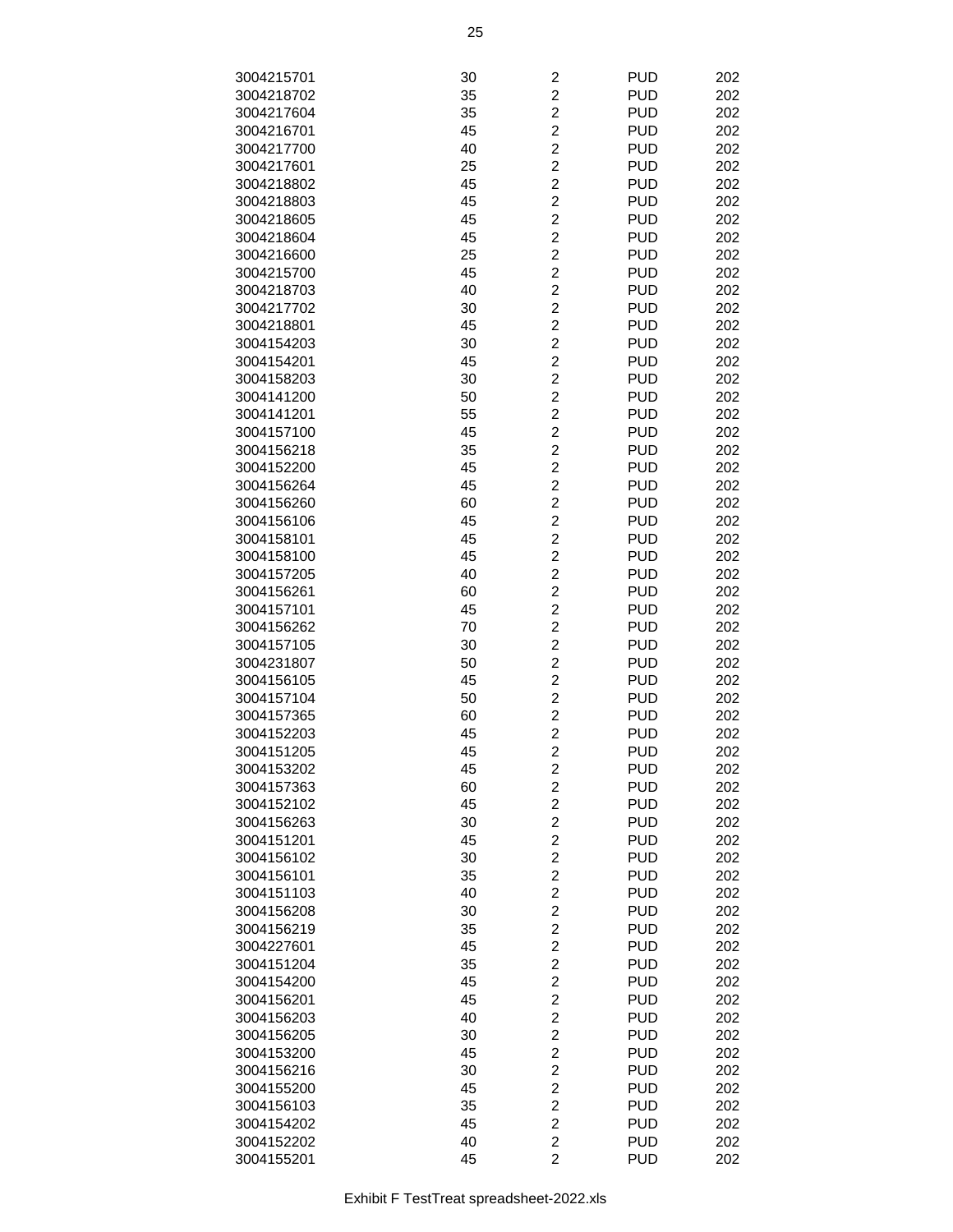| | | | | |
|---|---|---|---|---|
| 3004215701 | 30 | 2 | PUD | 202 |
| 3004218702 | 35 | 2 | PUD | 202 |
| 3004217604 | 35 | 2 | PUD | 202 |
| 3004216701 | 45 | 2 | PUD | 202 |
| 3004217700 | 40 | 2 | PUD | 202 |
| 3004217601 | 25 | 2 | PUD | 202 |
| 3004218802 | 45 | 2 | PUD | 202 |
| 3004218803 | 45 | 2 | PUD | 202 |
| 3004218605 | 45 | 2 | PUD | 202 |
| 3004218604 | 45 | 2 | PUD | 202 |
| 3004216600 | 25 | 2 | PUD | 202 |
| 3004215700 | 45 | 2 | PUD | 202 |
| 3004218703 | 40 | 2 | PUD | 202 |
| 3004217702 | 30 | 2 | PUD | 202 |
| 3004218801 | 45 | 2 | PUD | 202 |
| 3004154203 | 30 | 2 | PUD | 202 |
| 3004154201 | 45 | 2 | PUD | 202 |
| 3004158203 | 30 | 2 | PUD | 202 |
| 3004141200 | 50 | 2 | PUD | 202 |
| 3004141201 | 55 | 2 | PUD | 202 |
| 3004157100 | 45 | 2 | PUD | 202 |
| 3004156218 | 35 | 2 | PUD | 202 |
| 3004152200 | 45 | 2 | PUD | 202 |
| 3004156264 | 45 | 2 | PUD | 202 |
| 3004156260 | 60 | 2 | PUD | 202 |
| 3004156106 | 45 | 2 | PUD | 202 |
| 3004158101 | 45 | 2 | PUD | 202 |
| 3004158100 | 45 | 2 | PUD | 202 |
| 3004157205 | 40 | 2 | PUD | 202 |
| 3004156261 | 60 | 2 | PUD | 202 |
| 3004157101 | 45 | 2 | PUD | 202 |
| 3004156262 | 70 | 2 | PUD | 202 |
| 3004157105 | 30 | 2 | PUD | 202 |
| 3004231807 | 50 | 2 | PUD | 202 |
| 3004156105 | 45 | 2 | PUD | 202 |
| 3004157104 | 50 | 2 | PUD | 202 |
| 3004157365 | 60 | 2 | PUD | 202 |
| 3004152203 | 45 | 2 | PUD | 202 |
| 3004151205 | 45 | 2 | PUD | 202 |
| 3004153202 | 45 | 2 | PUD | 202 |
| 3004157363 | 60 | 2 | PUD | 202 |
| 3004152102 | 45 | 2 | PUD | 202 |
| 3004156263 | 30 | 2 | PUD | 202 |
| 3004151201 | 45 | 2 | PUD | 202 |
| 3004156102 | 30 | 2 | PUD | 202 |
| 3004156101 | 35 | 2 | PUD | 202 |
| 3004151103 | 40 | 2 | PUD | 202 |
| 3004156208 | 30 | 2 | PUD | 202 |
| 3004156219 | 35 | 2 | PUD | 202 |
| 3004227601 | 45 | 2 | PUD | 202 |
| 3004151204 | 35 | 2 | PUD | 202 |
| 3004154200 | 45 | 2 | PUD | 202 |
| 3004156201 | 45 | 2 | PUD | 202 |
| 3004156203 | 40 | 2 | PUD | 202 |
| 3004156205 | 30 | 2 | PUD | 202 |
| 3004153200 | 45 | 2 | PUD | 202 |
| 3004156216 | 30 | 2 | PUD | 202 |
| 3004155200 | 45 | 2 | PUD | 202 |
| 3004156103 | 35 | 2 | PUD | 202 |
| 3004154202 | 45 | 2 | PUD | 202 |
| 3004152202 | 40 | 2 | PUD | 202 |
| 3004155201 | 45 | 2 | PUD | 202 |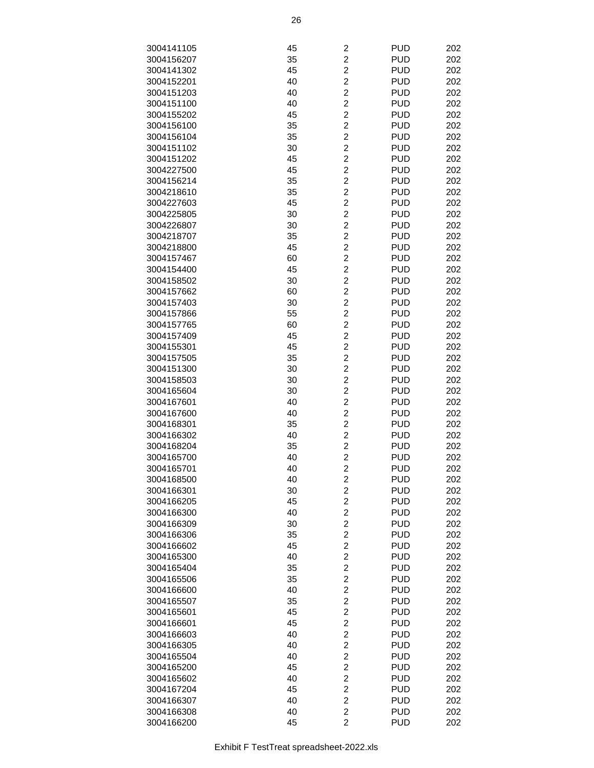| | | | | |
|---|---|---|---|---|
| 3004141105 | 45 | 2 | PUD | 202 |
| 3004156207 | 35 | 2 | PUD | 202 |
| 3004141302 | 45 | 2 | PUD | 202 |
| 3004152201 | 40 | 2 | PUD | 202 |
| 3004151203 | 40 | 2 | PUD | 202 |
| 3004151100 | 40 | 2 | PUD | 202 |
| 3004155202 | 45 | 2 | PUD | 202 |
| 3004156100 | 35 | 2 | PUD | 202 |
| 3004156104 | 35 | 2 | PUD | 202 |
| 3004151102 | 30 | 2 | PUD | 202 |
| 3004151202 | 45 | 2 | PUD | 202 |
| 3004227500 | 45 | 2 | PUD | 202 |
| 3004156214 | 35 | 2 | PUD | 202 |
| 3004218610 | 35 | 2 | PUD | 202 |
| 3004227603 | 45 | 2 | PUD | 202 |
| 3004225805 | 30 | 2 | PUD | 202 |
| 3004226807 | 30 | 2 | PUD | 202 |
| 3004218707 | 35 | 2 | PUD | 202 |
| 3004218800 | 45 | 2 | PUD | 202 |
| 3004157467 | 60 | 2 | PUD | 202 |
| 3004154400 | 45 | 2 | PUD | 202 |
| 3004158502 | 30 | 2 | PUD | 202 |
| 3004157662 | 60 | 2 | PUD | 202 |
| 3004157403 | 30 | 2 | PUD | 202 |
| 3004157866 | 55 | 2 | PUD | 202 |
| 3004157765 | 60 | 2 | PUD | 202 |
| 3004157409 | 45 | 2 | PUD | 202 |
| 3004155301 | 45 | 2 | PUD | 202 |
| 3004157505 | 35 | 2 | PUD | 202 |
| 3004151300 | 30 | 2 | PUD | 202 |
| 3004158503 | 30 | 2 | PUD | 202 |
| 3004165604 | 30 | 2 | PUD | 202 |
| 3004167601 | 40 | 2 | PUD | 202 |
| 3004167600 | 40 | 2 | PUD | 202 |
| 3004168301 | 35 | 2 | PUD | 202 |
| 3004166302 | 40 | 2 | PUD | 202 |
| 3004168204 | 35 | 2 | PUD | 202 |
| 3004165700 | 40 | 2 | PUD | 202 |
| 3004165701 | 40 | 2 | PUD | 202 |
| 3004168500 | 40 | 2 | PUD | 202 |
| 3004166301 | 30 | 2 | PUD | 202 |
| 3004166205 | 45 | 2 | PUD | 202 |
| 3004166300 | 40 | 2 | PUD | 202 |
| 3004166309 | 30 | 2 | PUD | 202 |
| 3004166306 | 35 | 2 | PUD | 202 |
| 3004166602 | 45 | 2 | PUD | 202 |
| 3004165300 | 40 | 2 | PUD | 202 |
| 3004165404 | 35 | 2 | PUD | 202 |
| 3004165506 | 35 | 2 | PUD | 202 |
| 3004166600 | 40 | 2 | PUD | 202 |
| 3004165507 | 35 | 2 | PUD | 202 |
| 3004165601 | 45 | 2 | PUD | 202 |
| 3004166601 | 45 | 2 | PUD | 202 |
| 3004166603 | 40 | 2 | PUD | 202 |
| 3004166305 | 40 | 2 | PUD | 202 |
| 3004165504 | 40 | 2 | PUD | 202 |
| 3004165200 | 45 | 2 | PUD | 202 |
| 3004165602 | 40 | 2 | PUD | 202 |
| 3004167204 | 45 | 2 | PUD | 202 |
| 3004166307 | 40 | 2 | PUD | 202 |
| 3004166308 | 40 | 2 | PUD | 202 |
| 3004166200 | 45 | 2 | PUD | 202 |

Exhibit F TestTreat spreadsheet-2022.xls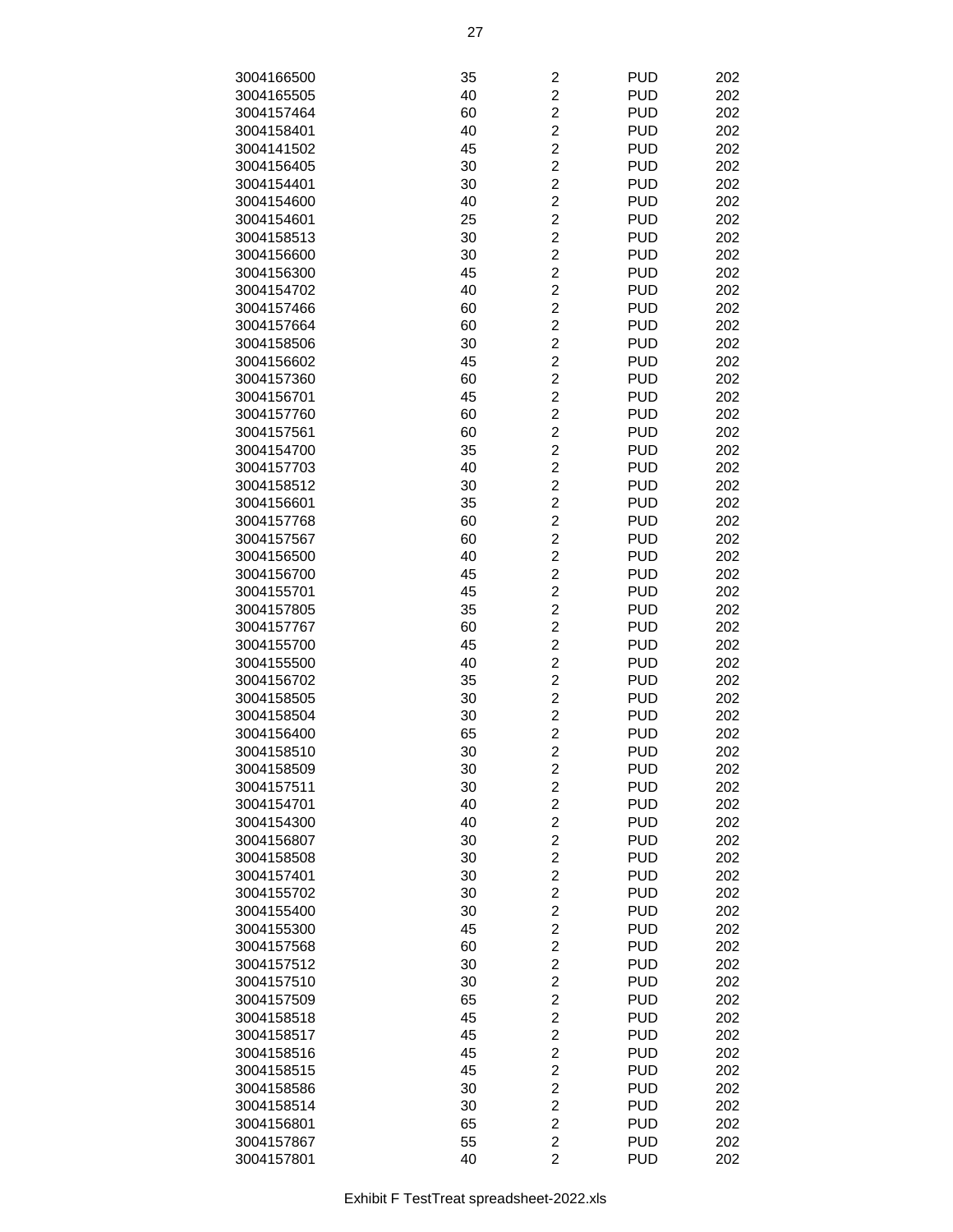| | | | | |
|---|---|---|---|---|
| 3004166500 | 35 | 2 | PUD | 202 |
| 3004165505 | 40 | 2 | PUD | 202 |
| 3004157464 | 60 | 2 | PUD | 202 |
| 3004158401 | 40 | 2 | PUD | 202 |
| 3004141502 | 45 | 2 | PUD | 202 |
| 3004156405 | 30 | 2 | PUD | 202 |
| 3004154401 | 30 | 2 | PUD | 202 |
| 3004154600 | 40 | 2 | PUD | 202 |
| 3004154601 | 25 | 2 | PUD | 202 |
| 3004158513 | 30 | 2 | PUD | 202 |
| 3004156600 | 30 | 2 | PUD | 202 |
| 3004156300 | 45 | 2 | PUD | 202 |
| 3004154702 | 40 | 2 | PUD | 202 |
| 3004157466 | 60 | 2 | PUD | 202 |
| 3004157664 | 60 | 2 | PUD | 202 |
| 3004158506 | 30 | 2 | PUD | 202 |
| 3004156602 | 45 | 2 | PUD | 202 |
| 3004157360 | 60 | 2 | PUD | 202 |
| 3004156701 | 45 | 2 | PUD | 202 |
| 3004157760 | 60 | 2 | PUD | 202 |
| 3004157561 | 60 | 2 | PUD | 202 |
| 3004154700 | 35 | 2 | PUD | 202 |
| 3004157703 | 40 | 2 | PUD | 202 |
| 3004158512 | 30 | 2 | PUD | 202 |
| 3004156601 | 35 | 2 | PUD | 202 |
| 3004157768 | 60 | 2 | PUD | 202 |
| 3004157567 | 60 | 2 | PUD | 202 |
| 3004156500 | 40 | 2 | PUD | 202 |
| 3004156700 | 45 | 2 | PUD | 202 |
| 3004155701 | 45 | 2 | PUD | 202 |
| 3004157805 | 35 | 2 | PUD | 202 |
| 3004157767 | 60 | 2 | PUD | 202 |
| 3004155700 | 45 | 2 | PUD | 202 |
| 3004155500 | 40 | 2 | PUD | 202 |
| 3004156702 | 35 | 2 | PUD | 202 |
| 3004158505 | 30 | 2 | PUD | 202 |
| 3004158504 | 30 | 2 | PUD | 202 |
| 3004156400 | 65 | 2 | PUD | 202 |
| 3004158510 | 30 | 2 | PUD | 202 |
| 3004158509 | 30 | 2 | PUD | 202 |
| 3004157511 | 30 | 2 | PUD | 202 |
| 3004154701 | 40 | 2 | PUD | 202 |
| 3004154300 | 40 | 2 | PUD | 202 |
| 3004156807 | 30 | 2 | PUD | 202 |
| 3004158508 | 30 | 2 | PUD | 202 |
| 3004157401 | 30 | 2 | PUD | 202 |
| 3004155702 | 30 | 2 | PUD | 202 |
| 3004155400 | 30 | 2 | PUD | 202 |
| 3004155300 | 45 | 2 | PUD | 202 |
| 3004157568 | 60 | 2 | PUD | 202 |
| 3004157512 | 30 | 2 | PUD | 202 |
| 3004157510 | 30 | 2 | PUD | 202 |
| 3004157509 | 65 | 2 | PUD | 202 |
| 3004158518 | 45 | 2 | PUD | 202 |
| 3004158517 | 45 | 2 | PUD | 202 |
| 3004158516 | 45 | 2 | PUD | 202 |
| 3004158515 | 45 | 2 | PUD | 202 |
| 3004158586 | 30 | 2 | PUD | 202 |
| 3004158514 | 30 | 2 | PUD | 202 |
| 3004156801 | 65 | 2 | PUD | 202 |
| 3004157867 | 55 | 2 | PUD | 202 |
| 3004157801 | 40 | 2 | PUD | 202 |

Exhibit F TestTreat spreadsheet-2022.xls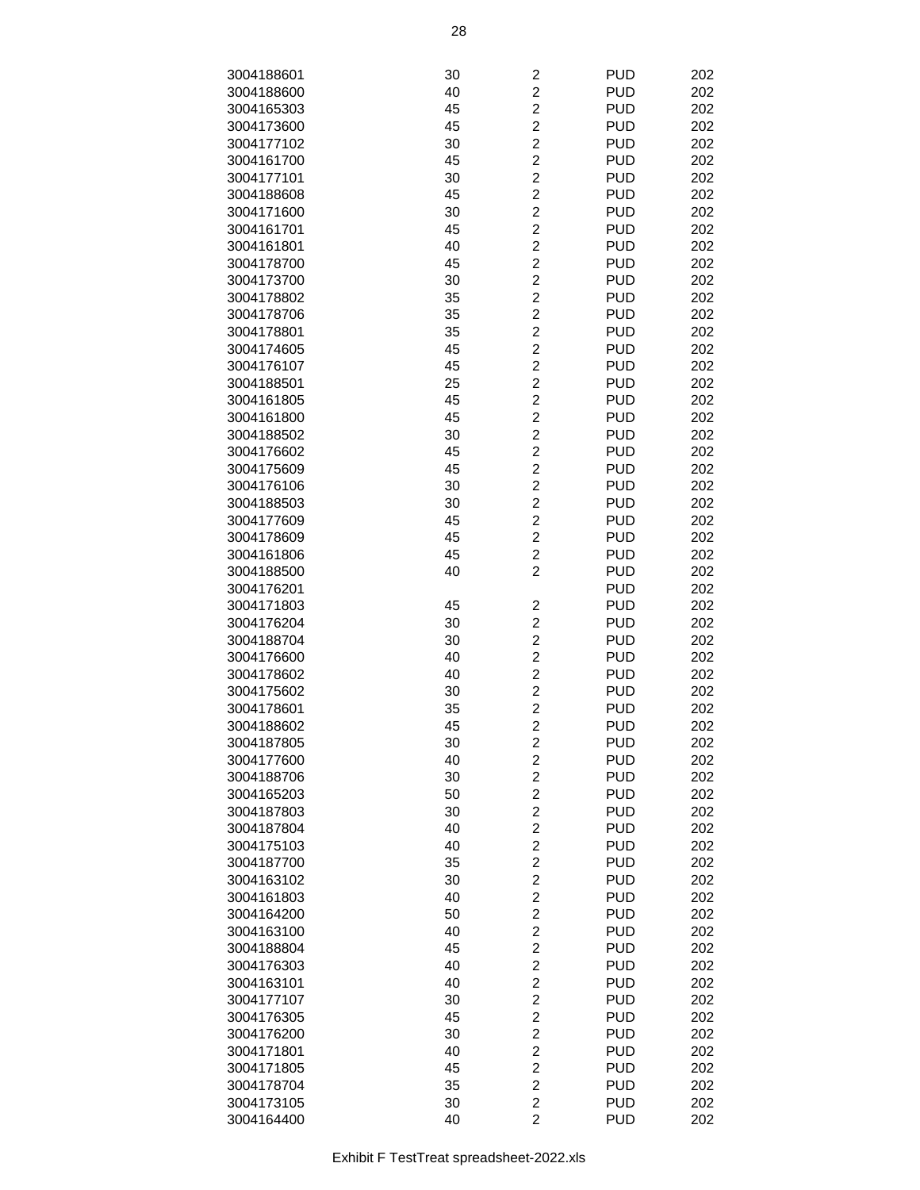| | | | | |
|---|---|---|---|---|
| 3004188601 | 30 | 2 | PUD | 202 |
| 3004188600 | 40 | 2 | PUD | 202 |
| 3004165303 | 45 | 2 | PUD | 202 |
| 3004173600 | 45 | 2 | PUD | 202 |
| 3004177102 | 30 | 2 | PUD | 202 |
| 3004161700 | 45 | 2 | PUD | 202 |
| 3004177101 | 30 | 2 | PUD | 202 |
| 3004188608 | 45 | 2 | PUD | 202 |
| 3004171600 | 30 | 2 | PUD | 202 |
| 3004161701 | 45 | 2 | PUD | 202 |
| 3004161801 | 40 | 2 | PUD | 202 |
| 3004178700 | 45 | 2 | PUD | 202 |
| 3004173700 | 30 | 2 | PUD | 202 |
| 3004178802 | 35 | 2 | PUD | 202 |
| 3004178706 | 35 | 2 | PUD | 202 |
| 3004178801 | 35 | 2 | PUD | 202 |
| 3004174605 | 45 | 2 | PUD | 202 |
| 3004176107 | 45 | 2 | PUD | 202 |
| 3004188501 | 25 | 2 | PUD | 202 |
| 3004161805 | 45 | 2 | PUD | 202 |
| 3004161800 | 45 | 2 | PUD | 202 |
| 3004188502 | 30 | 2 | PUD | 202 |
| 3004176602 | 45 | 2 | PUD | 202 |
| 3004175609 | 45 | 2 | PUD | 202 |
| 3004176106 | 30 | 2 | PUD | 202 |
| 3004188503 | 30 | 2 | PUD | 202 |
| 3004177609 | 45 | 2 | PUD | 202 |
| 3004178609 | 45 | 2 | PUD | 202 |
| 3004161806 | 45 | 2 | PUD | 202 |
| 3004188500 | 40 | 2 | PUD | 202 |
| 3004176201 | | | PUD | 202 |
| 3004171803 | 45 | 2 | PUD | 202 |
| 3004176204 | 30 | 2 | PUD | 202 |
| 3004188704 | 30 | 2 | PUD | 202 |
| 3004176600 | 40 | 2 | PUD | 202 |
| 3004178602 | 40 | 2 | PUD | 202 |
| 3004175602 | 30 | 2 | PUD | 202 |
| 3004178601 | 35 | 2 | PUD | 202 |
| 3004188602 | 45 | 2 | PUD | 202 |
| 3004187805 | 30 | 2 | PUD | 202 |
| 3004177600 | 40 | 2 | PUD | 202 |
| 3004188706 | 30 | 2 | PUD | 202 |
| 3004165203 | 50 | 2 | PUD | 202 |
| 3004187803 | 30 | 2 | PUD | 202 |
| 3004187804 | 40 | 2 | PUD | 202 |
| 3004175103 | 40 | 2 | PUD | 202 |
| 3004187700 | 35 | 2 | PUD | 202 |
| 3004163102 | 30 | 2 | PUD | 202 |
| 3004161803 | 40 | 2 | PUD | 202 |
| 3004164200 | 50 | 2 | PUD | 202 |
| 3004163100 | 40 | 2 | PUD | 202 |
| 3004188804 | 45 | 2 | PUD | 202 |
| 3004176303 | 40 | 2 | PUD | 202 |
| 3004163101 | 40 | 2 | PUD | 202 |
| 3004177107 | 30 | 2 | PUD | 202 |
| 3004176305 | 45 | 2 | PUD | 202 |
| 3004176200 | 30 | 2 | PUD | 202 |
| 3004171801 | 40 | 2 | PUD | 202 |
| 3004171805 | 45 | 2 | PUD | 202 |
| 3004178704 | 35 | 2 | PUD | 202 |
| 3004173105 | 30 | 2 | PUD | 202 |
| 3004164400 | 40 | 2 | PUD | 202 |

Exhibit F TestTreat spreadsheet-2022.xls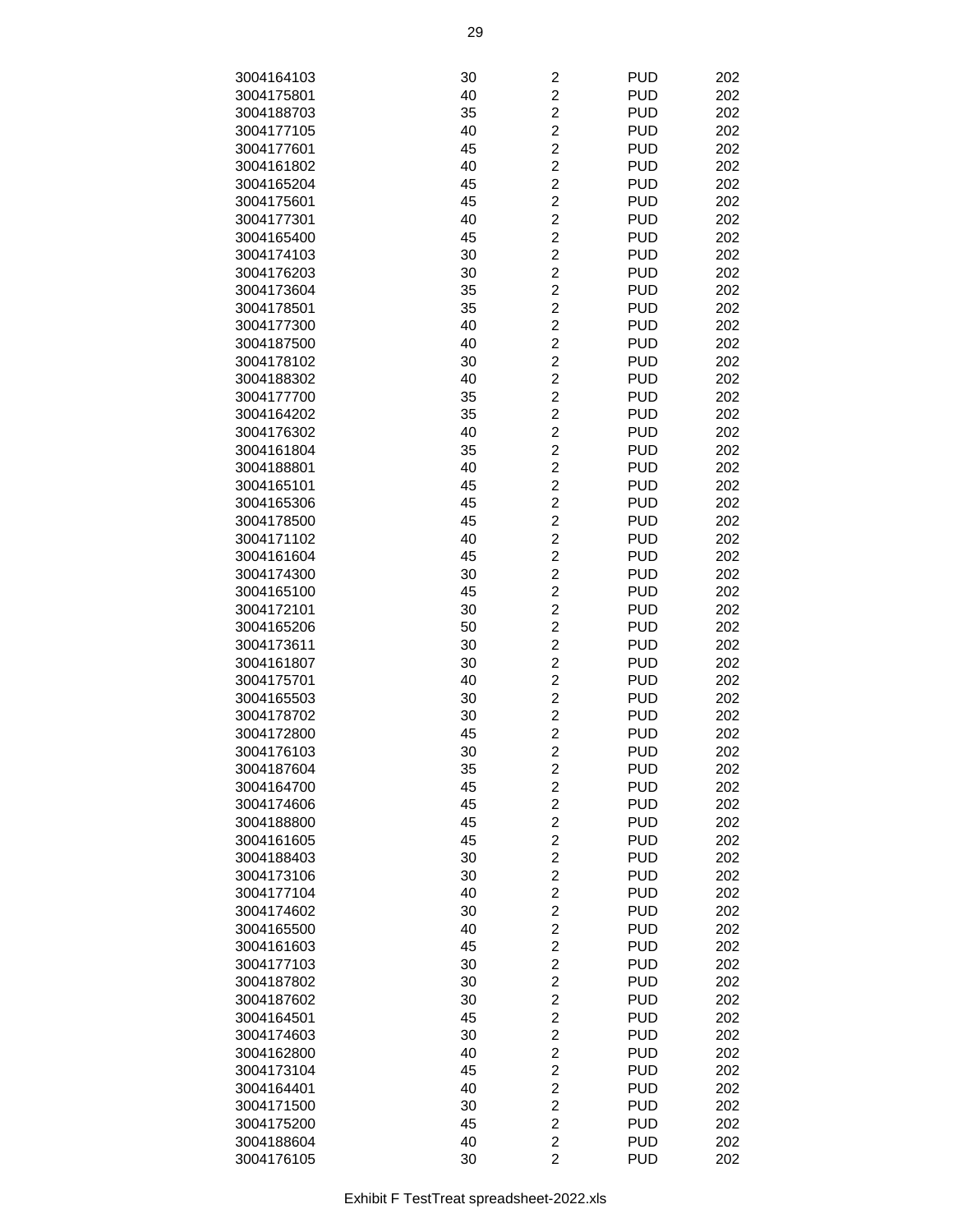| | | | | |
|---|---|---|---|---|
| 3004164103 | 30 | 2 | PUD | 202 |
| 3004175801 | 40 | 2 | PUD | 202 |
| 3004188703 | 35 | 2 | PUD | 202 |
| 3004177105 | 40 | 2 | PUD | 202 |
| 3004177601 | 45 | 2 | PUD | 202 |
| 3004161802 | 40 | 2 | PUD | 202 |
| 3004165204 | 45 | 2 | PUD | 202 |
| 3004175601 | 45 | 2 | PUD | 202 |
| 3004177301 | 40 | 2 | PUD | 202 |
| 3004165400 | 45 | 2 | PUD | 202 |
| 3004174103 | 30 | 2 | PUD | 202 |
| 3004176203 | 30 | 2 | PUD | 202 |
| 3004173604 | 35 | 2 | PUD | 202 |
| 3004178501 | 35 | 2 | PUD | 202 |
| 3004177300 | 40 | 2 | PUD | 202 |
| 3004187500 | 40 | 2 | PUD | 202 |
| 3004178102 | 30 | 2 | PUD | 202 |
| 3004188302 | 40 | 2 | PUD | 202 |
| 3004177700 | 35 | 2 | PUD | 202 |
| 3004164202 | 35 | 2 | PUD | 202 |
| 3004176302 | 40 | 2 | PUD | 202 |
| 3004161804 | 35 | 2 | PUD | 202 |
| 3004188801 | 40 | 2 | PUD | 202 |
| 3004165101 | 45 | 2 | PUD | 202 |
| 3004165306 | 45 | 2 | PUD | 202 |
| 3004178500 | 45 | 2 | PUD | 202 |
| 3004171102 | 40 | 2 | PUD | 202 |
| 3004161604 | 45 | 2 | PUD | 202 |
| 3004174300 | 30 | 2 | PUD | 202 |
| 3004165100 | 45 | 2 | PUD | 202 |
| 3004172101 | 30 | 2 | PUD | 202 |
| 3004165206 | 50 | 2 | PUD | 202 |
| 3004173611 | 30 | 2 | PUD | 202 |
| 3004161807 | 30 | 2 | PUD | 202 |
| 3004175701 | 40 | 2 | PUD | 202 |
| 3004165503 | 30 | 2 | PUD | 202 |
| 3004178702 | 30 | 2 | PUD | 202 |
| 3004172800 | 45 | 2 | PUD | 202 |
| 3004176103 | 30 | 2 | PUD | 202 |
| 3004187604 | 35 | 2 | PUD | 202 |
| 3004164700 | 45 | 2 | PUD | 202 |
| 3004174606 | 45 | 2 | PUD | 202 |
| 3004188800 | 45 | 2 | PUD | 202 |
| 3004161605 | 45 | 2 | PUD | 202 |
| 3004188403 | 30 | 2 | PUD | 202 |
| 3004173106 | 30 | 2 | PUD | 202 |
| 3004177104 | 40 | 2 | PUD | 202 |
| 3004174602 | 30 | 2 | PUD | 202 |
| 3004165500 | 40 | 2 | PUD | 202 |
| 3004161603 | 45 | 2 | PUD | 202 |
| 3004177103 | 30 | 2 | PUD | 202 |
| 3004187802 | 30 | 2 | PUD | 202 |
| 3004187602 | 30 | 2 | PUD | 202 |
| 3004164501 | 45 | 2 | PUD | 202 |
| 3004174603 | 30 | 2 | PUD | 202 |
| 3004162800 | 40 | 2 | PUD | 202 |
| 3004173104 | 45 | 2 | PUD | 202 |
| 3004164401 | 40 | 2 | PUD | 202 |
| 3004171500 | 30 | 2 | PUD | 202 |
| 3004175200 | 45 | 2 | PUD | 202 |
| 3004188604 | 40 | 2 | PUD | 202 |
| 3004176105 | 30 | 2 | PUD | 202 |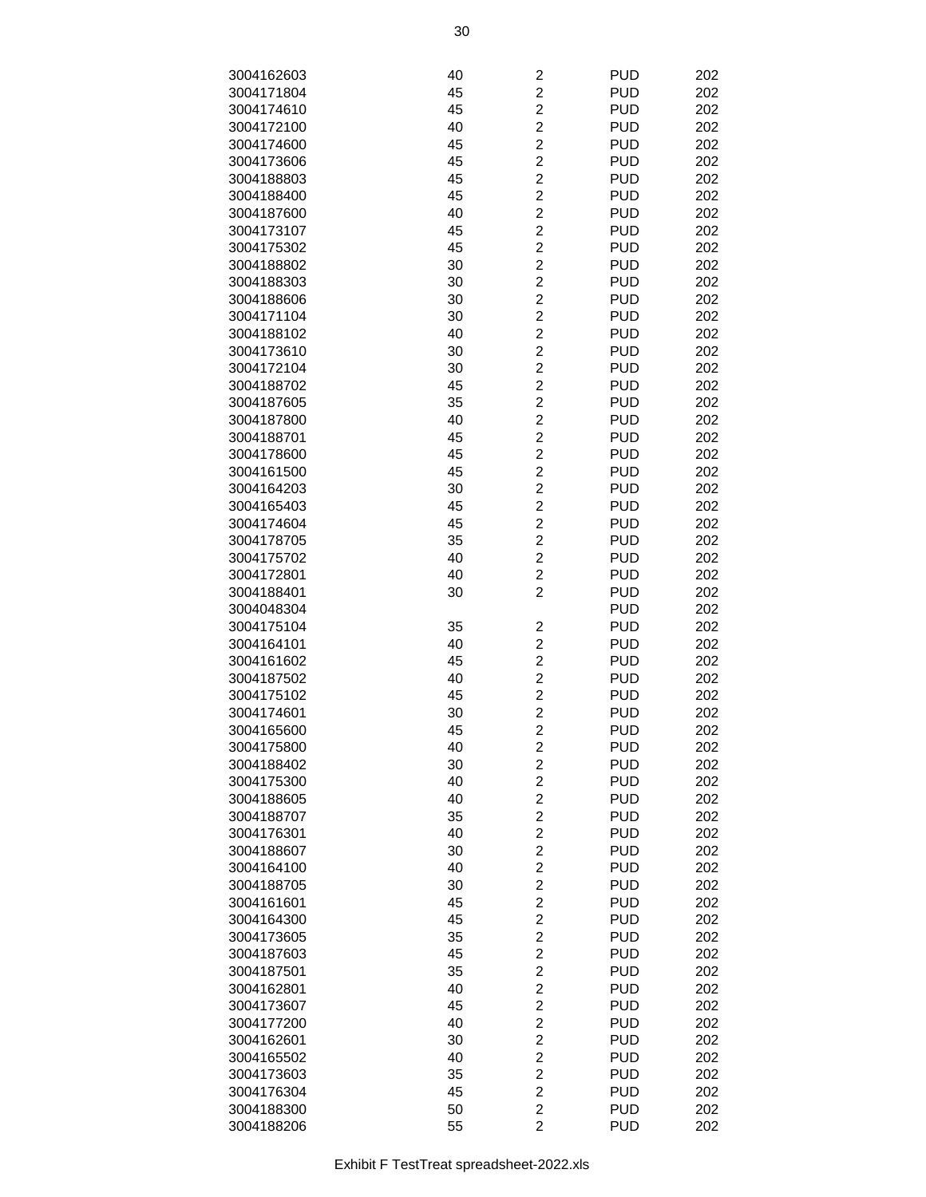| | | | | |
|---|---|---|---|---|
| 3004162603 | 40 | 2 | PUD | 202 |
| 3004171804 | 45 | 2 | PUD | 202 |
| 3004174610 | 45 | 2 | PUD | 202 |
| 3004172100 | 40 | 2 | PUD | 202 |
| 3004174600 | 45 | 2 | PUD | 202 |
| 3004173606 | 45 | 2 | PUD | 202 |
| 3004188803 | 45 | 2 | PUD | 202 |
| 3004188400 | 45 | 2 | PUD | 202 |
| 3004187600 | 40 | 2 | PUD | 202 |
| 3004173107 | 45 | 2 | PUD | 202 |
| 3004175302 | 45 | 2 | PUD | 202 |
| 3004188802 | 30 | 2 | PUD | 202 |
| 3004188303 | 30 | 2 | PUD | 202 |
| 3004188606 | 30 | 2 | PUD | 202 |
| 3004171104 | 30 | 2 | PUD | 202 |
| 3004188102 | 40 | 2 | PUD | 202 |
| 3004173610 | 30 | 2 | PUD | 202 |
| 3004172104 | 30 | 2 | PUD | 202 |
| 3004188702 | 45 | 2 | PUD | 202 |
| 3004187605 | 35 | 2 | PUD | 202 |
| 3004187800 | 40 | 2 | PUD | 202 |
| 3004188701 | 45 | 2 | PUD | 202 |
| 3004178600 | 45 | 2 | PUD | 202 |
| 3004161500 | 45 | 2 | PUD | 202 |
| 3004164203 | 30 | 2 | PUD | 202 |
| 3004165403 | 45 | 2 | PUD | 202 |
| 3004174604 | 45 | 2 | PUD | 202 |
| 3004178705 | 35 | 2 | PUD | 202 |
| 3004175702 | 40 | 2 | PUD | 202 |
| 3004172801 | 40 | 2 | PUD | 202 |
| 3004188401 | 30 | 2 | PUD | 202 |
| 3004048304 | | | PUD | 202 |
| 3004175104 | 35 | 2 | PUD | 202 |
| 3004164101 | 40 | 2 | PUD | 202 |
| 3004161602 | 45 | 2 | PUD | 202 |
| 3004187502 | 40 | 2 | PUD | 202 |
| 3004175102 | 45 | 2 | PUD | 202 |
| 3004174601 | 30 | 2 | PUD | 202 |
| 3004165600 | 45 | 2 | PUD | 202 |
| 3004175800 | 40 | 2 | PUD | 202 |
| 3004188402 | 30 | 2 | PUD | 202 |
| 3004175300 | 40 | 2 | PUD | 202 |
| 3004188605 | 40 | 2 | PUD | 202 |
| 3004188707 | 35 | 2 | PUD | 202 |
| 3004176301 | 40 | 2 | PUD | 202 |
| 3004188607 | 30 | 2 | PUD | 202 |
| 3004164100 | 40 | 2 | PUD | 202 |
| 3004188705 | 30 | 2 | PUD | 202 |
| 3004161601 | 45 | 2 | PUD | 202 |
| 3004164300 | 45 | 2 | PUD | 202 |
| 3004173605 | 35 | 2 | PUD | 202 |
| 3004187603 | 45 | 2 | PUD | 202 |
| 3004187501 | 35 | 2 | PUD | 202 |
| 3004162801 | 40 | 2 | PUD | 202 |
| 3004173607 | 45 | 2 | PUD | 202 |
| 3004177200 | 40 | 2 | PUD | 202 |
| 3004162601 | 30 | 2 | PUD | 202 |
| 3004165502 | 40 | 2 | PUD | 202 |
| 3004173603 | 35 | 2 | PUD | 202 |
| 3004176304 | 45 | 2 | PUD | 202 |
| 3004188300 | 50 | 2 | PUD | 202 |
| 3004188206 | 55 | 2 | PUD | 202 |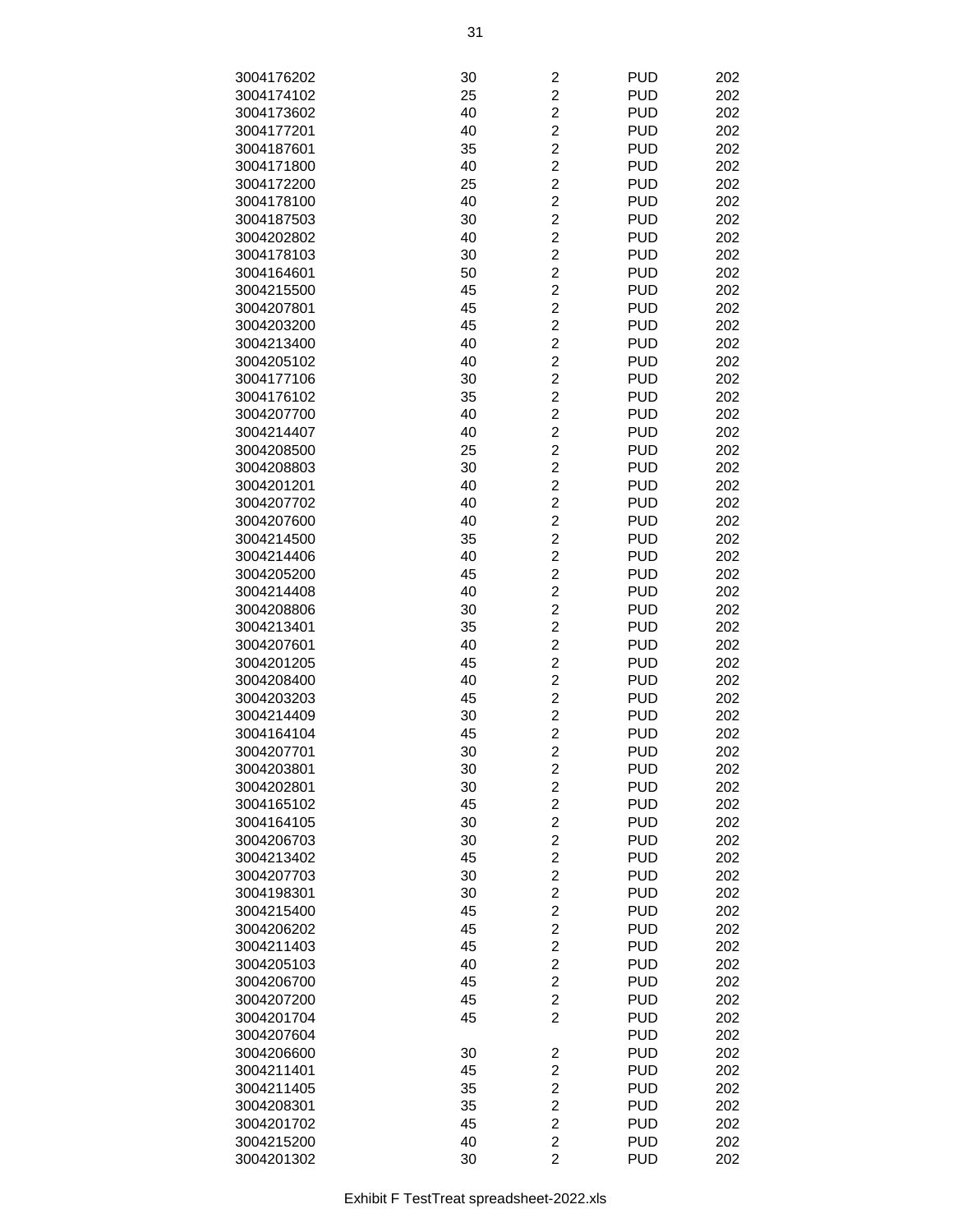| | | | | |
|---|---|---|---|---|
| 3004176202 | 30 | 2 | PUD | 202 |
| 3004174102 | 25 | 2 | PUD | 202 |
| 3004173602 | 40 | 2 | PUD | 202 |
| 3004177201 | 40 | 2 | PUD | 202 |
| 3004187601 | 35 | 2 | PUD | 202 |
| 3004171800 | 40 | 2 | PUD | 202 |
| 3004172200 | 25 | 2 | PUD | 202 |
| 3004178100 | 40 | 2 | PUD | 202 |
| 3004187503 | 30 | 2 | PUD | 202 |
| 3004202802 | 40 | 2 | PUD | 202 |
| 3004178103 | 30 | 2 | PUD | 202 |
| 3004164601 | 50 | 2 | PUD | 202 |
| 3004215500 | 45 | 2 | PUD | 202 |
| 3004207801 | 45 | 2 | PUD | 202 |
| 3004203200 | 45 | 2 | PUD | 202 |
| 3004213400 | 40 | 2 | PUD | 202 |
| 3004205102 | 40 | 2 | PUD | 202 |
| 3004177106 | 30 | 2 | PUD | 202 |
| 3004176102 | 35 | 2 | PUD | 202 |
| 3004207700 | 40 | 2 | PUD | 202 |
| 3004214407 | 40 | 2 | PUD | 202 |
| 3004208500 | 25 | 2 | PUD | 202 |
| 3004208803 | 30 | 2 | PUD | 202 |
| 3004201201 | 40 | 2 | PUD | 202 |
| 3004207702 | 40 | 2 | PUD | 202 |
| 3004207600 | 40 | 2 | PUD | 202 |
| 3004214500 | 35 | 2 | PUD | 202 |
| 3004214406 | 40 | 2 | PUD | 202 |
| 3004205200 | 45 | 2 | PUD | 202 |
| 3004214408 | 40 | 2 | PUD | 202 |
| 3004208806 | 30 | 2 | PUD | 202 |
| 3004213401 | 35 | 2 | PUD | 202 |
| 3004207601 | 40 | 2 | PUD | 202 |
| 3004201205 | 45 | 2 | PUD | 202 |
| 3004208400 | 40 | 2 | PUD | 202 |
| 3004203203 | 45 | 2 | PUD | 202 |
| 3004214409 | 30 | 2 | PUD | 202 |
| 3004164104 | 45 | 2 | PUD | 202 |
| 3004207701 | 30 | 2 | PUD | 202 |
| 3004203801 | 30 | 2 | PUD | 202 |
| 3004202801 | 30 | 2 | PUD | 202 |
| 3004165102 | 45 | 2 | PUD | 202 |
| 3004164105 | 30 | 2 | PUD | 202 |
| 3004206703 | 30 | 2 | PUD | 202 |
| 3004213402 | 45 | 2 | PUD | 202 |
| 3004207703 | 30 | 2 | PUD | 202 |
| 3004198301 | 30 | 2 | PUD | 202 |
| 3004215400 | 45 | 2 | PUD | 202 |
| 3004206202 | 45 | 2 | PUD | 202 |
| 3004211403 | 45 | 2 | PUD | 202 |
| 3004205103 | 40 | 2 | PUD | 202 |
| 3004206700 | 45 | 2 | PUD | 202 |
| 3004207200 | 45 | 2 | PUD | 202 |
| 3004201704 | 45 | 2 | PUD | 202 |
| 3004207604 | | | PUD | 202 |
| 3004206600 | 30 | 2 | PUD | 202 |
| 3004211401 | 45 | 2 | PUD | 202 |
| 3004211405 | 35 | 2 | PUD | 202 |
| 3004208301 | 35 | 2 | PUD | 202 |
| 3004201702 | 45 | 2 | PUD | 202 |
| 3004215200 | 40 | 2 | PUD | 202 |
| 3004201302 | 30 | 2 | PUD | 202 |

Exhibit F TestTreat spreadsheet-2022.xls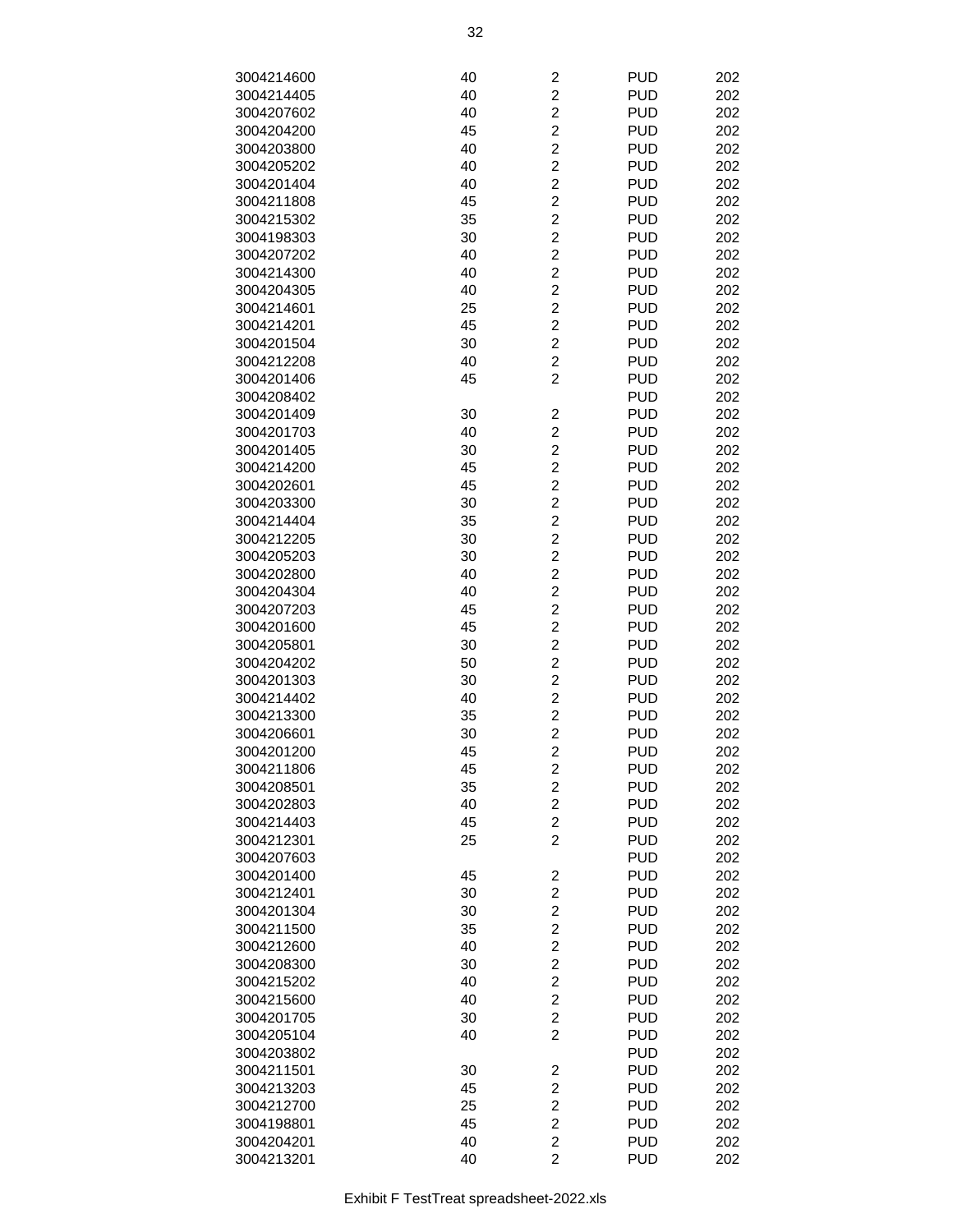| | | | | |
|---|---|---|---|---|
| 3004214600 | 40 | 2 | PUD | 202 |
| 3004214405 | 40 | 2 | PUD | 202 |
| 3004207602 | 40 | 2 | PUD | 202 |
| 3004204200 | 45 | 2 | PUD | 202 |
| 3004203800 | 40 | 2 | PUD | 202 |
| 3004205202 | 40 | 2 | PUD | 202 |
| 3004201404 | 40 | 2 | PUD | 202 |
| 3004211808 | 45 | 2 | PUD | 202 |
| 3004215302 | 35 | 2 | PUD | 202 |
| 3004198303 | 30 | 2 | PUD | 202 |
| 3004207202 | 40 | 2 | PUD | 202 |
| 3004214300 | 40 | 2 | PUD | 202 |
| 3004204305 | 40 | 2 | PUD | 202 |
| 3004214601 | 25 | 2 | PUD | 202 |
| 3004214201 | 45 | 2 | PUD | 202 |
| 3004201504 | 30 | 2 | PUD | 202 |
| 3004212208 | 40 | 2 | PUD | 202 |
| 3004201406 | 45 | 2 | PUD | 202 |
| 3004208402 | | | PUD | 202 |
| 3004201409 | 30 | 2 | PUD | 202 |
| 3004201703 | 40 | 2 | PUD | 202 |
| 3004201405 | 30 | 2 | PUD | 202 |
| 3004214200 | 45 | 2 | PUD | 202 |
| 3004202601 | 45 | 2 | PUD | 202 |
| 3004203300 | 30 | 2 | PUD | 202 |
| 3004214404 | 35 | 2 | PUD | 202 |
| 3004212205 | 30 | 2 | PUD | 202 |
| 3004205203 | 30 | 2 | PUD | 202 |
| 3004202800 | 40 | 2 | PUD | 202 |
| 3004204304 | 40 | 2 | PUD | 202 |
| 3004207203 | 45 | 2 | PUD | 202 |
| 3004201600 | 45 | 2 | PUD | 202 |
| 3004205801 | 30 | 2 | PUD | 202 |
| 3004204202 | 50 | 2 | PUD | 202 |
| 3004201303 | 30 | 2 | PUD | 202 |
| 3004214402 | 40 | 2 | PUD | 202 |
| 3004213300 | 35 | 2 | PUD | 202 |
| 3004206601 | 30 | 2 | PUD | 202 |
| 3004201200 | 45 | 2 | PUD | 202 |
| 3004211806 | 45 | 2 | PUD | 202 |
| 3004208501 | 35 | 2 | PUD | 202 |
| 3004202803 | 40 | 2 | PUD | 202 |
| 3004214403 | 45 | 2 | PUD | 202 |
| 3004212301 | 25 | 2 | PUD | 202 |
| 3004207603 | | | PUD | 202 |
| 3004201400 | 45 | 2 | PUD | 202 |
| 3004212401 | 30 | 2 | PUD | 202 |
| 3004201304 | 30 | 2 | PUD | 202 |
| 3004211500 | 35 | 2 | PUD | 202 |
| 3004212600 | 40 | 2 | PUD | 202 |
| 3004208300 | 30 | 2 | PUD | 202 |
| 3004215202 | 40 | 2 | PUD | 202 |
| 3004215600 | 40 | 2 | PUD | 202 |
| 3004201705 | 30 | 2 | PUD | 202 |
| 3004205104 | 40 | 2 | PUD | 202 |
| 3004203802 | | | PUD | 202 |
| 3004211501 | 30 | 2 | PUD | 202 |
| 3004213203 | 45 | 2 | PUD | 202 |
| 3004212700 | 25 | 2 | PUD | 202 |
| 3004198801 | 45 | 2 | PUD | 202 |
| 3004204201 | 40 | 2 | PUD | 202 |
| 3004213201 | 40 | 2 | PUD | 202 |

Exhibit F TestTreat spreadsheet-2022.xls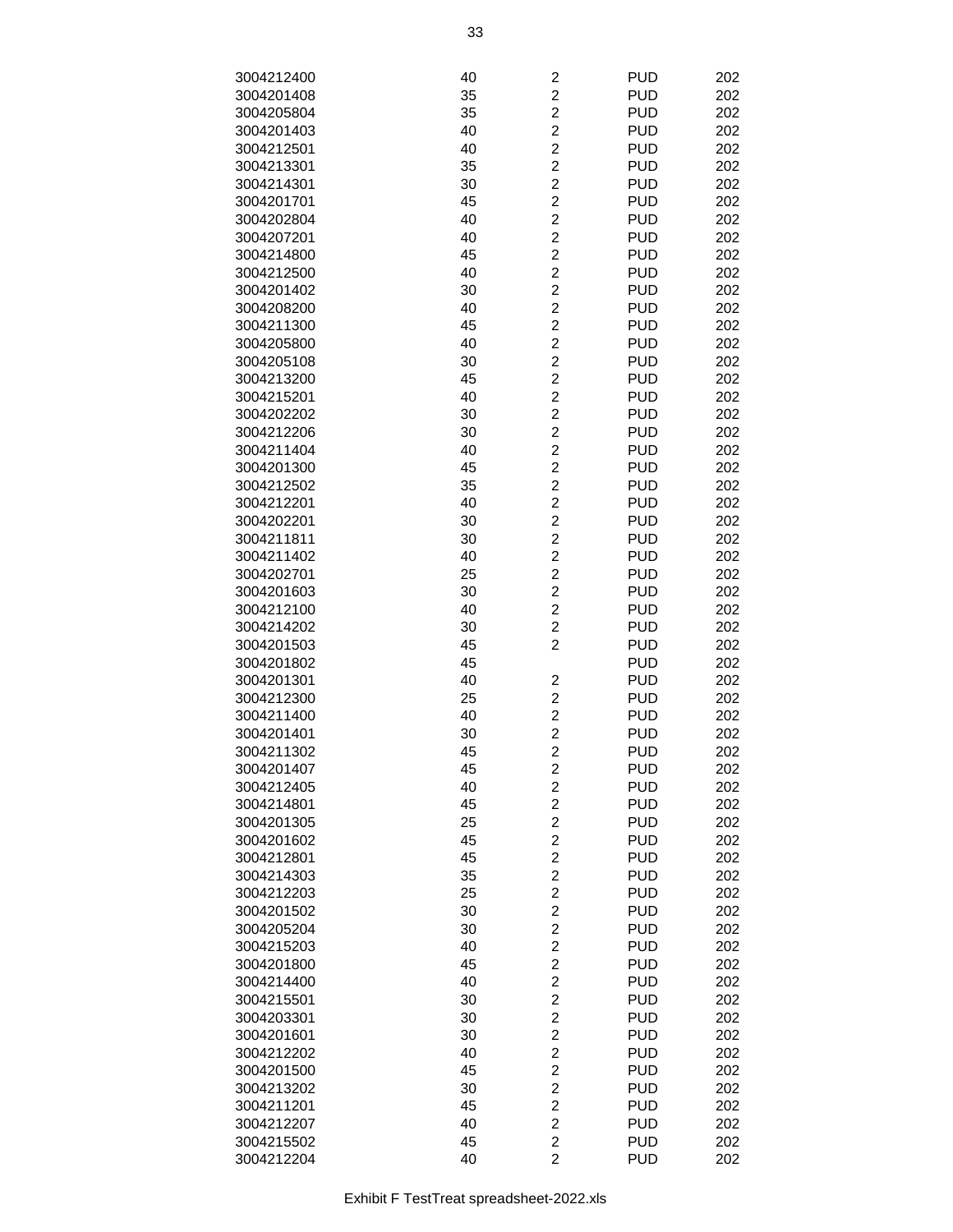| | | | | |
|---|---|---|---|---|
| 3004212400 | 40 | 2 | PUD | 202 |
| 3004201408 | 35 | 2 | PUD | 202 |
| 3004205804 | 35 | 2 | PUD | 202 |
| 3004201403 | 40 | 2 | PUD | 202 |
| 3004212501 | 40 | 2 | PUD | 202 |
| 3004213301 | 35 | 2 | PUD | 202 |
| 3004214301 | 30 | 2 | PUD | 202 |
| 3004201701 | 45 | 2 | PUD | 202 |
| 3004202804 | 40 | 2 | PUD | 202 |
| 3004207201 | 40 | 2 | PUD | 202 |
| 3004214800 | 45 | 2 | PUD | 202 |
| 3004212500 | 40 | 2 | PUD | 202 |
| 3004201402 | 30 | 2 | PUD | 202 |
| 3004208200 | 40 | 2 | PUD | 202 |
| 3004211300 | 45 | 2 | PUD | 202 |
| 3004205800 | 40 | 2 | PUD | 202 |
| 3004205108 | 30 | 2 | PUD | 202 |
| 3004213200 | 45 | 2 | PUD | 202 |
| 3004215201 | 40 | 2 | PUD | 202 |
| 3004202202 | 30 | 2 | PUD | 202 |
| 3004212206 | 30 | 2 | PUD | 202 |
| 3004211404 | 40 | 2 | PUD | 202 |
| 3004201300 | 45 | 2 | PUD | 202 |
| 3004212502 | 35 | 2 | PUD | 202 |
| 3004212201 | 40 | 2 | PUD | 202 |
| 3004202201 | 30 | 2 | PUD | 202 |
| 3004211811 | 30 | 2 | PUD | 202 |
| 3004211402 | 40 | 2 | PUD | 202 |
| 3004202701 | 25 | 2 | PUD | 202 |
| 3004201603 | 30 | 2 | PUD | 202 |
| 3004212100 | 40 | 2 | PUD | 202 |
| 3004214202 | 30 | 2 | PUD | 202 |
| 3004201503 | 45 | 2 | PUD | 202 |
| 3004201802 | 45 | | PUD | 202 |
| 3004201301 | 40 | 2 | PUD | 202 |
| 3004212300 | 25 | 2 | PUD | 202 |
| 3004211400 | 40 | 2 | PUD | 202 |
| 3004201401 | 30 | 2 | PUD | 202 |
| 3004211302 | 45 | 2 | PUD | 202 |
| 3004201407 | 45 | 2 | PUD | 202 |
| 3004212405 | 40 | 2 | PUD | 202 |
| 3004214801 | 45 | 2 | PUD | 202 |
| 3004201305 | 25 | 2 | PUD | 202 |
| 3004201602 | 45 | 2 | PUD | 202 |
| 3004212801 | 45 | 2 | PUD | 202 |
| 3004214303 | 35 | 2 | PUD | 202 |
| 3004212203 | 25 | 2 | PUD | 202 |
| 3004201502 | 30 | 2 | PUD | 202 |
| 3004205204 | 30 | 2 | PUD | 202 |
| 3004215203 | 40 | 2 | PUD | 202 |
| 3004201800 | 45 | 2 | PUD | 202 |
| 3004214400 | 40 | 2 | PUD | 202 |
| 3004215501 | 30 | 2 | PUD | 202 |
| 3004203301 | 30 | 2 | PUD | 202 |
| 3004201601 | 30 | 2 | PUD | 202 |
| 3004212202 | 40 | 2 | PUD | 202 |
| 3004201500 | 45 | 2 | PUD | 202 |
| 3004213202 | 30 | 2 | PUD | 202 |
| 3004211201 | 45 | 2 | PUD | 202 |
| 3004212207 | 40 | 2 | PUD | 202 |
| 3004215502 | 45 | 2 | PUD | 202 |
| 3004212204 | 40 | 2 | PUD | 202 |

Exhibit F TestTreat spreadsheet-2022.xls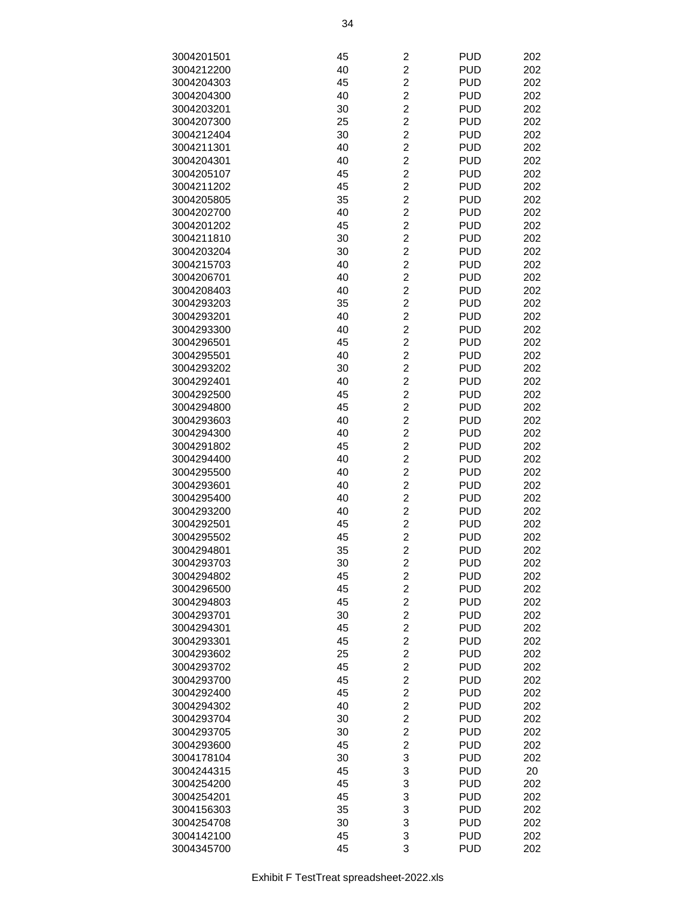| | | | | |
|---|---|---|---|---|
| 3004201501 | 45 | 2 | PUD | 202 |
| 3004212200 | 40 | 2 | PUD | 202 |
| 3004204303 | 45 | 2 | PUD | 202 |
| 3004204300 | 40 | 2 | PUD | 202 |
| 3004203201 | 30 | 2 | PUD | 202 |
| 3004207300 | 25 | 2 | PUD | 202 |
| 3004212404 | 30 | 2 | PUD | 202 |
| 3004211301 | 40 | 2 | PUD | 202 |
| 3004204301 | 40 | 2 | PUD | 202 |
| 3004205107 | 45 | 2 | PUD | 202 |
| 3004211202 | 45 | 2 | PUD | 202 |
| 3004205805 | 35 | 2 | PUD | 202 |
| 3004202700 | 40 | 2 | PUD | 202 |
| 3004201202 | 45 | 2 | PUD | 202 |
| 3004211810 | 30 | 2 | PUD | 202 |
| 3004203204 | 30 | 2 | PUD | 202 |
| 3004215703 | 40 | 2 | PUD | 202 |
| 3004206701 | 40 | 2 | PUD | 202 |
| 3004208403 | 40 | 2 | PUD | 202 |
| 3004293203 | 35 | 2 | PUD | 202 |
| 3004293201 | 40 | 2 | PUD | 202 |
| 3004293300 | 40 | 2 | PUD | 202 |
| 3004296501 | 45 | 2 | PUD | 202 |
| 3004295501 | 40 | 2 | PUD | 202 |
| 3004293202 | 30 | 2 | PUD | 202 |
| 3004292401 | 40 | 2 | PUD | 202 |
| 3004292500 | 45 | 2 | PUD | 202 |
| 3004294800 | 45 | 2 | PUD | 202 |
| 3004293603 | 40 | 2 | PUD | 202 |
| 3004294300 | 40 | 2 | PUD | 202 |
| 3004291802 | 45 | 2 | PUD | 202 |
| 3004294400 | 40 | 2 | PUD | 202 |
| 3004295500 | 40 | 2 | PUD | 202 |
| 3004293601 | 40 | 2 | PUD | 202 |
| 3004295400 | 40 | 2 | PUD | 202 |
| 3004293200 | 40 | 2 | PUD | 202 |
| 3004292501 | 45 | 2 | PUD | 202 |
| 3004295502 | 45 | 2 | PUD | 202 |
| 3004294801 | 35 | 2 | PUD | 202 |
| 3004293703 | 30 | 2 | PUD | 202 |
| 3004294802 | 45 | 2 | PUD | 202 |
| 3004296500 | 45 | 2 | PUD | 202 |
| 3004294803 | 45 | 2 | PUD | 202 |
| 3004293701 | 30 | 2 | PUD | 202 |
| 3004294301 | 45 | 2 | PUD | 202 |
| 3004293301 | 45 | 2 | PUD | 202 |
| 3004293602 | 25 | 2 | PUD | 202 |
| 3004293702 | 45 | 2 | PUD | 202 |
| 3004293700 | 45 | 2 | PUD | 202 |
| 3004292400 | 45 | 2 | PUD | 202 |
| 3004294302 | 40 | 2 | PUD | 202 |
| 3004293704 | 30 | 2 | PUD | 202 |
| 3004293705 | 30 | 2 | PUD | 202 |
| 3004293600 | 45 | 2 | PUD | 202 |
| 3004178104 | 30 | 3 | PUD | 202 |
| 3004244315 | 45 | 3 | PUD | 20 |
| 3004254200 | 45 | 3 | PUD | 202 |
| 3004254201 | 45 | 3 | PUD | 202 |
| 3004156303 | 35 | 3 | PUD | 202 |
| 3004254708 | 30 | 3 | PUD | 202 |
| 3004142100 | 45 | 3 | PUD | 202 |
| 3004345700 | 45 | 3 | PUD | 202 |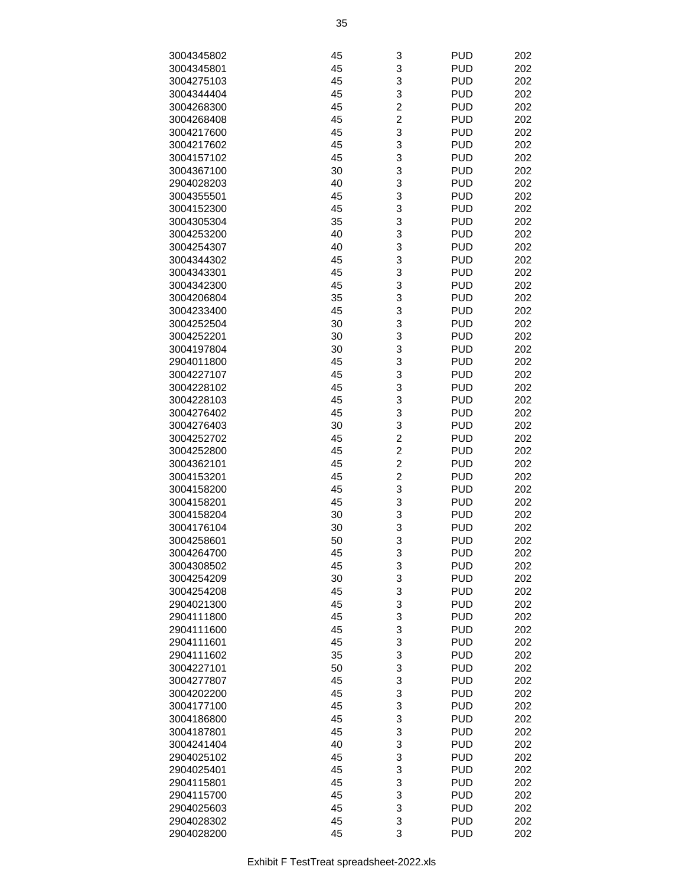| | | | | |
|---|---|---|---|---|
| 3004345802 | 45 | 3 | PUD | 202 |
| 3004345801 | 45 | 3 | PUD | 202 |
| 3004275103 | 45 | 3 | PUD | 202 |
| 3004344404 | 45 | 3 | PUD | 202 |
| 3004268300 | 45 | 2 | PUD | 202 |
| 3004268408 | 45 | 2 | PUD | 202 |
| 3004217600 | 45 | 3 | PUD | 202 |
| 3004217602 | 45 | 3 | PUD | 202 |
| 3004157102 | 45 | 3 | PUD | 202 |
| 3004367100 | 30 | 3 | PUD | 202 |
| 2904028203 | 40 | 3 | PUD | 202 |
| 3004355501 | 45 | 3 | PUD | 202 |
| 3004152300 | 45 | 3 | PUD | 202 |
| 3004305304 | 35 | 3 | PUD | 202 |
| 3004253200 | 40 | 3 | PUD | 202 |
| 3004254307 | 40 | 3 | PUD | 202 |
| 3004344302 | 45 | 3 | PUD | 202 |
| 3004343301 | 45 | 3 | PUD | 202 |
| 3004342300 | 45 | 3 | PUD | 202 |
| 3004206804 | 35 | 3 | PUD | 202 |
| 3004233400 | 45 | 3 | PUD | 202 |
| 3004252504 | 30 | 3 | PUD | 202 |
| 3004252201 | 30 | 3 | PUD | 202 |
| 3004197804 | 30 | 3 | PUD | 202 |
| 2904011800 | 45 | 3 | PUD | 202 |
| 3004227107 | 45 | 3 | PUD | 202 |
| 3004228102 | 45 | 3 | PUD | 202 |
| 3004228103 | 45 | 3 | PUD | 202 |
| 3004276402 | 45 | 3 | PUD | 202 |
| 3004276403 | 30 | 3 | PUD | 202 |
| 3004252702 | 45 | 2 | PUD | 202 |
| 3004252800 | 45 | 2 | PUD | 202 |
| 3004362101 | 45 | 2 | PUD | 202 |
| 3004153201 | 45 | 2 | PUD | 202 |
| 3004158200 | 45 | 3 | PUD | 202 |
| 3004158201 | 45 | 3 | PUD | 202 |
| 3004158204 | 30 | 3 | PUD | 202 |
| 3004176104 | 30 | 3 | PUD | 202 |
| 3004258601 | 50 | 3 | PUD | 202 |
| 3004264700 | 45 | 3 | PUD | 202 |
| 3004308502 | 45 | 3 | PUD | 202 |
| 3004254209 | 30 | 3 | PUD | 202 |
| 3004254208 | 45 | 3 | PUD | 202 |
| 2904021300 | 45 | 3 | PUD | 202 |
| 2904111800 | 45 | 3 | PUD | 202 |
| 2904111600 | 45 | 3 | PUD | 202 |
| 2904111601 | 45 | 3 | PUD | 202 |
| 2904111602 | 35 | 3 | PUD | 202 |
| 3004227101 | 50 | 3 | PUD | 202 |
| 3004277807 | 45 | 3 | PUD | 202 |
| 3004202200 | 45 | 3 | PUD | 202 |
| 3004177100 | 45 | 3 | PUD | 202 |
| 3004186800 | 45 | 3 | PUD | 202 |
| 3004187801 | 45 | 3 | PUD | 202 |
| 3004241404 | 40 | 3 | PUD | 202 |
| 2904025102 | 45 | 3 | PUD | 202 |
| 2904025401 | 45 | 3 | PUD | 202 |
| 2904115801 | 45 | 3 | PUD | 202 |
| 2904115700 | 45 | 3 | PUD | 202 |
| 2904025603 | 45 | 3 | PUD | 202 |
| 2904028302 | 45 | 3 | PUD | 202 |
| 2904028200 | 45 | 3 | PUD | 202 |

Exhibit F TestTreat spreadsheet-2022.xls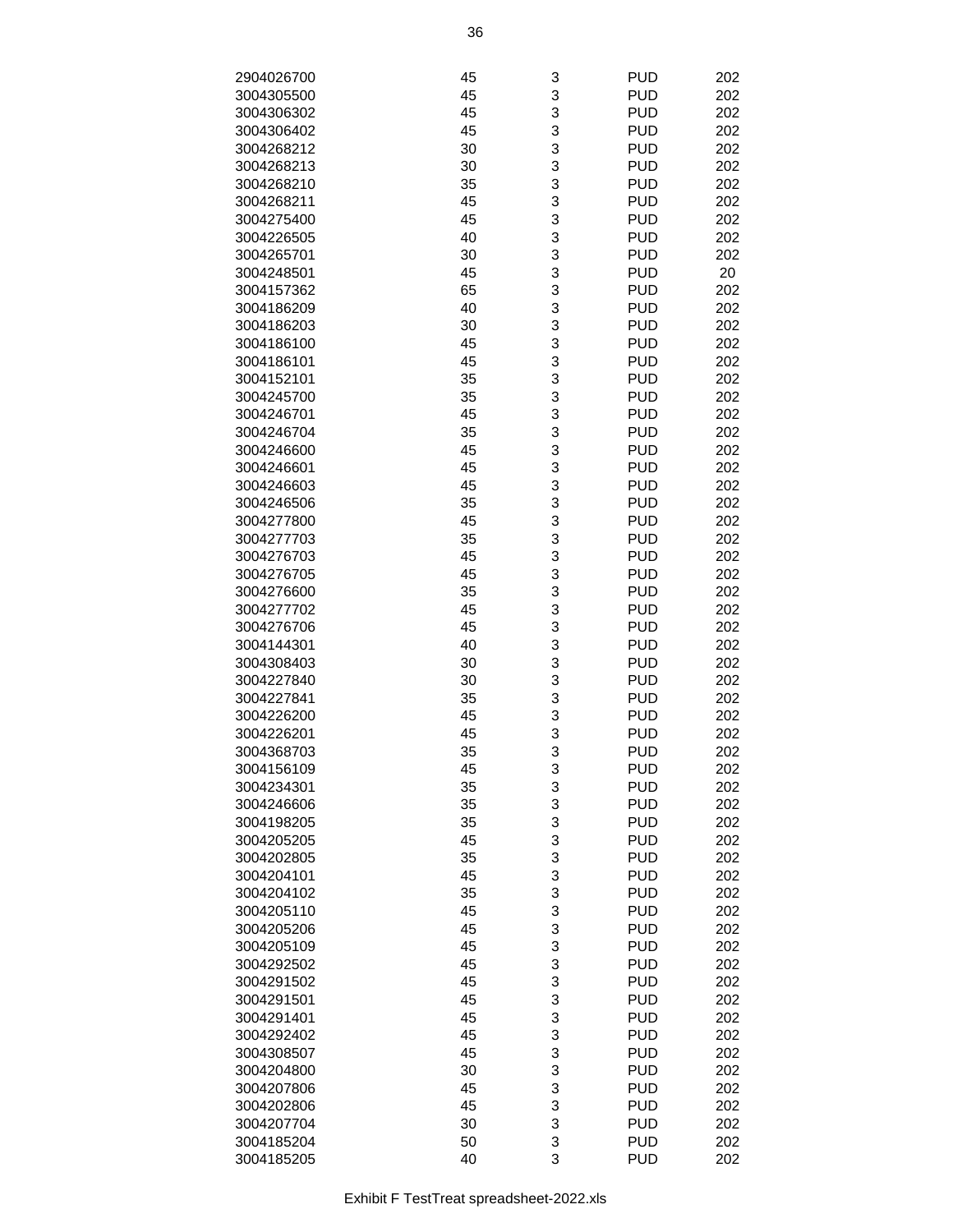| | | | | |
|---|---|---|---|---|
| 2904026700 | 45 | 3 | PUD | 202 |
| 3004305500 | 45 | 3 | PUD | 202 |
| 3004306302 | 45 | 3 | PUD | 202 |
| 3004306402 | 45 | 3 | PUD | 202 |
| 3004268212 | 30 | 3 | PUD | 202 |
| 3004268213 | 30 | 3 | PUD | 202 |
| 3004268210 | 35 | 3 | PUD | 202 |
| 3004268211 | 45 | 3 | PUD | 202 |
| 3004275400 | 45 | 3 | PUD | 202 |
| 3004226505 | 40 | 3 | PUD | 202 |
| 3004265701 | 30 | 3 | PUD | 202 |
| 3004248501 | 45 | 3 | PUD | 20 |
| 3004157362 | 65 | 3 | PUD | 202 |
| 3004186209 | 40 | 3 | PUD | 202 |
| 3004186203 | 30 | 3 | PUD | 202 |
| 3004186100 | 45 | 3 | PUD | 202 |
| 3004186101 | 45 | 3 | PUD | 202 |
| 3004152101 | 35 | 3 | PUD | 202 |
| 3004245700 | 35 | 3 | PUD | 202 |
| 3004246701 | 45 | 3 | PUD | 202 |
| 3004246704 | 35 | 3 | PUD | 202 |
| 3004246600 | 45 | 3 | PUD | 202 |
| 3004246601 | 45 | 3 | PUD | 202 |
| 3004246603 | 45 | 3 | PUD | 202 |
| 3004246506 | 35 | 3 | PUD | 202 |
| 3004277800 | 45 | 3 | PUD | 202 |
| 3004277703 | 35 | 3 | PUD | 202 |
| 3004276703 | 45 | 3 | PUD | 202 |
| 3004276705 | 45 | 3 | PUD | 202 |
| 3004276600 | 35 | 3 | PUD | 202 |
| 3004277702 | 45 | 3 | PUD | 202 |
| 3004276706 | 45 | 3 | PUD | 202 |
| 3004144301 | 40 | 3 | PUD | 202 |
| 3004308403 | 30 | 3 | PUD | 202 |
| 3004227840 | 30 | 3 | PUD | 202 |
| 3004227841 | 35 | 3 | PUD | 202 |
| 3004226200 | 45 | 3 | PUD | 202 |
| 3004226201 | 45 | 3 | PUD | 202 |
| 3004368703 | 35 | 3 | PUD | 202 |
| 3004156109 | 45 | 3 | PUD | 202 |
| 3004234301 | 35 | 3 | PUD | 202 |
| 3004246606 | 35 | 3 | PUD | 202 |
| 3004198205 | 35 | 3 | PUD | 202 |
| 3004205205 | 45 | 3 | PUD | 202 |
| 3004202805 | 35 | 3 | PUD | 202 |
| 3004204101 | 45 | 3 | PUD | 202 |
| 3004204102 | 35 | 3 | PUD | 202 |
| 3004205110 | 45 | 3 | PUD | 202 |
| 3004205206 | 45 | 3 | PUD | 202 |
| 3004205109 | 45 | 3 | PUD | 202 |
| 3004292502 | 45 | 3 | PUD | 202 |
| 3004291502 | 45 | 3 | PUD | 202 |
| 3004291501 | 45 | 3 | PUD | 202 |
| 3004291401 | 45 | 3 | PUD | 202 |
| 3004292402 | 45 | 3 | PUD | 202 |
| 3004308507 | 45 | 3 | PUD | 202 |
| 3004204800 | 30 | 3 | PUD | 202 |
| 3004207806 | 45 | 3 | PUD | 202 |
| 3004202806 | 45 | 3 | PUD | 202 |
| 3004207704 | 30 | 3 | PUD | 202 |
| 3004185204 | 50 | 3 | PUD | 202 |
| 3004185205 | 40 | 3 | PUD | 202 |

Exhibit F TestTreat spreadsheet-2022.xls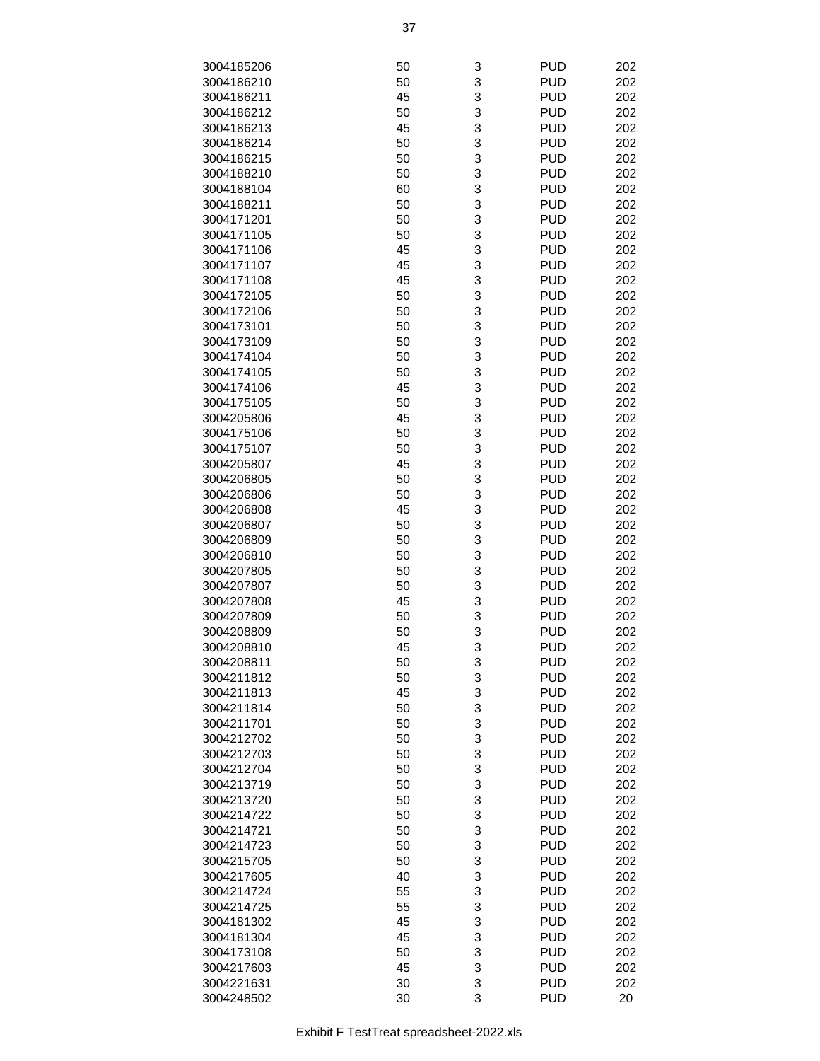| | | | | |
|---|---|---|---|---|
| 3004185206 | 50 | 3 | PUD | 202 |
| 3004186210 | 50 | 3 | PUD | 202 |
| 3004186211 | 45 | 3 | PUD | 202 |
| 3004186212 | 50 | 3 | PUD | 202 |
| 3004186213 | 45 | 3 | PUD | 202 |
| 3004186214 | 50 | 3 | PUD | 202 |
| 3004186215 | 50 | 3 | PUD | 202 |
| 3004188210 | 50 | 3 | PUD | 202 |
| 3004188104 | 60 | 3 | PUD | 202 |
| 3004188211 | 50 | 3 | PUD | 202 |
| 3004171201 | 50 | 3 | PUD | 202 |
| 3004171105 | 50 | 3 | PUD | 202 |
| 3004171106 | 45 | 3 | PUD | 202 |
| 3004171107 | 45 | 3 | PUD | 202 |
| 3004171108 | 45 | 3 | PUD | 202 |
| 3004172105 | 50 | 3 | PUD | 202 |
| 3004172106 | 50 | 3 | PUD | 202 |
| 3004173101 | 50 | 3 | PUD | 202 |
| 3004173109 | 50 | 3 | PUD | 202 |
| 3004174104 | 50 | 3 | PUD | 202 |
| 3004174105 | 50 | 3 | PUD | 202 |
| 3004174106 | 45 | 3 | PUD | 202 |
| 3004175105 | 50 | 3 | PUD | 202 |
| 3004205806 | 45 | 3 | PUD | 202 |
| 3004175106 | 50 | 3 | PUD | 202 |
| 3004175107 | 50 | 3 | PUD | 202 |
| 3004205807 | 45 | 3 | PUD | 202 |
| 3004206805 | 50 | 3 | PUD | 202 |
| 3004206806 | 50 | 3 | PUD | 202 |
| 3004206808 | 45 | 3 | PUD | 202 |
| 3004206807 | 50 | 3 | PUD | 202 |
| 3004206809 | 50 | 3 | PUD | 202 |
| 3004206810 | 50 | 3 | PUD | 202 |
| 3004207805 | 50 | 3 | PUD | 202 |
| 3004207807 | 50 | 3 | PUD | 202 |
| 3004207808 | 45 | 3 | PUD | 202 |
| 3004207809 | 50 | 3 | PUD | 202 |
| 3004208809 | 50 | 3 | PUD | 202 |
| 3004208810 | 45 | 3 | PUD | 202 |
| 3004208811 | 50 | 3 | PUD | 202 |
| 3004211812 | 50 | 3 | PUD | 202 |
| 3004211813 | 45 | 3 | PUD | 202 |
| 3004211814 | 50 | 3 | PUD | 202 |
| 3004211701 | 50 | 3 | PUD | 202 |
| 3004212702 | 50 | 3 | PUD | 202 |
| 3004212703 | 50 | 3 | PUD | 202 |
| 3004212704 | 50 | 3 | PUD | 202 |
| 3004213719 | 50 | 3 | PUD | 202 |
| 3004213720 | 50 | 3 | PUD | 202 |
| 3004214722 | 50 | 3 | PUD | 202 |
| 3004214721 | 50 | 3 | PUD | 202 |
| 3004214723 | 50 | 3 | PUD | 202 |
| 3004215705 | 50 | 3 | PUD | 202 |
| 3004217605 | 40 | 3 | PUD | 202 |
| 3004214724 | 55 | 3 | PUD | 202 |
| 3004214725 | 55 | 3 | PUD | 202 |
| 3004181302 | 45 | 3 | PUD | 202 |
| 3004181304 | 45 | 3 | PUD | 202 |
| 3004173108 | 50 | 3 | PUD | 202 |
| 3004217603 | 45 | 3 | PUD | 202 |
| 3004221631 | 30 | 3 | PUD | 202 |
| 3004248502 | 30 | 3 | PUD | 20 |

Exhibit F TestTreat spreadsheet-2022.xls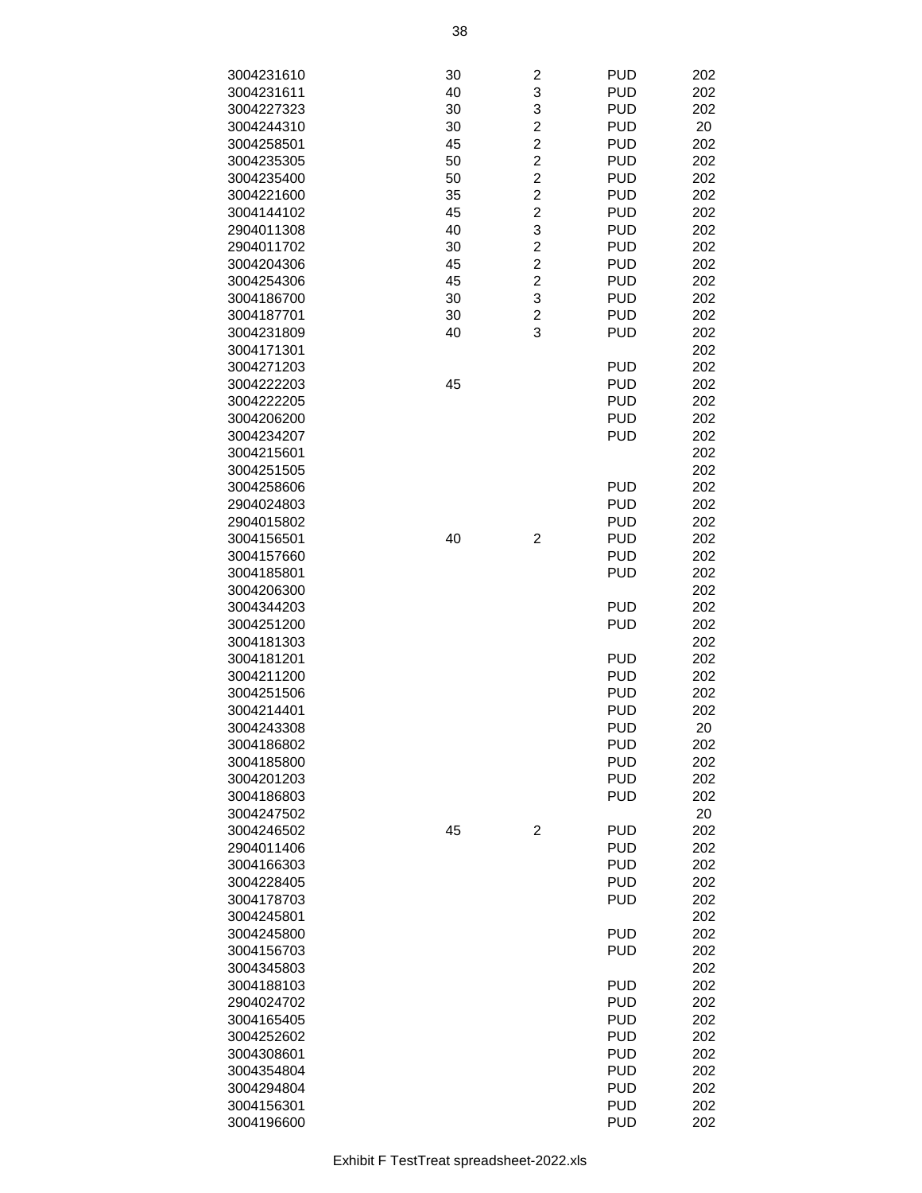| | | | | |
|---|---|---|---|---|
| 3004231610 | 30 | 2 | PUD | 202 |
| 3004231611 | 40 | 3 | PUD | 202 |
| 3004227323 | 30 | 3 | PUD | 202 |
| 3004244310 | 30 | 2 | PUD | 20 |
| 3004258501 | 45 | 2 | PUD | 202 |
| 3004235305 | 50 | 2 | PUD | 202 |
| 3004235400 | 50 | 2 | PUD | 202 |
| 3004221600 | 35 | 2 | PUD | 202 |
| 3004144102 | 45 | 2 | PUD | 202 |
| 2904011308 | 40 | 3 | PUD | 202 |
| 2904011702 | 30 | 2 | PUD | 202 |
| 3004204306 | 45 | 2 | PUD | 202 |
| 3004254306 | 45 | 2 | PUD | 202 |
| 3004186700 | 30 | 3 | PUD | 202 |
| 3004187701 | 30 | 2 | PUD | 202 |
| 3004231809 | 40 | 3 | PUD | 202 |
| 3004171301 | | | | 202 |
| 3004271203 | | | PUD | 202 |
| 3004222203 | 45 | | PUD | 202 |
| 3004222205 | | | PUD | 202 |
| 3004206200 | | | PUD | 202 |
| 3004234207 | | | PUD | 202 |
| 3004215601 | | | | 202 |
| 3004251505 | | | | 202 |
| 3004258606 | | | PUD | 202 |
| 2904024803 | | | PUD | 202 |
| 2904015802 | | | PUD | 202 |
| 3004156501 | 40 | 2 | PUD | 202 |
| 3004157660 | | | PUD | 202 |
| 3004185801 | | | PUD | 202 |
| 3004206300 | | | | 202 |
| 3004344203 | | | PUD | 202 |
| 3004251200 | | | PUD | 202 |
| 3004181303 | | | | 202 |
| 3004181201 | | | PUD | 202 |
| 3004211200 | | | PUD | 202 |
| 3004251506 | | | PUD | 202 |
| 3004214401 | | | PUD | 202 |
| 3004243308 | | | PUD | 20 |
| 3004186802 | | | PUD | 202 |
| 3004185800 | | | PUD | 202 |
| 3004201203 | | | PUD | 202 |
| 3004186803 | | | PUD | 202 |
| 3004247502 | | | | 20 |
| 3004246502 | 45 | 2 | PUD | 202 |
| 2904011406 | | | PUD | 202 |
| 3004166303 | | | PUD | 202 |
| 3004228405 | | | PUD | 202 |
| 3004178703 | | | PUD | 202 |
| 3004245801 | | | | 202 |
| 3004245800 | | | PUD | 202 |
| 3004156703 | | | PUD | 202 |
| 3004345803 | | | | 202 |
| 3004188103 | | | PUD | 202 |
| 2904024702 | | | PUD | 202 |
| 3004165405 | | | PUD | 202 |
| 3004252602 | | | PUD | 202 |
| 3004308601 | | | PUD | 202 |
| 3004354804 | | | PUD | 202 |
| 3004294804 | | | PUD | 202 |
| 3004156301 | | | PUD | 202 |
| 3004196600 | | | PUD | 202 |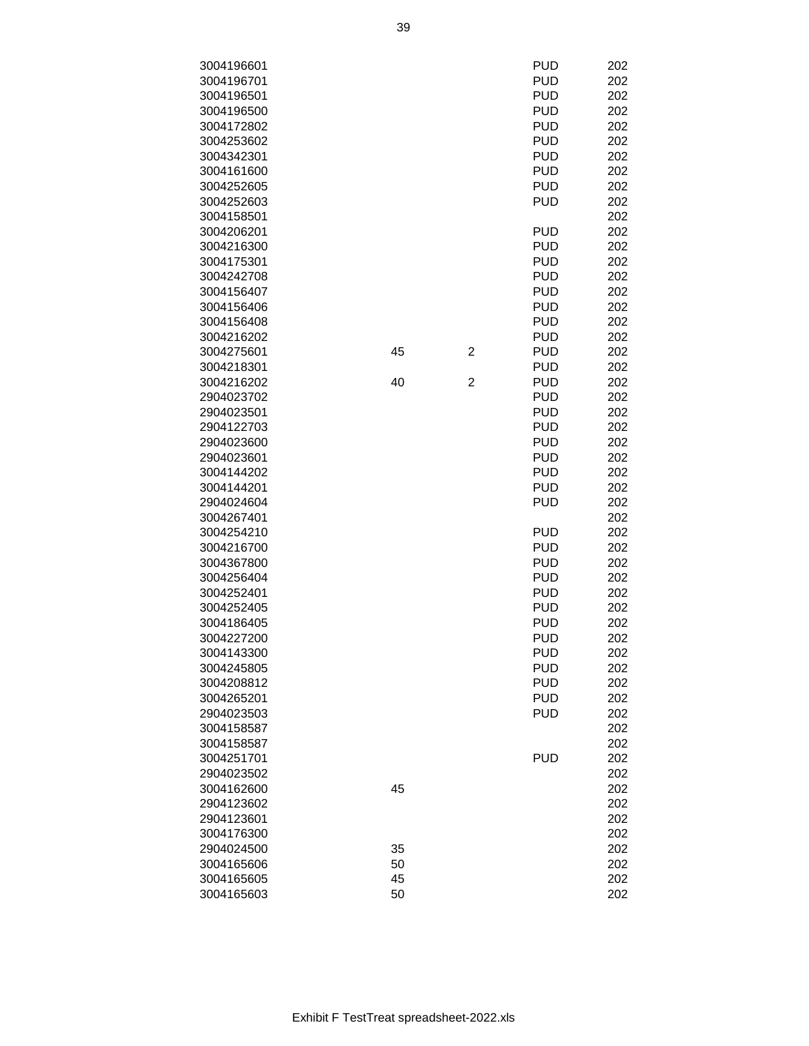| | | | | |
|---|---|---|---|---|
| 3004196601 | | | PUD | 202 |
| 3004196701 | | | PUD | 202 |
| 3004196501 | | | PUD | 202 |
| 3004196500 | | | PUD | 202 |
| 3004172802 | | | PUD | 202 |
| 3004253602 | | | PUD | 202 |
| 3004342301 | | | PUD | 202 |
| 3004161600 | | | PUD | 202 |
| 3004252605 | | | PUD | 202 |
| 3004252603 | | | PUD | 202 |
| 3004158501 | | | | 202 |
| 3004206201 | | | PUD | 202 |
| 3004216300 | | | PUD | 202 |
| 3004175301 | | | PUD | 202 |
| 3004242708 | | | PUD | 202 |
| 3004156407 | | | PUD | 202 |
| 3004156406 | | | PUD | 202 |
| 3004156408 | | | PUD | 202 |
| 3004216202 | | | PUD | 202 |
| 3004275601 | 45 | 2 | PUD | 202 |
| 3004218301 | | | PUD | 202 |
| 3004216202 | 40 | 2 | PUD | 202 |
| 2904023702 | | | PUD | 202 |
| 2904023501 | | | PUD | 202 |
| 2904122703 | | | PUD | 202 |
| 2904023600 | | | PUD | 202 |
| 2904023601 | | | PUD | 202 |
| 3004144202 | | | PUD | 202 |
| 3004144201 | | | PUD | 202 |
| 2904024604 | | | PUD | 202 |
| 3004267401 | | | | 202 |
| 3004254210 | | | PUD | 202 |
| 3004216700 | | | PUD | 202 |
| 3004367800 | | | PUD | 202 |
| 3004256404 | | | PUD | 202 |
| 3004252401 | | | PUD | 202 |
| 3004252405 | | | PUD | 202 |
| 3004186405 | | | PUD | 202 |
| 3004227200 | | | PUD | 202 |
| 3004143300 | | | PUD | 202 |
| 3004245805 | | | PUD | 202 |
| 3004208812 | | | PUD | 202 |
| 3004265201 | | | PUD | 202 |
| 2904023503 | | | PUD | 202 |
| 3004158587 | | | | 202 |
| 3004158587 | | | | 202 |
| 3004251701 | | | PUD | 202 |
| 2904023502 | | | | 202 |
| 3004162600 | 45 | | | 202 |
| 2904123602 | | | | 202 |
| 2904123601 | | | | 202 |
| 3004176300 | | | | 202 |
| 2904024500 | 35 | | | 202 |
| 3004165606 | 50 | | | 202 |
| 3004165605 | 45 | | | 202 |
| 3004165603 | 50 | | | 202 |

Exhibit F TestTreat spreadsheet-2022.xls